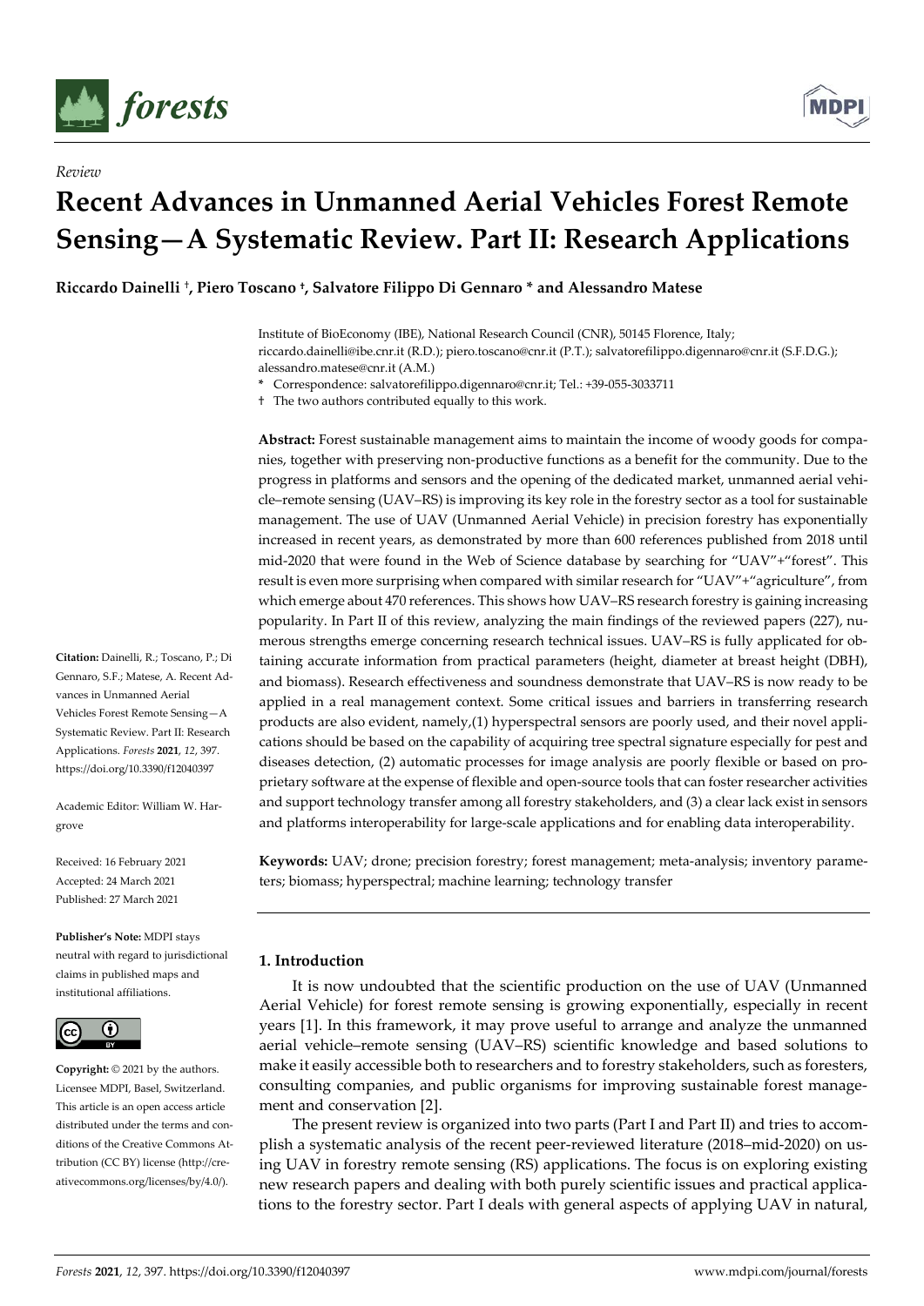*Review*

# Recent Advances in Unmanned Aerial Vehicles Forest Remote Sensing—A Systematic Review. Part II: Research Applications

**Riccardo Dainelli †, Piero Toscano †, Salvatore Filippo Di Gennaro * and Alessandro Matese**

Institute of BioEconomy (IBE), National Research Council (CNR), 50145 Florence, Italy; riccardo.dainelli@ibe.cnr.it (R.D.); piero.toscano@cnr.it (P.T.); salvatorefilippo.digennaro@cnr.it (S.F.D.G.); alessandro.matese@cnr.it (A.M.)

\* Correspondence: salvatorefilippo.digennaro@cnr.it; Tel.: +39-055-3033711

† The two authors contributed equally to this work.

**Abstract:** Forest sustainable management aims to maintain the income of woody goods for companies, together with preserving non-productive functions as a benefit for the community. Due to the progress in platforms and sensors and the opening of the dedicated market, unmanned aerial vehicle–remote sensing (UAV–RS) is improving its key role in the forestry sector as a tool for sustainable management. The use of UAV (Unmanned Aerial Vehicle) in precision forestry has exponentially increased in recent years, as demonstrated by more than 600 references published from 2018 until mid-2020 that were found in the Web of Science database by searching for "UAV"+"forest". This result is even more surprising when compared with similar research for "UAV"+"agriculture", from which emerge about 470 references. This shows how UAV–RS research forestry is gaining increasing popularity. In Part II of this review, analyzing the main findings of the reviewed papers (227), numerous strengths emerge concerning research technical issues. UAV–RS is fully applicated for obtaining accurate information from practical parameters (height, diameter at breast height (DBH), and biomass). Research effectiveness and soundness demonstrate that UAV–RS is now ready to be applied in a real management context. Some critical issues and barriers in transferring research products are also evident, namely,(1) hyperspectral sensors are poorly used, and their novel applications should be based on the capability of acquiring tree spectral signature especially for pest and diseases detection, (2) automatic processes for image analysis are poorly flexible or based on proprietary software at the expense of flexible and open-source tools that can foster researcher activities and support technology transfer among all forestry stakeholders, and (3) a clear lack exist in sensors and platforms interoperability for large-scale applications and for enabling data interoperability.

**Keywords:** UAV; drone; precision forestry; forest management; meta-analysis; inventory parameters; biomass; hyperspectral; machine learning; technology transfer

**Citation:** Dainelli, R.; Toscano, P.; Di Gennaro, S.F.; Matese, A. Recent Advances in Unmanned Aerial Vehicles Forest Remote Sensing—A Systematic Review. Part II: Research Applications. *Forests* **2021**, *12*, 397. https://doi.org/10.3390/f12040397

Academic Editor: William W. Hargrove

Received: 16 February 2021
Accepted: 24 March 2021
Published: 27 March 2021

**Publisher's Note:** MDPI stays neutral with regard to jurisdictional claims in published maps and institutional affiliations.

**Copyright:** © 2021 by the authors. Licensee MDPI, Basel, Switzerland. This article is an open access article distributed under the terms and conditions of the Creative Commons Attribution (CC BY) license (http://creativecommons.org/licenses/by/4.0/).

## 1. Introduction

It is now undoubted that the scientific production on the use of UAV (Unmanned Aerial Vehicle) for forest remote sensing is growing exponentially, especially in recent years [1]. In this framework, it may prove useful to arrange and analyze the unmanned aerial vehicle–remote sensing (UAV–RS) scientific knowledge and based solutions to make it easily accessible both to researchers and to forestry stakeholders, such as foresters, consulting companies, and public organisms for improving sustainable forest management and conservation [2].

The present review is organized into two parts (Part I and Part II) and tries to accomplish a systematic analysis of the recent peer-reviewed literature (2018–mid-2020) on using UAV in forestry remote sensing (RS) applications. The focus is on exploring existing new research papers and dealing with both purely scientific issues and practical applications to the forestry sector. Part I deals with general aspects of applying UAV in natural,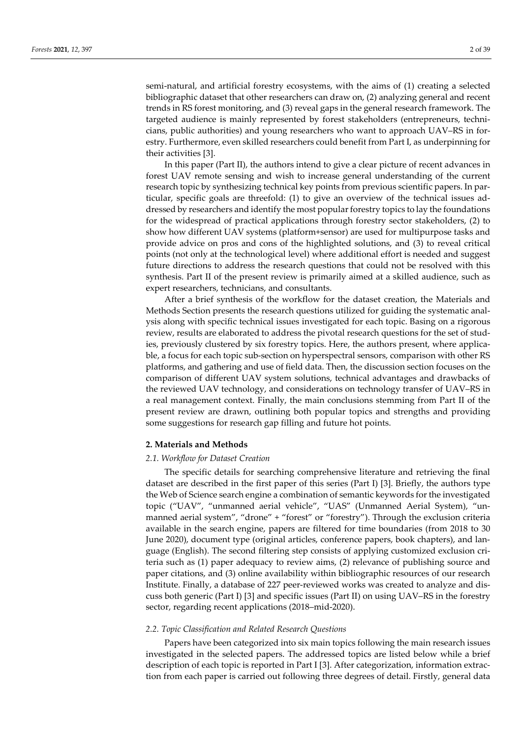semi-natural, and artificial forestry ecosystems, with the aims of (1) creating a selected bibliographic dataset that other researchers can draw on, (2) analyzing general and recent trends in RS forest monitoring, and (3) reveal gaps in the general research framework. The targeted audience is mainly represented by forest stakeholders (entrepreneurs, technicians, public authorities) and young researchers who want to approach UAV–RS in forestry. Furthermore, even skilled researchers could benefit from Part I, as underpinning for their activities [3].

In this paper (Part II), the authors intend to give a clear picture of recent advances in forest UAV remote sensing and wish to increase general understanding of the current research topic by synthesizing technical key points from previous scientific papers. In particular, specific goals are threefold: (1) to give an overview of the technical issues addressed by researchers and identify the most popular forestry topics to lay the foundations for the widespread of practical applications through forestry sector stakeholders, (2) to show how different UAV systems (platform+sensor) are used for multipurpose tasks and provide advice on pros and cons of the highlighted solutions, and (3) to reveal critical points (not only at the technological level) where additional effort is needed and suggest future directions to address the research questions that could not be resolved with this synthesis. Part II of the present review is primarily aimed at a skilled audience, such as expert researchers, technicians, and consultants.

After a brief synthesis of the workflow for the dataset creation, the Materials and Methods Section presents the research questions utilized for guiding the systematic analysis along with specific technical issues investigated for each topic. Basing on a rigorous review, results are elaborated to address the pivotal research questions for the set of studies, previously clustered by six forestry topics. Here, the authors present, where applicable, a focus for each topic sub-section on hyperspectral sensors, comparison with other RS platforms, and gathering and use of field data. Then, the discussion section focuses on the comparison of different UAV system solutions, technical advantages and drawbacks of the reviewed UAV technology, and considerations on technology transfer of UAV–RS in a real management context. Finally, the main conclusions stemming from Part II of the present review are drawn, outlining both popular topics and strengths and providing some suggestions for research gap filling and future hot points.

## 2. Materials and Methods

### *2.1. Workflow for Dataset Creation*

The specific details for searching comprehensive literature and retrieving the final dataset are described in the first paper of this series (Part I) [3]. Briefly, the authors type the Web of Science search engine a combination of semantic keywords for the investigated topic (“UAV”, “unmanned aerial vehicle”, “UAS” (Unmanned Aerial System), “unmanned aerial system”, “drone” + “forest” or “forestry”). Through the exclusion criteria available in the search engine, papers are filtered for time boundaries (from 2018 to 30 June 2020), document type (original articles, conference papers, book chapters), and language (English). The second filtering step consists of applying customized exclusion criteria such as (1) paper adequacy to review aims, (2) relevance of publishing source and paper citations, and (3) online availability within bibliographic resources of our research Institute. Finally, a database of 227 peer-reviewed works was created to analyze and discuss both generic (Part I) [3] and specific issues (Part II) on using UAV–RS in the forestry sector, regarding recent applications (2018–mid-2020).

### *2.2. Topic Classification and Related Research Questions*

Papers have been categorized into six main topics following the main research issues investigated in the selected papers. The addressed topics are listed below while a brief description of each topic is reported in Part I [3]. After categorization, information extraction from each paper is carried out following three degrees of detail. Firstly, general data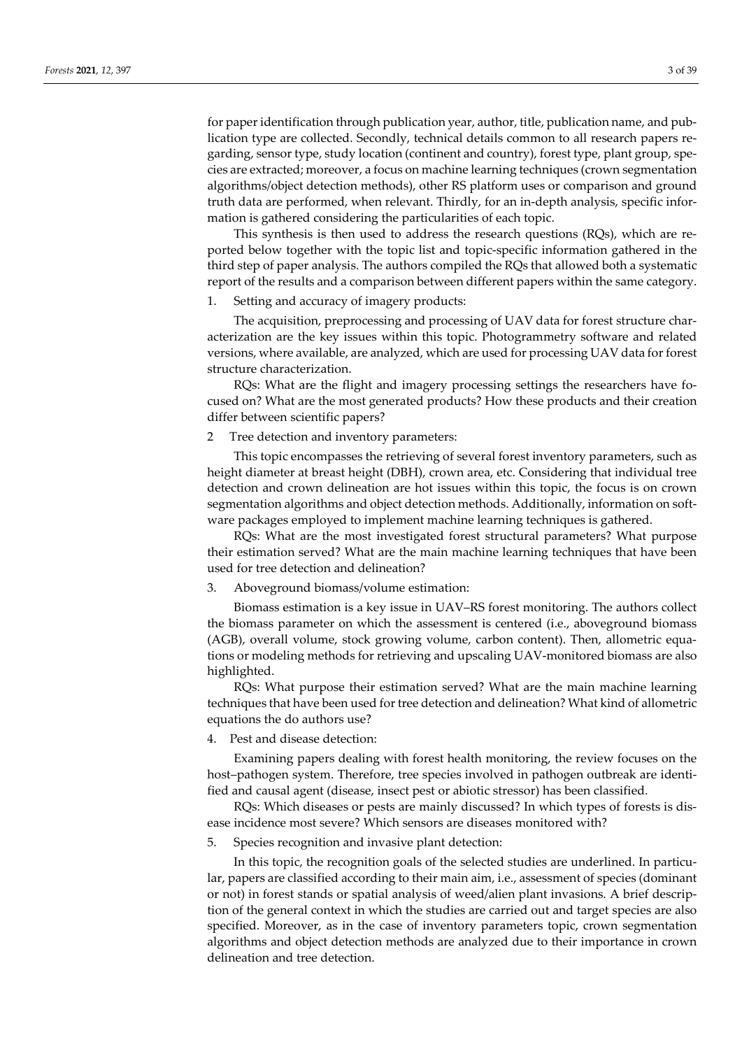for paper identification through publication year, author, title, publication name, and publication type are collected. Secondly, technical details common to all research papers regarding, sensor type, study location (continent and country), forest type, plant group, species are extracted; moreover, a focus on machine learning techniques (crown segmentation algorithms/object detection methods), other RS platform uses or comparison and ground truth data are performed, when relevant. Thirdly, for an in-depth analysis, specific information is gathered considering the particularities of each topic.

This synthesis is then used to address the research questions (RQs), which are reported below together with the topic list and topic-specific information gathered in the third step of paper analysis. The authors compiled the RQs that allowed both a systematic report of the results and a comparison between different papers within the same category.

1. Setting and accuracy of imagery products:

The acquisition, preprocessing and processing of UAV data for forest structure characterization are the key issues within this topic. Photogrammetry software and related versions, where available, are analyzed, which are used for processing UAV data for forest structure characterization.

RQs: What are the flight and imagery processing settings the researchers have focused on? What are the most generated products? How these products and their creation differ between scientific papers?

2. Tree detection and inventory parameters:

This topic encompasses the retrieving of several forest inventory parameters, such as height diameter at breast height (DBH), crown area, etc. Considering that individual tree detection and crown delineation are hot issues within this topic, the focus is on crown segmentation algorithms and object detection methods. Additionally, information on software packages employed to implement machine learning techniques is gathered.

RQs: What are the most investigated forest structural parameters? What purpose their estimation served? What are the main machine learning techniques that have been used for tree detection and delineation?

3. Aboveground biomass/volume estimation:

Biomass estimation is a key issue in UAV–RS forest monitoring. The authors collect the biomass parameter on which the assessment is centered (i.e., aboveground biomass (AGB), overall volume, stock growing volume, carbon content). Then, allometric equations or modeling methods for retrieving and upscaling UAV-monitored biomass are also highlighted.

RQs: What purpose their estimation served? What are the main machine learning techniques that have been used for tree detection and delineation? What kind of allometric equations the do authors use?

4. Pest and disease detection:

Examining papers dealing with forest health monitoring, the review focuses on the host–pathogen system. Therefore, tree species involved in pathogen outbreak are identified and causal agent (disease, insect pest or abiotic stressor) has been classified.

RQs: Which diseases or pests are mainly discussed? In which types of forests is disease incidence most severe? Which sensors are diseases monitored with?

5. Species recognition and invasive plant detection:

In this topic, the recognition goals of the selected studies are underlined. In particular, papers are classified according to their main aim, i.e., assessment of species (dominant or not) in forest stands or spatial analysis of weed/alien plant invasions. A brief description of the general context in which the studies are carried out and target species are also specified. Moreover, as in the case of inventory parameters topic, crown segmentation algorithms and object detection methods are analyzed due to their importance in crown delineation and tree detection.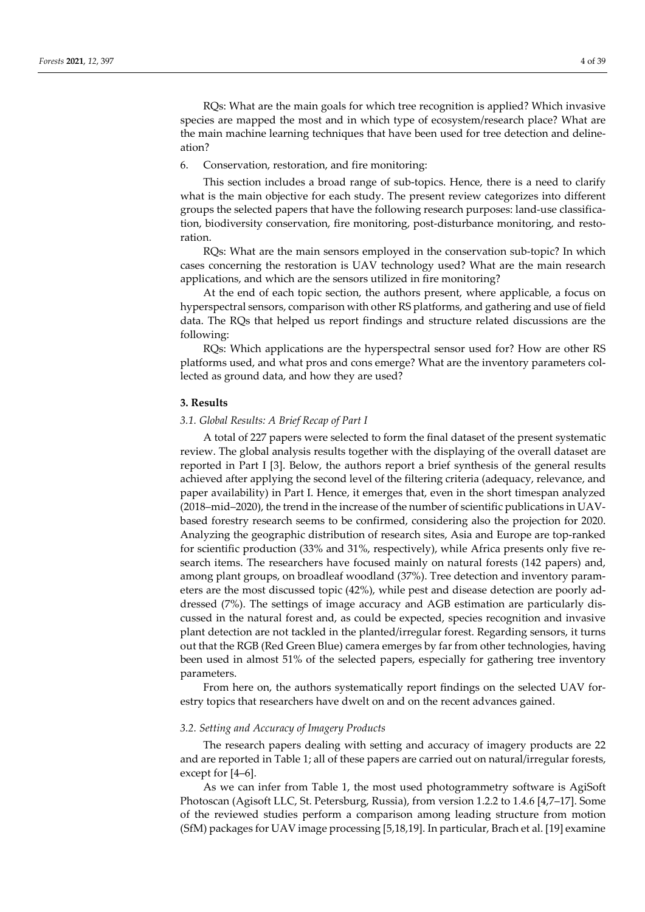RQs: What are the main goals for which tree recognition is applied? Which invasive species are mapped the most and in which type of ecosystem/research place? What are the main machine learning techniques that have been used for tree detection and delineation?

6. Conservation, restoration, and fire monitoring:

This section includes a broad range of sub-topics. Hence, there is a need to clarify what is the main objective for each study. The present review categorizes into different groups the selected papers that have the following research purposes: land-use classification, biodiversity conservation, fire monitoring, post-disturbance monitoring, and restoration.

RQs: What are the main sensors employed in the conservation sub-topic? In which cases concerning the restoration is UAV technology used? What are the main research applications, and which are the sensors utilized in fire monitoring?

At the end of each topic section, the authors present, where applicable, a focus on hyperspectral sensors, comparison with other RS platforms, and gathering and use of field data. The RQs that helped us report findings and structure related discussions are the following:

RQs: Which applications are the hyperspectral sensor used for? How are other RS platforms used, and what pros and cons emerge? What are the inventory parameters collected as ground data, and how they are used?

## 3. Results

### 3.1. Global Results: A Brief Recap of Part I

A total of 227 papers were selected to form the final dataset of the present systematic review. The global analysis results together with the displaying of the overall dataset are reported in Part I [3]. Below, the authors report a brief synthesis of the general results achieved after applying the second level of the filtering criteria (adequacy, relevance, and paper availability) in Part I. Hence, it emerges that, even in the short timespan analyzed (2018–mid–2020), the trend in the increase of the number of scientific publications in UAV-based forestry research seems to be confirmed, considering also the projection for 2020. Analyzing the geographic distribution of research sites, Asia and Europe are top-ranked for scientific production (33% and 31%, respectively), while Africa presents only five research items. The researchers have focused mainly on natural forests (142 papers) and, among plant groups, on broadleaf woodland (37%). Tree detection and inventory parameters are the most discussed topic (42%), while pest and disease detection are poorly addressed (7%). The settings of image accuracy and AGB estimation are particularly discussed in the natural forest and, as could be expected, species recognition and invasive plant detection are not tackled in the planted/irregular forest. Regarding sensors, it turns out that the RGB (Red Green Blue) camera emerges by far from other technologies, having been used in almost 51% of the selected papers, especially for gathering tree inventory parameters.

From here on, the authors systematically report findings on the selected UAV forestry topics that researchers have dwelt on and on the recent advances gained.

### 3.2. Setting and Accuracy of Imagery Products

The research papers dealing with setting and accuracy of imagery products are 22 and are reported in Table 1; all of these papers are carried out on natural/irregular forests, except for [4–6].

As we can infer from Table 1, the most used photogrammetry software is AgiSoft Photoscan (Agisoft LLC, St. Petersburg, Russia), from version 1.2.2 to 1.4.6 [4,7–17]. Some of the reviewed studies perform a comparison among leading structure from motion (SfM) packages for UAV image processing [5,18,19]. In particular, Brach et al. [19] examine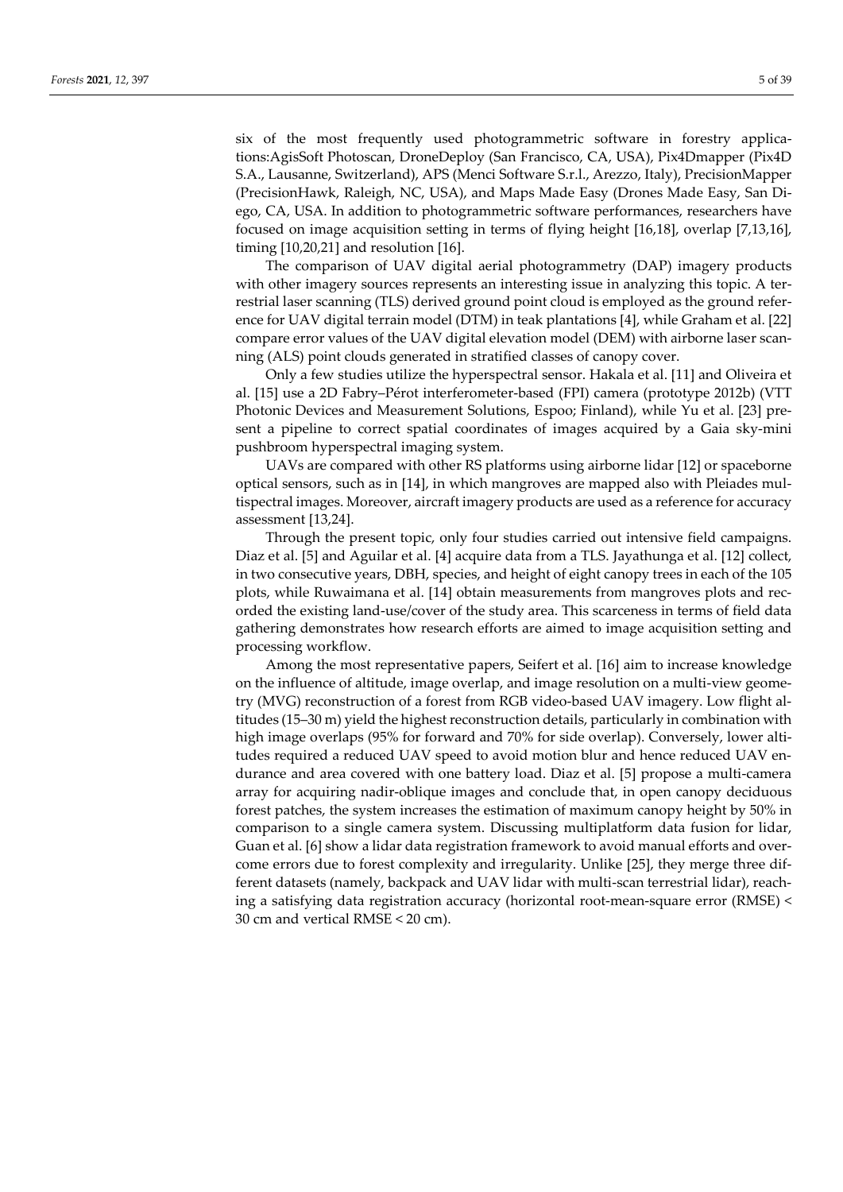six of the most frequently used photogrammetric software in forestry applications:AgisSoft Photoscan, DroneDeploy (San Francisco, CA, USA), Pix4Dmapper (Pix4D S.A., Lausanne, Switzerland), APS (Menci Software S.r.l., Arezzo, Italy), PrecisionMapper (PrecisionHawk, Raleigh, NC, USA), and Maps Made Easy (Drones Made Easy, San Diego, CA, USA. In addition to photogrammetric software performances, researchers have focused on image acquisition setting in terms of flying height [16,18], overlap [7,13,16], timing [10,20,21] and resolution [16].

The comparison of UAV digital aerial photogrammetry (DAP) imagery products with other imagery sources represents an interesting issue in analyzing this topic. A terrestrial laser scanning (TLS) derived ground point cloud is employed as the ground reference for UAV digital terrain model (DTM) in teak plantations [4], while Graham et al. [22] compare error values of the UAV digital elevation model (DEM) with airborne laser scanning (ALS) point clouds generated in stratified classes of canopy cover.

Only a few studies utilize the hyperspectral sensor. Hakala et al. [11] and Oliveira et al. [15] use a 2D Fabry–Pérot interferometer-based (FPI) camera (prototype 2012b) (VTT Photonic Devices and Measurement Solutions, Espoo; Finland), while Yu et al. [23] present a pipeline to correct spatial coordinates of images acquired by a Gaia sky-mini pushbroom hyperspectral imaging system.

UAVs are compared with other RS platforms using airborne lidar [12] or spaceborne optical sensors, such as in [14], in which mangroves are mapped also with Pleiades multispectral images. Moreover, aircraft imagery products are used as a reference for accuracy assessment [13,24].

Through the present topic, only four studies carried out intensive field campaigns. Diaz et al. [5] and Aguilar et al. [4] acquire data from a TLS. Jayathunga et al. [12] collect, in two consecutive years, DBH, species, and height of eight canopy trees in each of the 105 plots, while Ruwaimana et al. [14] obtain measurements from mangroves plots and recorded the existing land-use/cover of the study area. This scarceness in terms of field data gathering demonstrates how research efforts are aimed to image acquisition setting and processing workflow.

Among the most representative papers, Seifert et al. [16] aim to increase knowledge on the influence of altitude, image overlap, and image resolution on a multi-view geometry (MVG) reconstruction of a forest from RGB video-based UAV imagery. Low flight altitudes (15–30 m) yield the highest reconstruction details, particularly in combination with high image overlaps (95% for forward and 70% for side overlap). Conversely, lower altitudes required a reduced UAV speed to avoid motion blur and hence reduced UAV endurance and area covered with one battery load. Diaz et al. [5] propose a multi-camera array for acquiring nadir-oblique images and conclude that, in open canopy deciduous forest patches, the system increases the estimation of maximum canopy height by 50% in comparison to a single camera system. Discussing multiplatform data fusion for lidar, Guan et al. [6] show a lidar data registration framework to avoid manual efforts and overcome errors due to forest complexity and irregularity. Unlike [25], they merge three different datasets (namely, backpack and UAV lidar with multi-scan terrestrial lidar), reaching a satisfying data registration accuracy (horizontal root-mean-square error (RMSE) < 30 cm and vertical RMSE < 20 cm).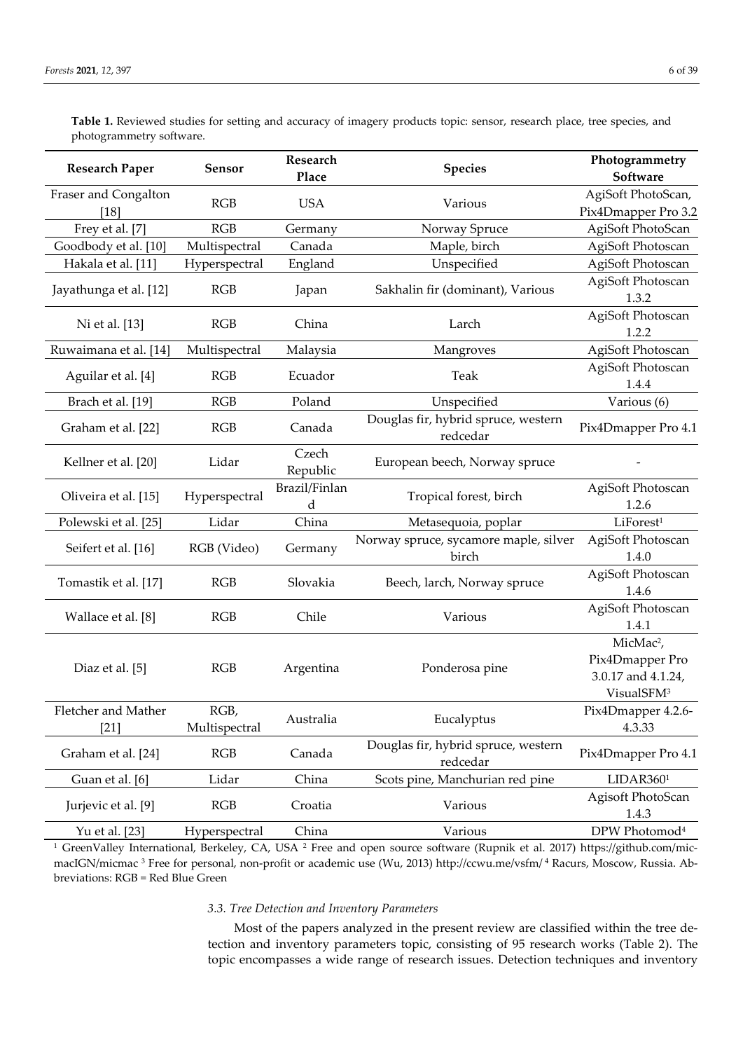**Table 1.** Reviewed studies for setting and accuracy of imagery products topic: sensor, research place, tree species, and photogrammetry software.

| Research Paper | Sensor | Research Place | Species | Photogrammetry Software |
|---|---|---|---|---|
| Fraser and Congalton [18] | RGB | USA | Various | AgiSoft PhotoScan, Pix4Dmapper Pro 3.2 |
| Frey et al. [7] | RGB | Germany | Norway Spruce | AgiSoft PhotoScan |
| Goodbody et al. [10] | Multispectral | Canada | Maple, birch | AgiSoft Photoscan |
| Hakala et al. [11] | Hyperspectral | England | Unspecified | AgiSoft Photoscan |
| Jayathunga et al. [12] | RGB | Japan | Sakhalin fir (dominant), Various | AgiSoft Photoscan 1.3.2 |
| Ni et al. [13] | RGB | China | Larch | AgiSoft Photoscan 1.2.2 |
| Ruwaimana et al. [14] | Multispectral | Malaysia | Mangroves | AgiSoft Photoscan |
| Aguilar et al. [4] | RGB | Ecuador | Teak | AgiSoft Photoscan 1.4.4 |
| Brach et al. [19] | RGB | Poland | Unspecified | Various (6) |
| Graham et al. [22] | RGB | Canada | Douglas fir, hybrid spruce, western redcedar | Pix4Dmapper Pro 4.1 |
| Kellner et al. [20] | Lidar | Czech Republic | European beech, Norway spruce | - |
| Oliveira et al. [15] | Hyperspectral | Brazil/Finland | Tropical forest, birch | AgiSoft Photoscan 1.2.6 |
| Polewski et al. [25] | Lidar | China | Metasequoia, poplar | LiForest[1] |
| Seifert et al. [16] | RGB (Video) | Germany | Norway spruce, sycamore maple, silver birch | AgiSoft Photoscan 1.4.0 |
| Tomastik et al. [17] | RGB | Slovakia | Beech, larch, Norway spruce | AgiSoft Photoscan 1.4.6 |
| Wallace et al. [8] | RGB | Chile | Various | AgiSoft Photoscan 1.4.1 |
| Diaz et al. [5] | RGB | Argentina | Ponderosa pine | MicMac[2], Pix4Dmapper Pro 3.0.17 and 4.1.24, VisualSFM[3] |
| Fletcher and Mather [21] | RGB, Multispectral | Australia | Eucalyptus | Pix4Dmapper 4.2.6-4.3.33 |
| Graham et al. [24] | RGB | Canada | Douglas fir, hybrid spruce, western redcedar | Pix4Dmapper Pro 4.1 |
| Guan et al. [6] | Lidar | China | Scots pine, Manchurian red pine | LIDAR360[1] |
| Jurjevic et al. [9] | RGB | Croatia | Various | Agisoft PhotoScan 1.4.3 |
| Yu et al. [23] | Hyperspectral | China | Various | DPW Photomod[4] |

[1] GreenValley International, Berkeley, CA, USA [2] Free and open source software (Rupnik et al. 2017) https://github.com/micmacIGN/micmac [3] Free for personal, non-profit or academic use (Wu, 2013) http://ccwu.me/vsfm/ [4] Racurs, Moscow, Russia. Abbreviations: RGB = Red Blue Green

### *3.3. Tree Detection and Inventory Parameters*

Most of the papers analyzed in the present review are classified within the tree detection and inventory parameters topic, consisting of 95 research works (Table 2). The topic encompasses a wide range of research issues. Detection techniques and inventory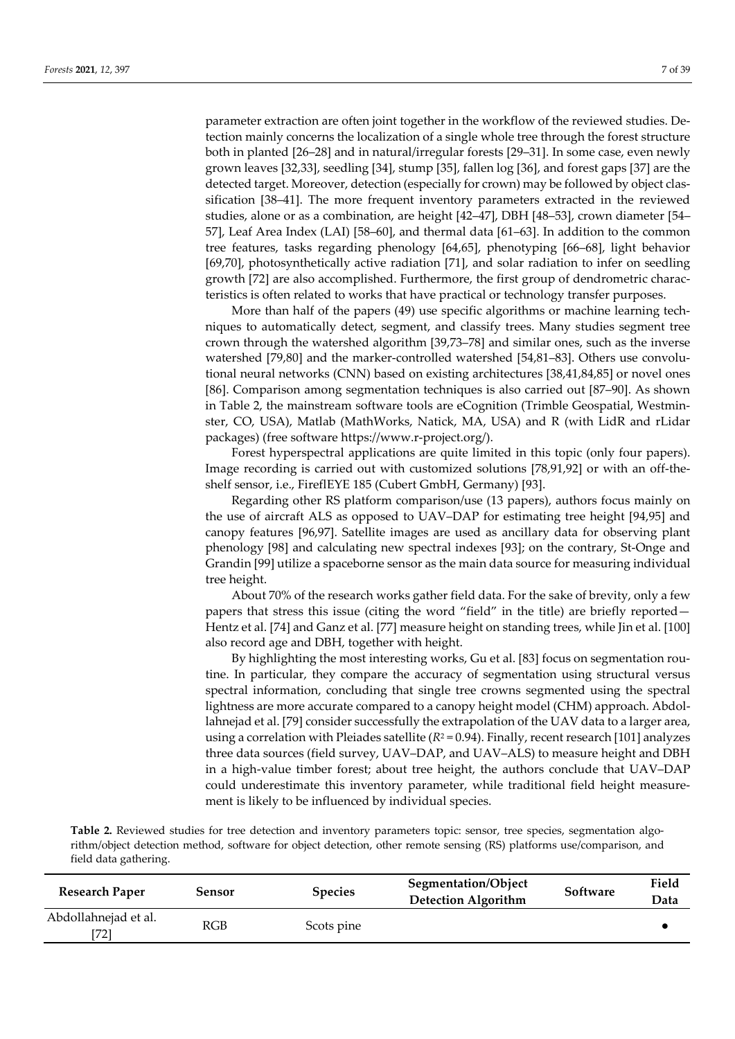parameter extraction are often joint together in the workflow of the reviewed studies. Detection mainly concerns the localization of a single whole tree through the forest structure both in planted [26–28] and in natural/irregular forests [29–31]. In some case, even newly grown leaves [32,33], seedling [34], stump [35], fallen log [36], and forest gaps [37] are the detected target. Moreover, detection (especially for crown) may be followed by object classification [38–41]. The more frequent inventory parameters extracted in the reviewed studies, alone or as a combination, are height [42–47], DBH [48–53], crown diameter [54–57], Leaf Area Index (LAI) [58–60], and thermal data [61–63]. In addition to the common tree features, tasks regarding phenology [64,65], phenotyping [66–68], light behavior [69,70], photosynthetically active radiation [71], and solar radiation to infer on seedling growth [72] are also accomplished. Furthermore, the first group of dendrometric characteristics is often related to works that have practical or technology transfer purposes.

More than half of the papers (49) use specific algorithms or machine learning techniques to automatically detect, segment, and classify trees. Many studies segment tree crown through the watershed algorithm [39,73–78] and similar ones, such as the inverse watershed [79,80] and the marker-controlled watershed [54,81–83]. Others use convolutional neural networks (CNN) based on existing architectures [38,41,84,85] or novel ones [86]. Comparison among segmentation techniques is also carried out [87–90]. As shown in Table 2, the mainstream software tools are eCognition (Trimble Geospatial, Westminster, CO, USA), Matlab (MathWorks, Natick, MA, USA) and R (with LidR and rLidar packages) (free software https://www.r-project.org/).

Forest hyperspectral applications are quite limited in this topic (only four papers). Image recording is carried out with customized solutions [78,91,92] or with an off-the-shelf sensor, i.e., FireflEYE 185 (Cubert GmbH, Germany) [93].

Regarding other RS platform comparison/use (13 papers), authors focus mainly on the use of aircraft ALS as opposed to UAV–DAP for estimating tree height [94,95] and canopy features [96,97]. Satellite images are used as ancillary data for observing plant phenology [98] and calculating new spectral indexes [93]; on the contrary, St-Onge and Grandin [99] utilize a spaceborne sensor as the main data source for measuring individual tree height.

About 70% of the research works gather field data. For the sake of brevity, only a few papers that stress this issue (citing the word “field” in the title) are briefly reported—Hentz et al. [74] and Ganz et al. [77] measure height on standing trees, while Jin et al. [100] also record age and DBH, together with height.

By highlighting the most interesting works, Gu et al. [83] focus on segmentation routine. In particular, they compare the accuracy of segmentation using structural versus spectral information, concluding that single tree crowns segmented using the spectral lightness are more accurate compared to a canopy height model (CHM) approach. Abdollahnejad et al. [79] consider successfully the extrapolation of the UAV data to a larger area, using a correlation with Pleiades satellite ($R^2 = 0.94$). Finally, recent research [101] analyzes three data sources (field survey, UAV–DAP, and UAV–ALS) to measure height and DBH in a high-value timber forest; about tree height, the authors conclude that UAV–DAP could underestimate this inventory parameter, while traditional field height measurement is likely to be influenced by individual species.

**Table 2.** Reviewed studies for tree detection and inventory parameters topic: sensor, tree species, segmentation algorithm/object detection method, software for object detection, other remote sensing (RS) platforms use/comparison, and field data gathering.

| Research Paper | Sensor | Species | Segmentation/Object Detection Algorithm | Software | Field Data |
|---|---|---|---|---|---|
| Abdollahnejad et al. [72] | RGB | Scots pine | | | • |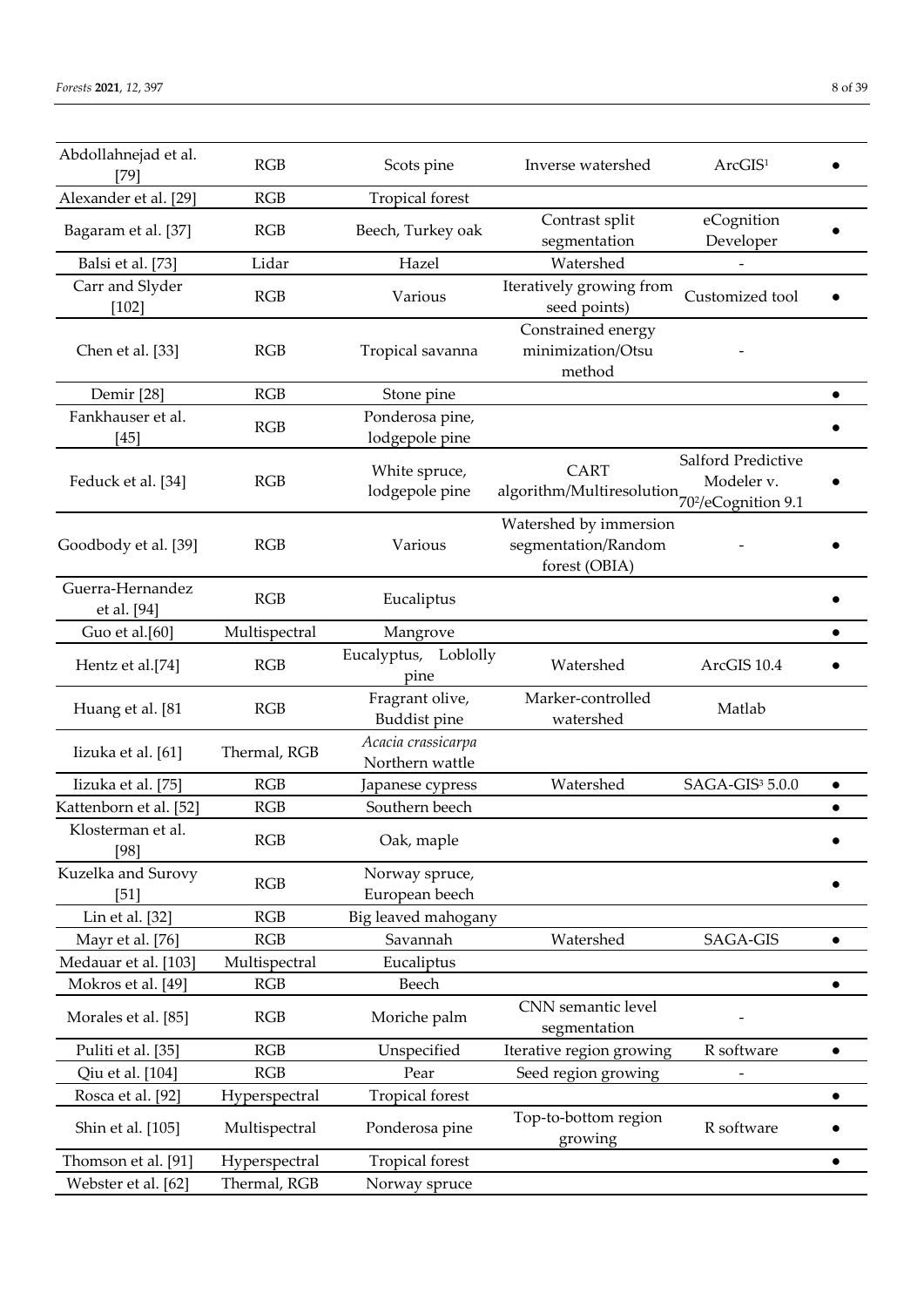| Abdollahnejad et al. [79] | RGB | Scots pine | Inverse watershed | ArcGIS[1] | ● |
|---|---|---|---|---|---|
| Alexander et al. [29] | RGB | Tropical forest | | | |
| Bagaram et al. [37] | RGB | Beech, Turkey oak | Contrast split segmentation | eCognition Developer | ● |
| Balsi et al. [73] | Lidar | Hazel | Watershed | - | |
| Carr and Slyder [102] | RGB | Various | Iteratively growing from seed points) | Customized tool | ● |
| Chen et al. [33] | RGB | Tropical savanna | Constrained energy minimization/Otsu method | - | |
| Demir [28] | RGB | Stone pine | | | ● |
| Fankhauser et al. [45] | RGB | Ponderosa pine, lodgepole pine | | | ● |
| Feduck et al. [34] | RGB | White spruce, lodgepole pine | CART algorithm/Multiresolution | Salford Predictive Modeler v. 70[2]/eCognition 9.1 | ● |
| Goodbody et al. [39] | RGB | Various | Watershed by immersion segmentation/Random forest (OBIA) | - | ● |
| Guerra-Hernandez et al. [94] | RGB | Eucaliptus | | | ● |
| Guo et al.[60] | Multispectral | Mangrove | | | ● |
| Hentz et al.[74] | RGB | Eucalyptus, Loblolly pine | Watershed | ArcGIS 10.4 | ● |
| Huang et al. [81 | RGB | Fragrant olive, Buddist pine | Marker-controlled watershed | Matlab | |
| Iizuka et al. [61] | Thermal, RGB | *Acacia crassicarpa* Northern wattle | | | |
| Iizuka et al. [75] | RGB | Japanese cypress | Watershed | SAGA-GIS[3] 5.0.0 | ● |
| Kattenborn et al. [52] | RGB | Southern beech | | | ● |
| Klosterman et al. [98] | RGB | Oak, maple | | | ● |
| Kuzelka and Surovy [51] | RGB | Norway spruce, European beech | | | ● |
| Lin et al. [32] | RGB | Big leaved mahogany | | | |
| Mayr et al. [76] | RGB | Savannah | Watershed | SAGA-GIS | ● |
| Medauar et al. [103] | Multispectral | Eucaliptus | | | |
| Mokros et al. [49] | RGB | Beech | | | ● |
| Morales et al. [85] | RGB | Moriche palm | CNN semantic level segmentation | - | |
| Puliti et al. [35] | RGB | Unspecified | Iterative region growing | R software | ● |
| Qiu et al. [104] | RGB | Pear | Seed region growing | - | |
| Rosca et al. [92] | Hyperspectral | Tropical forest | | | ● |
| Shin et al. [105] | Multispectral | Ponderosa pine | Top-to-bottom region growing | R software | ● |
| Thomson et al. [91] | Hyperspectral | Tropical forest | | | ● |
| Webster et al. [62] | Thermal, RGB | Norway spruce | | | |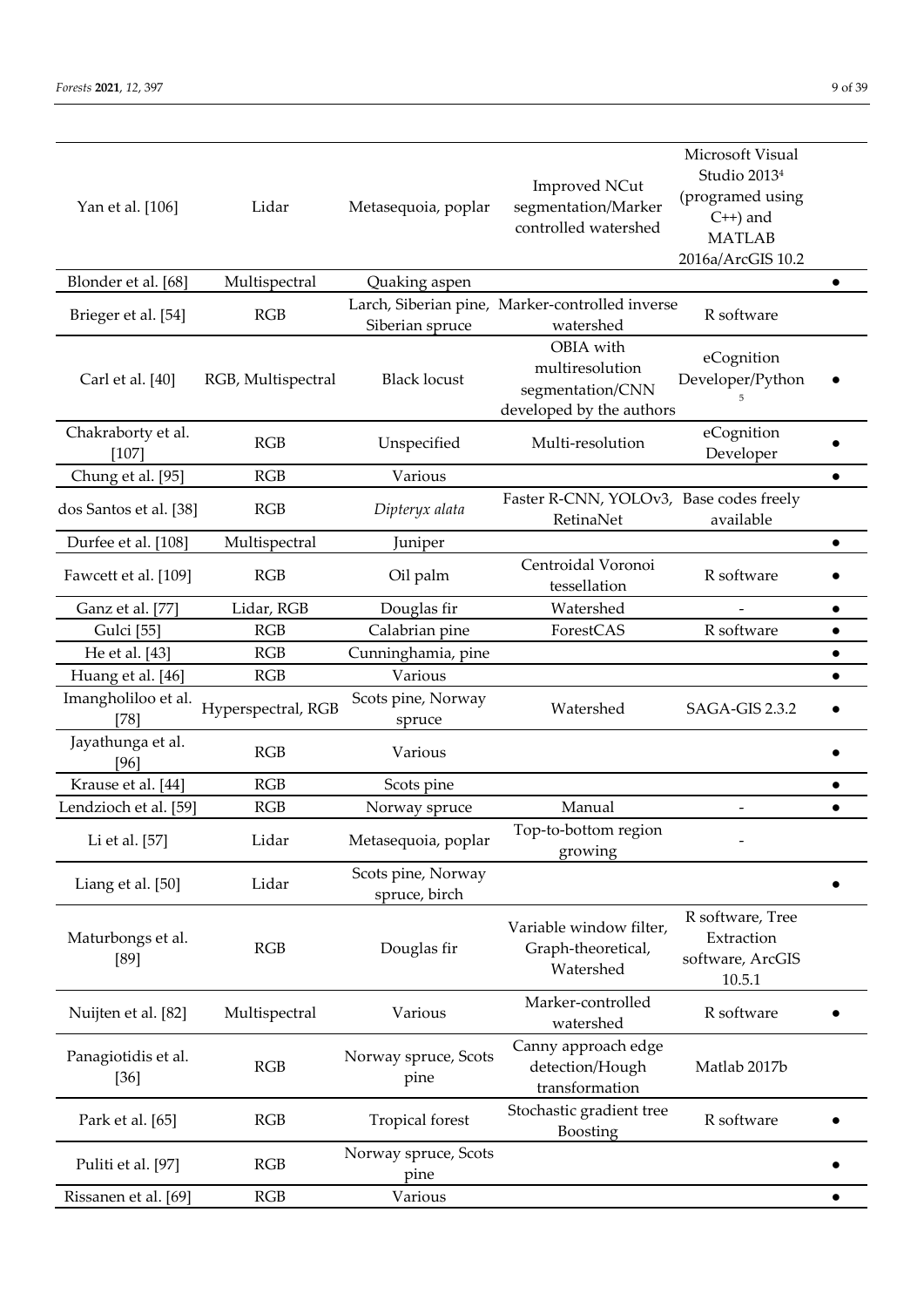| | | | | | |
|---|---|---|---|---|---|
| Yan et al. [106] | Lidar | Metasequoia, poplar | Improved NCut segmentation/Marker controlled watershed | Microsoft Visual Studio 2013 [4] (programed using C++) and MATLAB 2016a/ArcGIS 10.2 | |
| Blonder et al. [68] | Multispectral | Quaking aspen | | | ● |
| Brieger et al. [54] | RGB | Larch, Siberian pine, Siberian spruce | Marker-controlled inverse watershed | R software | |
| Carl et al. [40] | RGB, Multispectral | Black locust | OBIA with multiresolution segmentation/CNN developed by the authors | eCognition Developer/Python [5] | ● |
| Chakraborty et al. [107] | RGB | Unspecified | Multi-resolution | eCognition Developer | ● |
| Chung et al. [95] | RGB | Various | | | ● |
| dos Santos et al. [38] | RGB | *Dipteryx alata* | Faster R-CNN, YOLOv3, RetinaNet | Base codes freely available | |
| Durfee et al. [108] | Multispectral | Juniper | | | ● |
| Fawcett et al. [109] | RGB | Oil palm | Centroidal Voronoi tessellation | R software | ● |
| Ganz et al. [77] | Lidar, RGB | Douglas fir | Watershed | - | ● |
| Gulci [55] | RGB | Calabrian pine | ForestCAS | R software | ● |
| He et al. [43] | RGB | Cunninghamia, pine | | | ● |
| Huang et al. [46] | RGB | Various | | | ● |
| Imangholiloo et al. [78] | Hyperspectral, RGB | Scots pine, Norway spruce | Watershed | SAGA-GIS 2.3.2 | ● |
| Jayathunga et al. [96] | RGB | Various | | | ● |
| Krause et al. [44] | RGB | Scots pine | | | ● |
| Lendzioch et al. [59] | RGB | Norway spruce | Manual | - | ● |
| Li et al. [57] | Lidar | Metasequoia, poplar | Top-to-bottom region growing | - | |
| Liang et al. [50] | Lidar | Scots pine, Norway spruce, birch | | | ● |
| Maturbongs et al. [89] | RGB | Douglas fir | Variable window filter, Graph-theoretical, Watershed | R software, Tree Extraction software, ArcGIS 10.5.1 | |
| Nuijten et al. [82] | Multispectral | Various | Marker-controlled watershed | R software | ● |
| Panagiotidis et al. [36] | RGB | Norway spruce, Scots pine | Canny approach edge detection/Hough transformation | Matlab 2017b | |
| Park et al. [65] | RGB | Tropical forest | Stochastic gradient tree Boosting | R software | ● |
| Puliti et al. [97] | RGB | Norway spruce, Scots pine | | | ● |
| Rissanen et al. [69] | RGB | Various | | | ● |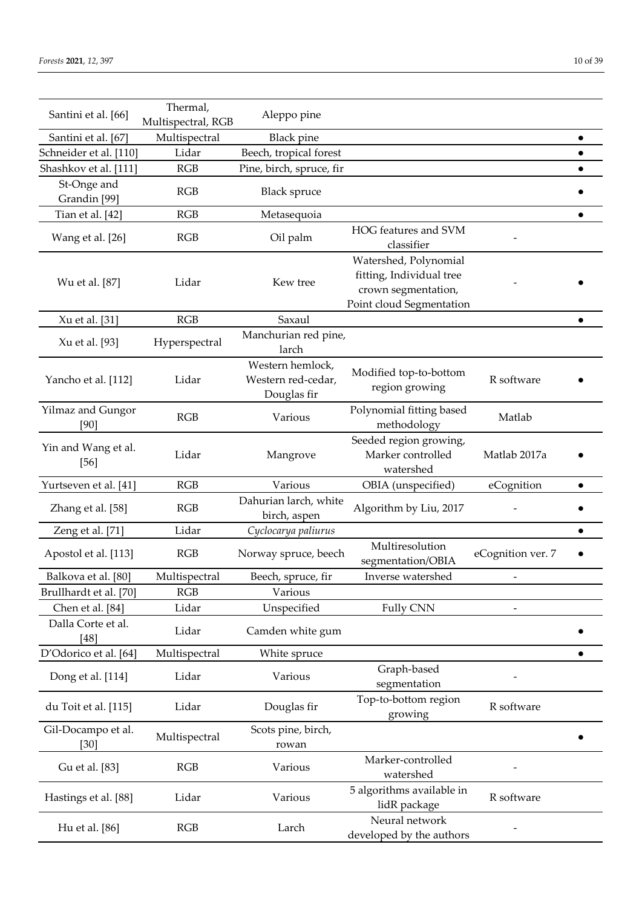| | | | | | |
|---|---|---|---|---|---|
| Santini et al. [66] | Thermal, Multispectral, RGB | Aleppo pine | | | |
| Santini et al. [67] | Multispectral | Black pine | | | ● |
| Schneider et al. [110] | Lidar | Beech, tropical forest | | | ● |
| Shashkov et al. [111] | RGB | Pine, birch, spruce, fir | | | ● |
| St-Onge and Grandin [99] | RGB | Black spruce | | | ● |
| Tian et al. [42] | RGB | Metasequoia | | | ● |
| Wang et al. [26] | RGB | Oil palm | HOG features and SVM classifier | - | |
| Wu et al. [87] | Lidar | Kew tree | Watershed, Polynomial fitting, Individual tree crown segmentation, Point cloud Segmentation | - | ● |
| Xu et al. [31] | RGB | Saxaul | | | ● |
| Xu et al. [93] | Hyperspectral | Manchurian red pine, larch | | | |
| Yancho et al. [112] | Lidar | Western hemlock, Western red-cedar, Douglas fir | Modified top-to-bottom region growing | R software | ● |
| Yilmaz and Gungor [90] | RGB | Various | Polynomial fitting based methodology | Matlab | |
| Yin and Wang et al. [56] | Lidar | Mangrove | Seeded region growing, Marker controlled watershed | Matlab 2017a | ● |
| Yurtseven et al. [41] | RGB | Various | OBIA (unspecified) | eCognition | ● |
| Zhang et al. [58] | RGB | Dahurian larch, white birch, aspen | Algorithm by Liu, 2017 | - | ● |
| Zeng et al. [71] | Lidar | *Cyclocarya paliurus* | | | ● |
| Apostol et al. [113] | RGB | Norway spruce, beech | Multiresolution segmentation/OBIA | eCognition ver. 7 | ● |
| Balkova et al. [80] | Multispectral | Beech, spruce, fir | Inverse watershed | - | |
| Brullhardt et al. [70] | RGB | Various | | | |
| Chen et al. [84] | Lidar | Unspecified | Fully CNN | - | |
| Dalla Corte et al. [48] | Lidar | Camden white gum | | | ● |
| D'Odorico et al. [64] | Multispectral | White spruce | | | ● |
| Dong et al. [114] | Lidar | Various | Graph-based segmentation | - | |
| du Toit et al. [115] | Lidar | Douglas fir | Top-to-bottom region growing | R software | |
| Gil-Docampo et al. [30] | Multispectral | Scots pine, birch, rowan | | | ● |
| Gu et al. [83] | RGB | Various | Marker-controlled watershed | - | |
| Hastings et al. [88] | Lidar | Various | 5 algorithms available in lidR package | R software | |
| Hu et al. [86] | RGB | Larch | Neural network developed by the authors | - | |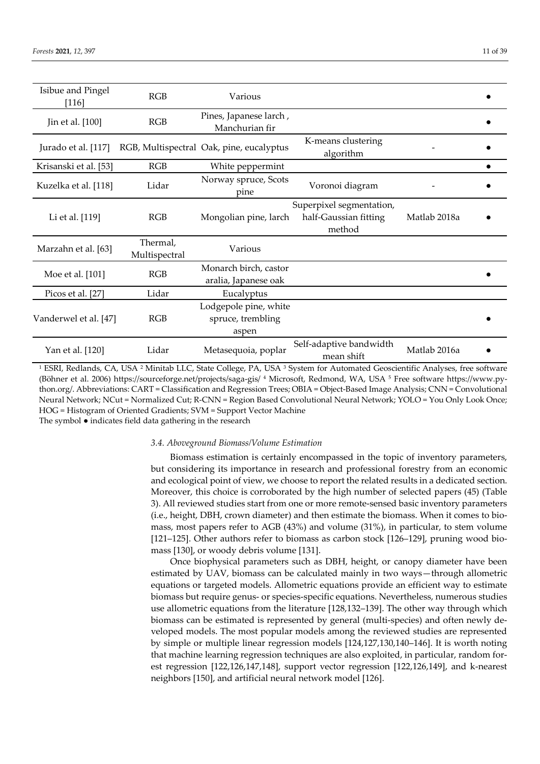| | | | | | |
|---|---|---|---|---|---|
| Isibue and Pingel [116] | RGB | Various | | | ● |
| Jin et al. [100] | RGB | Pines, Japanese larch , Manchurian fir | | | ● |
| Jurado et al. [117] | RGB, Multispectral | Oak, pine, eucalyptus | K-means clustering algorithm | - | ● |
| Krisanski et al. [53] | RGB | White peppermint | | | ● |
| Kuzelka et al. [118] | Lidar | Norway spruce, Scots pine | Voronoi diagram | - | ● |
| Li et al. [119] | RGB | Mongolian pine, larch | Superpixel segmentation, half-Gaussian fitting method | Matlab 2018a | ● |
| Marzahn et al. [63] | Thermal, Multispectral | Various | | | |
| Moe et al. [101] | RGB | Monarch birch, castor aralia, Japanese oak | | | ● |
| Picos et al. [27] | Lidar | Eucalyptus | | | |
| Vanderwel et al. [47] | RGB | Lodgepole pine, white spruce, trembling aspen | | | ● |
| Yan et al. [120] | Lidar | Metasequoia, poplar | Self-adaptive bandwidth mean shift | Matlab 2016a | ● |

[1] ESRI, Redlands, CA, USA [2] Minitab LLC, State College, PA, USA [3] System for Automated Geoscientific Analyses, free software (Böhner et al. 2006) https://sourceforge.net/projects/saga-gis/ [4] Microsoft, Redmond, WA, USA [5] Free software https://www.python.org/. Abbreviations: CART = Classification and Regression Trees; OBIA = Object-Based Image Analysis; CNN = Convolutional Neural Network; NCut = Normalized Cut; R-CNN = Region Based Convolutional Neural Network; YOLO = You Only Look Once; HOG = Histogram of Oriented Gradients; SVM = Support Vector Machine
The symbol ● indicates field data gathering in the research

### *3.4. Aboveground Biomass/Volume Estimation*

Biomass estimation is certainly encompassed in the topic of inventory parameters, but considering its importance in research and professional forestry from an economic and ecological point of view, we choose to report the related results in a dedicated section. Moreover, this choice is corroborated by the high number of selected papers (45) (Table 3). All reviewed studies start from one or more remote-sensed basic inventory parameters (i.e., height, DBH, crown diameter) and then estimate the biomass. When it comes to biomass, most papers refer to AGB (43%) and volume (31%), in particular, to stem volume [121–125]. Other authors refer to biomass as carbon stock [126–129], pruning wood biomass [130], or woody debris volume [131].

Once biophysical parameters such as DBH, height, or canopy diameter have been estimated by UAV, biomass can be calculated mainly in two ways—through allometric equations or targeted models. Allometric equations provide an efficient way to estimate biomass but require genus- or species-specific equations. Nevertheless, numerous studies use allometric equations from the literature [128,132–139]. The other way through which biomass can be estimated is represented by general (multi-species) and often newly developed models. The most popular models among the reviewed studies are represented by simple or multiple linear regression models [124,127,130,140–146]. It is worth noting that machine learning regression techniques are also exploited, in particular, random forest regression [122,126,147,148], support vector regression [122,126,149], and k-nearest neighbors [150], and artificial neural network model [126].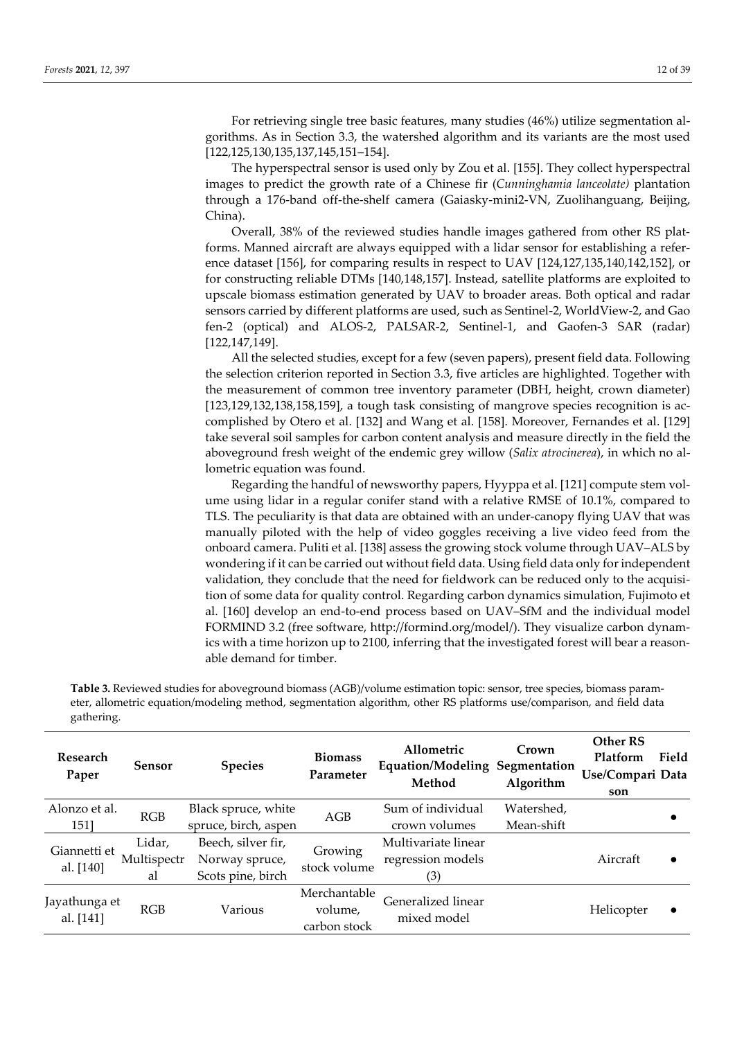For retrieving single tree basic features, many studies (46%) utilize segmentation algorithms. As in Section 3.3, the watershed algorithm and its variants are the most used [122,125,130,135,137,145,151–154].

The hyperspectral sensor is used only by Zou et al. [155]. They collect hyperspectral images to predict the growth rate of a Chinese fir (*Cunninghamia lanceolate)* plantation through a 176-band off-the-shelf camera (Gaiasky-mini2-VN, Zuolihanguang, Beijing, China).

Overall, 38% of the reviewed studies handle images gathered from other RS platforms. Manned aircraft are always equipped with a lidar sensor for establishing a reference dataset [156], for comparing results in respect to UAV [124,127,135,140,142,152], or for constructing reliable DTMs [140,148,157]. Instead, satellite platforms are exploited to upscale biomass estimation generated by UAV to broader areas. Both optical and radar sensors carried by different platforms are used, such as Sentinel-2, WorldView-2, and Gao fen-2 (optical) and ALOS-2, PALSAR-2, Sentinel-1, and Gaofen-3 SAR (radar) [122,147,149].

All the selected studies, except for a few (seven papers), present field data. Following the selection criterion reported in Section 3.3, five articles are highlighted. Together with the measurement of common tree inventory parameter (DBH, height, crown diameter) [123,129,132,138,158,159], a tough task consisting of mangrove species recognition is accomplished by Otero et al. [132] and Wang et al. [158]. Moreover, Fernandes et al. [129] take several soil samples for carbon content analysis and measure directly in the field the aboveground fresh weight of the endemic grey willow (*Salix atrocinerea*), in which no allometric equation was found.

Regarding the handful of newsworthy papers, Hyyppa et al. [121] compute stem volume using lidar in a regular conifer stand with a relative RMSE of 10.1%, compared to TLS. The peculiarity is that data are obtained with an under-canopy flying UAV that was manually piloted with the help of video goggles receiving a live video feed from the onboard camera. Puliti et al. [138] assess the growing stock volume through UAV–ALS by wondering if it can be carried out without field data. Using field data only for independent validation, they conclude that the need for fieldwork can be reduced only to the acquisition of some data for quality control. Regarding carbon dynamics simulation, Fujimoto et al. [160] develop an end-to-end process based on UAV–SfM and the individual model FORMIND 3.2 (free software, http://formind.org/model/). They visualize carbon dynamics with a time horizon up to 2100, inferring that the investigated forest will bear a reasonable demand for timber.

**Table 3.** Reviewed studies for aboveground biomass (AGB)/volume estimation topic: sensor, tree species, biomass parameter, allometric equation/modeling method, segmentation algorithm, other RS platforms use/comparison, and field data gathering.

| Research Paper | Sensor | Species | Biomass Parameter | Allometric Equation/Modeling Method | Crown Segmentation Algorithm | Other RS Platform Use/Comparison | Field Data |
|---|---|---|---|---|---|---|---|
| Alonzo et al. 151] | RGB | Black spruce, white spruce, birch, aspen | AGB | Sum of individual crown volumes | Watershed, Mean-shift | | ● |
| Giannetti et al. [140] | Lidar, Multispectral | Beech, silver fir, Norway spruce, Scots pine, birch | Growing stock volume | Multivariate linear regression models (3) | | Aircraft | ● |
| Jayathunga et al. [141] | RGB | Various | Merchantable volume, carbon stock | Generalized linear mixed model | | Helicopter | ● |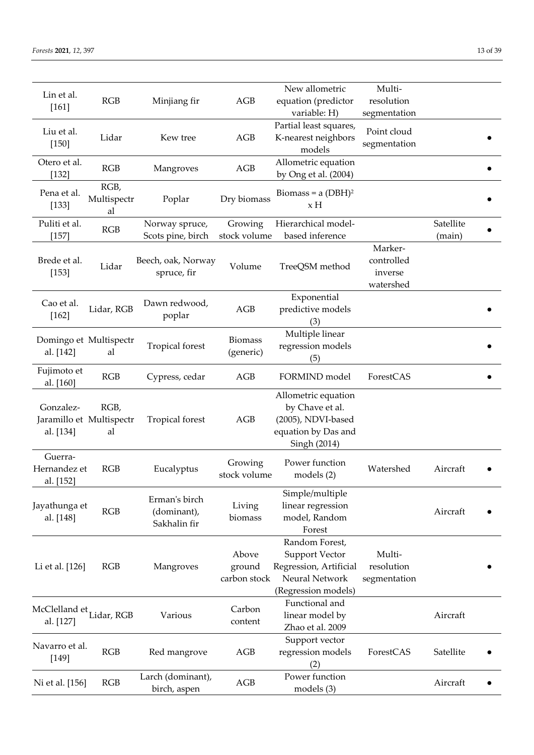| | | | | | | | |
|---|---|---|---|---|---|---|---|
| Lin et al. [161] | RGB | Minjiang fir | AGB | New allometric equation (predictor variable: H) | Multi-resolution segmentation | | |
| Liu et al. [150] | Lidar | Kew tree | AGB | Partial least squares, K-nearest neighbors models | Point cloud segmentation | | • |
| Otero et al. [132] | RGB | Mangroves | AGB | Allometric equation by Ong et al. (2004) | | | • |
| Pena et al. [133] | RGB, Multispectral | Poplar | Dry biomass | Biomass = a $(DBH)^2$ x H | | | • |
| Puliti et al. [157] | RGB | Norway spruce, Scots pine, birch | Growing stock volume | Hierarchical model-based inference | | Satellite (main) | • |
| Brede et al. [153] | Lidar | Beech, oak, Norway spruce, fir | Volume | TreeQSM method | Marker-controlled inverse watershed | | |
| Cao et al. [162] | Lidar, RGB | Dawn redwood, poplar | AGB | Exponential predictive models (3) | | | • |
| Domingo et al. [142] | Multispectral | Tropical forest | Biomass (generic) | Multiple linear regression models (5) | | | • |
| Fujimoto et al. [160] | RGB | Cypress, cedar | AGB | FORMIND model | ForestCAS | | • |
| Gonzalez-Jaramillo et al. [134] | RGB, Multispectral | Tropical forest | AGB | Allometric equation by Chave et al. (2005), NDVI-based equation by Das and Singh (2014) | | | |
| Guerra-Hernandez et al. [152] | RGB | Eucalyptus | Growing stock volume | Power function models (2) | Watershed | Aircraft | • |
| Jayathunga et al. [148] | RGB | Erman's birch (dominant), Sakhalin fir | Living biomass | Simple/multiple linear regression model, Random Forest | | Aircraft | • |
| Li et al. [126] | RGB | Mangroves | Above ground carbon stock | Random Forest, Support Vector Regression, Artificial Neural Network (Regression models) | Multi-resolution segmentation | | • |
| McClelland et al. [127] | Lidar, RGB | Various | Carbon content | Functional and linear model by Zhao et al. 2009 | | Aircraft | |
| Navarro et al. [149] | RGB | Red mangrove | AGB | Support vector regression models (2) | ForestCAS | Satellite | • |
| Ni et al. [156] | RGB | Larch (dominant), birch, aspen | AGB | Power function models (3) | | Aircraft | • |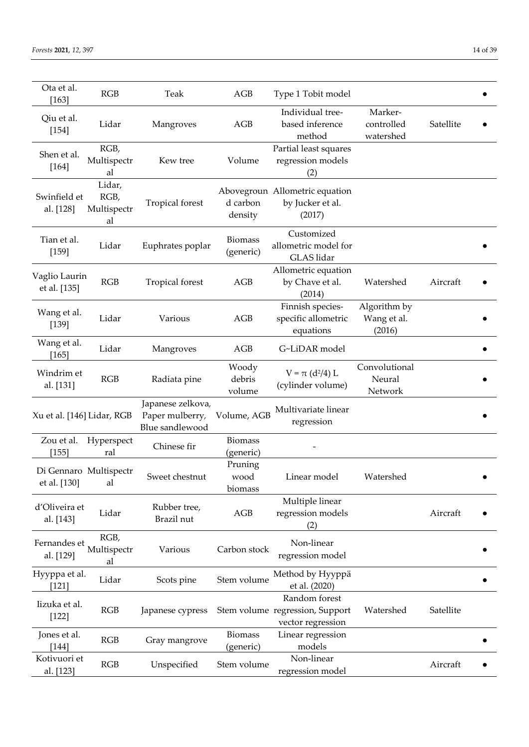| | | | | | | | |
|---|---|---|---|---|---|---|---|
| Ota et al. [163] | RGB | Teak | AGB | Type 1 Tobit model | | | • |
| Qiu et al. [154] | Lidar | Mangroves | AGB | Individual tree-based inference method | Marker-controlled watershed | Satellite | • |
| Shen et al. [164] | RGB, Multispectral | Kew tree | Volume | Partial least squares regression models (2) | | | |
| Swinfield et al. [128] | Lidar, RGB, Multispectral | Tropical forest | Aboveground carbon density | Allometric equation by Jucker et al. (2017) | | | |
| Tian et al. [159] | Lidar | Euphrates poplar | Biomass (generic) | Customized allometric model for GLAS lidar | | | • |
| Vaglio Laurin et al. [135] | RGB | Tropical forest | AGB | Allometric equation by Chave et al. (2014) | Watershed | Aircraft | • |
| Wang et al. [139] | Lidar | Various | AGB | Finnish species-specific allometric equations | Algorithm by Wang et al. (2016) | | • |
| Wang et al. [165] | Lidar | Mangroves | AGB | G~LiDAR model | | | • |
| Windrim et al. [131] | RGB | Radiata pine | Woody debris volume | $V = \pi (d^2/4) L$ (cylinder volume) | Convolutional Neural Network | | • |
| Xu et al. [146] | Lidar, RGB | Japanese zelkova, Paper mulberry, Blue sandlewood | Volume, AGB | Multivariate linear regression | | | • |
| Zou et al. [155] | Hyperspectral | Chinese fir | Biomass (generic) | - | | | |
| Di Gennaro et al. [130] | Multispectral | Sweet chestnut | Pruning wood biomass | Linear model | Watershed | | • |
| d'Oliveira et al. [143] | Lidar | Rubber tree, Brazil nut | AGB | Multiple linear regression models (2) | | Aircraft | • |
| Fernandes et al. [129] | RGB, Multispectral | Various | Carbon stock | Non-linear regression model | | | • |
| Hyyppa et al. [121] | Lidar | Scots pine | Stem volume | Method by Hyyppä et al. (2020) | | | • |
| Iizuka et al. [122] | RGB | Japanese cypress | Stem volume | Random forest regression, Support vector regression | Watershed | Satellite | |
| Jones et al. [144] | RGB | Gray mangrove | Biomass (generic) | Linear regression models | | | • |
| Kotivuori et al. [123] | RGB | Unspecified | Stem volume | Non-linear regression model | | Aircraft | • |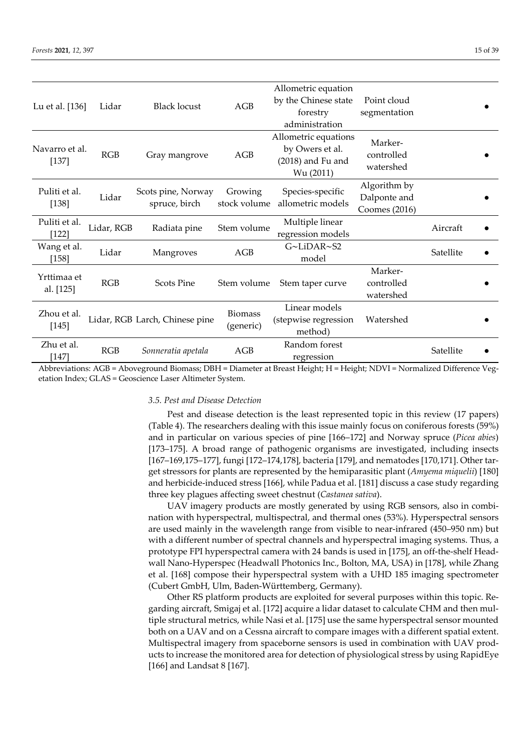| | | | | | | | |
|---|---|---|---|---|---|---|---|
| Lu et al. [136] | Lidar | Black locust | AGB | Allometric equation by the Chinese state forestry administration | Point cloud segmentation | | • |
| Navarro et al. [137] | RGB | Gray mangrove | AGB | Allometric equations by Owers et al. (2018) and Fu and Wu (2011) | Marker-controlled watershed | | • |
| Puliti et al. [138] | Lidar | Scots pine, Norway spruce, birch | Growing stock volume | Species-specific allometric models | Algorithm by Dalponte and Coomes (2016) | | • |
| Puliti et al. [122] | Lidar, RGB | Radiata pine | Stem volume | Multiple linear regression models | | Aircraft | • |
| Wang et al. [158] | Lidar | Mangroves | AGB | G~LiDAR~S2 model | | Satellite | • |
| Yrttimaa et al. [125] | RGB | Scots Pine | Stem volume | Stem taper curve | Marker-controlled watershed | | • |
| Zhou et al. [145] | Lidar, RGB | Larch, Chinese pine | Biomass (generic) | Linear models (stepwise regression method) | Watershed | | • |
| Zhu et al. [147] | RGB | *Sonneratia apetala* | AGB | Random forest regression | | Satellite | • |

Abbreviations: AGB = Aboveground Biomass; DBH = Diameter at Breast Height; H = Height; NDVI = Normalized Difference Vegetation Index; GLAS = Geoscience Laser Altimeter System.

### 3.5. Pest and Disease Detection

Pest and disease detection is the least represented topic in this review (17 papers) (Table 4). The researchers dealing with this issue mainly focus on coniferous forests (59%) and in particular on various species of pine [166–172] and Norway spruce (*Picea abies*) [173–175]. A broad range of pathogenic organisms are investigated, including insects [167–169,175–177], fungi [172–174,178], bacteria [179], and nematodes [170,171]. Other target stressors for plants are represented by the hemiparasitic plant (*Amyema miquelii*) [180] and herbicide-induced stress [166], while Padua et al. [181] discuss a case study regarding three key plagues affecting sweet chestnut (*Castanea sativa*).

UAV imagery products are mostly generated by using RGB sensors, also in combination with hyperspectral, multispectral, and thermal ones (53%). Hyperspectral sensors are used mainly in the wavelength range from visible to near-infrared (450–950 nm) but with a different number of spectral channels and hyperspectral imaging systems. Thus, a prototype FPI hyperspectral camera with 24 bands is used in [175], an off-the-shelf Headwall Nano-Hyperspec (Headwall Photonics Inc., Bolton, MA, USA) in [178], while Zhang et al. [168] compose their hyperspectral system with a UHD 185 imaging spectrometer (Cubert GmbH, Ulm, Baden-Württemberg, Germany).

Other RS platform products are exploited for several purposes within this topic. Regarding aircraft, Smigaj et al. [172] acquire a lidar dataset to calculate CHM and then multiple structural metrics, while Nasi et al. [175] use the same hyperspectral sensor mounted both on a UAV and on a Cessna aircraft to compare images with a different spatial extent. Multispectral imagery from spaceborne sensors is used in combination with UAV products to increase the monitored area for detection of physiological stress by using RapidEye [166] and Landsat 8 [167].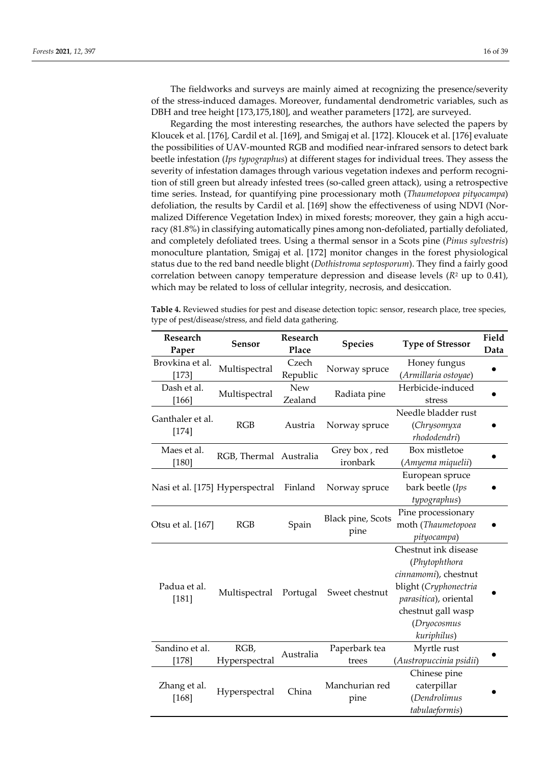The fieldworks and surveys are mainly aimed at recognizing the presence/severity of the stress-induced damages. Moreover, fundamental dendrometric variables, such as DBH and tree height [173,175,180], and weather parameters [172], are surveyed.

Regarding the most interesting researches, the authors have selected the papers by Kloucek et al. [176], Cardil et al. [169], and Smigaj et al. [172]. Kloucek et al. [176] evaluate the possibilities of UAV-mounted RGB and modified near-infrared sensors to detect bark beetle infestation (*Ips typographus*) at different stages for individual trees. They assess the severity of infestation damages through various vegetation indexes and perform recognition of still green but already infested trees (so-called green attack), using a retrospective time series. Instead, for quantifying pine processionary moth (*Thaumetopoea pityocampa*) defoliation, the results by Cardil et al. [169] show the effectiveness of using NDVI (Normalized Difference Vegetation Index) in mixed forests; moreover, they gain a high accuracy (81.8%) in classifying automatically pines among non-defoliated, partially defoliated, and completely defoliated trees. Using a thermal sensor in a Scots pine (*Pinus sylvestris*) monoculture plantation, Smigaj et al. [172] monitor changes in the forest physiological status due to the red band needle blight (*Dothistroma septosporum*). They find a fairly good correlation between canopy temperature depression and disease levels ($R^2$ up to 0.41), which may be related to loss of cellular integrity, necrosis, and desiccation.

**Table 4.** Reviewed studies for pest and disease detection topic: sensor, research place, tree species, type of pest/disease/stress, and field data gathering.

| Research Paper | Sensor | Research Place | Species | Type of Stressor | Field Data |
|---|---|---|---|---|---|
| Brovkina et al. [173] | Multispectral | Czech Republic | Norway spruce | Honey fungus (*Armillaria ostoyae*) | • |
| Dash et al. [166] | Multispectral | New Zealand | Radiata pine | Herbicide-induced stress | • |
| Ganthaler et al. [174] | RGB | Austria | Norway spruce | Needle bladder rust (*Chrysomyxa rhododendri*) | • |
| Maes et al. [180] | RGB, Thermal | Australia | Grey box , red ironbark | Box mistletoe (*Amyema miquelii*) | • |
| Nasi et al. [175] | Hyperspectral | Finland | Norway spruce | European spruce bark beetle (*Ips typographus*) | • |
| Otsu et al. [167] | RGB | Spain | Black pine, Scots pine | Pine processionary moth (*Thaumetopoea pityocampa*) | • |
| Padua et al. [181] | Multispectral | Portugal | Sweet chestnut | Chestnut ink disease (*Phytophthora cinnamomi*), chestnut blight (*Cryphonectria parasitica*), oriental chestnut gall wasp (*Dryocosmus kuriphilus*) | • |
| Sandino et al. [178] | RGB, Hyperspectral | Australia | Paperbark tea trees | Myrtle rust (*Austropuccinia psidii*) | • |
| Zhang et al. [168] | Hyperspectral | China | Manchurian red pine | Chinese pine caterpillar (*Dendrolimus tabulaeformis*) | • |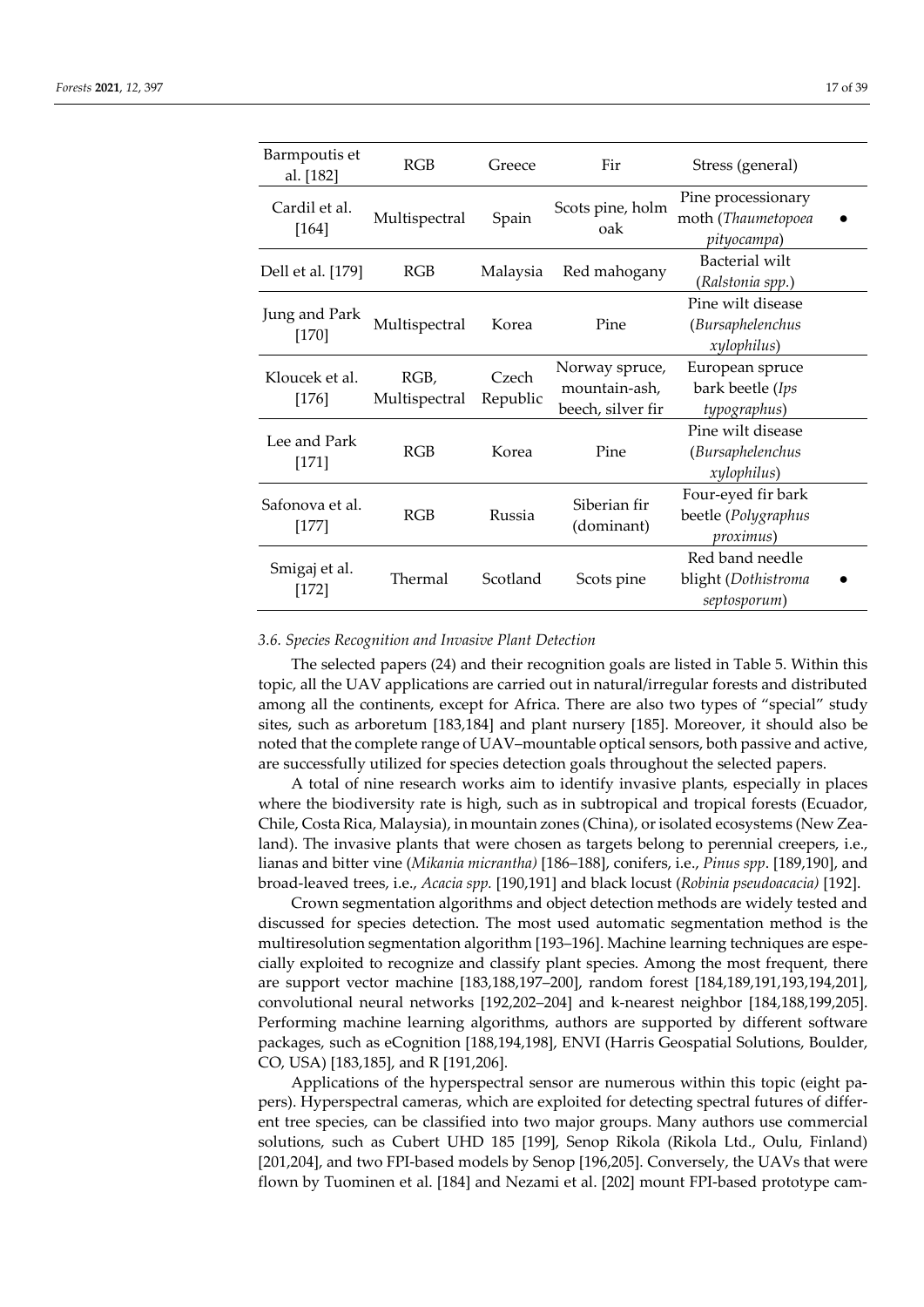| Barmpoutis et al. [182] | RGB | Greece | Fir | Stress (general) | |
|---|---|---|---|---|---|
| Cardil et al. [164] | Multispectral | Spain | Scots pine, holm oak | Pine processionary moth (*Thaumetopoea pityocampa*) | • |
| Dell et al. [179] | RGB | Malaysia | Red mahogany | Bacterial wilt (*Ralstonia spp.*) | |
| Jung and Park [170] | Multispectral | Korea | Pine | Pine wilt disease (*Bursaphelenchus xylophilus*) | |
| Kloucek et al. [176] | RGB, Multispectral | Czech Republic | Norway spruce, mountain-ash, beech, silver fir | European spruce bark beetle (*Ips typographus*) | |
| Lee and Park [171] | RGB | Korea | Pine | Pine wilt disease (*Bursaphelenchus xylophilus*) | |
| Safonova et al. [177] | RGB | Russia | Siberian fir (dominant) | Four-eyed fir bark beetle (*Polygraphus proximus*) | |
| Smigaj et al. [172] | Thermal | Scotland | Scots pine | Red band needle blight (*Dothistroma septosporum*) | • |

### 3.6. Species Recognition and Invasive Plant Detection

The selected papers (24) and their recognition goals are listed in Table 5. Within this topic, all the UAV applications are carried out in natural/irregular forests and distributed among all the continents, except for Africa. There are also two types of "special" study sites, such as arboretum [183,184] and plant nursery [185]. Moreover, it should also be noted that the complete range of UAV–mountable optical sensors, both passive and active, are successfully utilized for species detection goals throughout the selected papers.

A total of nine research works aim to identify invasive plants, especially in places where the biodiversity rate is high, such as in subtropical and tropical forests (Ecuador, Chile, Costa Rica, Malaysia), in mountain zones (China), or isolated ecosystems (New Zealand). The invasive plants that were chosen as targets belong to perennial creepers, i.e., lianas and bitter vine (*Mikania micrantha)* [186–188], conifers, i.e., *Pinus spp*. [189,190], and broad-leaved trees, i.e., *Acacia spp.* [190,191] and black locust (*Robinia pseudoacacia)* [192].

Crown segmentation algorithms and object detection methods are widely tested and discussed for species detection. The most used automatic segmentation method is the multiresolution segmentation algorithm [193–196]. Machine learning techniques are especially exploited to recognize and classify plant species. Among the most frequent, there are support vector machine [183,188,197–200], random forest [184,189,191,193,194,201], convolutional neural networks [192,202–204] and k-nearest neighbor [184,188,199,205]. Performing machine learning algorithms, authors are supported by different software packages, such as eCognition [188,194,198], ENVI (Harris Geospatial Solutions, Boulder, CO, USA) [183,185], and R [191,206].

Applications of the hyperspectral sensor are numerous within this topic (eight papers). Hyperspectral cameras, which are exploited for detecting spectral futures of different tree species, can be classified into two major groups. Many authors use commercial solutions, such as Cubert UHD 185 [199], Senop Rikola (Rikola Ltd., Oulu, Finland) [201,204], and two FPI-based models by Senop [196,205]. Conversely, the UAVs that were flown by Tuominen et al. [184] and Nezami et al. [202] mount FPI-based prototype cam-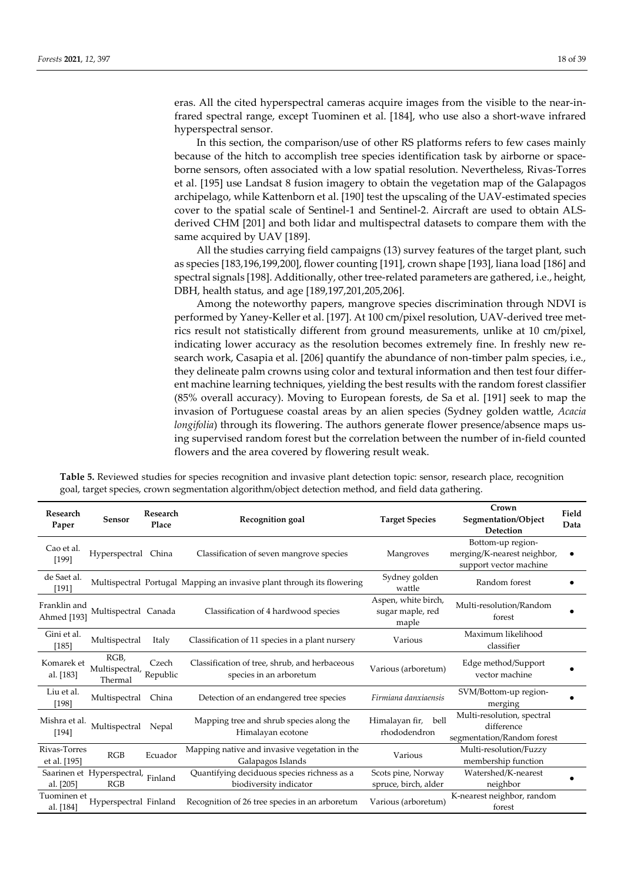eras. All the cited hyperspectral cameras acquire images from the visible to the near-infrared spectral range, except Tuominen et al. [184], who use also a short-wave infrared hyperspectral sensor.

In this section, the comparison/use of other RS platforms refers to few cases mainly because of the hitch to accomplish tree species identification task by airborne or spaceborne sensors, often associated with a low spatial resolution. Nevertheless, Rivas-Torres et al. [195] use Landsat 8 fusion imagery to obtain the vegetation map of the Galapagos archipelago, while Kattenborn et al. [190] test the upscaling of the UAV-estimated species cover to the spatial scale of Sentinel-1 and Sentinel-2. Aircraft are used to obtain ALS-derived CHM [201] and both lidar and multispectral datasets to compare them with the same acquired by UAV [189].

All the studies carrying field campaigns (13) survey features of the target plant, such as species [183,196,199,200], flower counting [191], crown shape [193], liana load [186] and spectral signals [198]. Additionally, other tree-related parameters are gathered, i.e., height, DBH, health status, and age [189,197,201,205,206].

Among the noteworthy papers, mangrove species discrimination through NDVI is performed by Yaney-Keller et al. [197]. At 100 cm/pixel resolution, UAV-derived tree metrics result not statistically different from ground measurements, unlike at 10 cm/pixel, indicating lower accuracy as the resolution becomes extremely fine. In freshly new research work, Casapia et al. [206] quantify the abundance of non-timber palm species, i.e., they delineate palm crowns using color and textural information and then test four different machine learning techniques, yielding the best results with the random forest classifier (85% overall accuracy). Moving to European forests, de Sa et al. [191] seek to map the invasion of Portuguese coastal areas by an alien species (Sydney golden wattle, *Acacia longifolia*) through its flowering. The authors generate flower presence/absence maps using supervised random forest but the correlation between the number of in-field counted flowers and the area covered by flowering result weak.

**Table 5.** Reviewed studies for species recognition and invasive plant detection topic: sensor, research place, recognition goal, target species, crown segmentation algorithm/object detection method, and field data gathering.

| Research Paper | Sensor | Research Place | Recognition goal | Target Species | Crown Segmentation/Object Detection | Field Data |
|---|---|---|---|---|---|---|
| Cao et al. [199] | Hyperspectral | China | Classification of seven mangrove species | Mangroves | Bottom-up region-merging/K-nearest neighbor, support vector machine | • |
| de Saet al. [191] | Multispectral | Portugal | Mapping an invasive plant through its flowering | Sydney golden wattle | Random forest | • |
| Franklin and Ahmed [193] | Multispectral | Canada | Classification of 4 hardwood species | Aspen, white birch, sugar maple, red maple | Multi-resolution/Random forest | • |
| Gini et al. [185] | Multispectral | Italy | Classification of 11 species in a plant nursery | Various | Maximum likelihood classifier | |
| Komarek et al. [183] | RGB, Multispectral, Thermal | Czech Republic | Classification of tree, shrub, and herbaceous species in an arboretum | Various (arboretum) | Edge method/Support vector machine | • |
| Liu et al. [198] | Multispectral | China | Detection of an endangered tree species | *Firmiana danxiaensis* | SVM/Bottom-up region-merging | • |
| Mishra et al. [194] | Multispectral | Nepal | Mapping tree and shrub species along the Himalayan ecotone | Himalayan fir, bell rhododendron | Multi-resolution, spectral difference segmentation/Random forest | |
| Rivas-Torres et al. [195] | RGB | Ecuador | Mapping native and invasive vegetation in the Galapagos Islands | Various | Multi-resolution/Fuzzy membership function | |
| Saarinen et al. [205] | Hyperspectral, RGB | Finland | Quantifying deciduous species richness as a biodiversity indicator | Scots pine, Norway spruce, birch, alder | Watershed/K-nearest neighbor | • |
| Tuominen et al. [184] | Hyperspectral | Finland | Recognition of 26 tree species in an arboretum | Various (arboretum) | K-nearest neighbor, random forest | |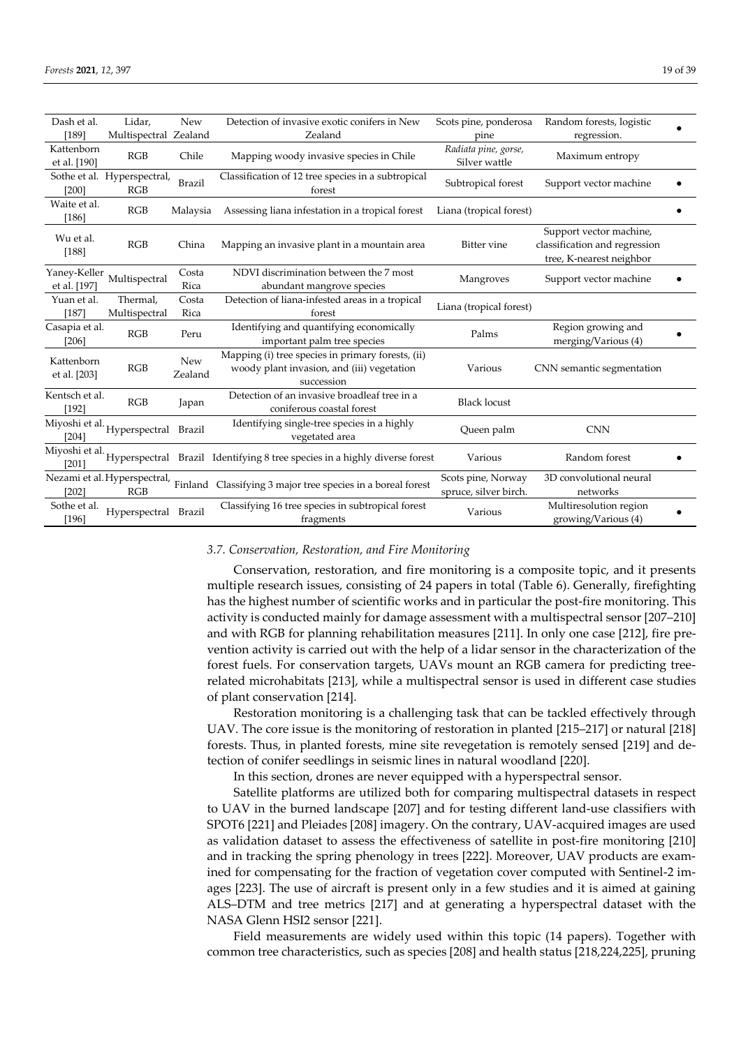| | | | | | | |
|---|---|---|---|---|---|---|
| Dash et al. [189] | Lidar, Multispectral | New Zealand | Detection of invasive exotic conifers in New Zealand | Scots pine, ponderosa pine | Random forests, logistic regression. | • |
| Kattenborn et al. [190] | RGB | Chile | Mapping woody invasive species in Chile | *Radiata pine, gorse,* Silver wattle | Maximum entropy | |
| Sothe et al. [200] | Hyperspectral, RGB | Brazil | Classification of 12 tree species in a subtropical forest | Subtropical forest | Support vector machine | • |
| Waite et al. [186] | RGB | Malaysia | Assessing liana infestation in a tropical forest | Liana (tropical forest) | | • |
| Wu et al. [188] | RGB | China | Mapping an invasive plant in a mountain area | Bitter vine | Support vector machine, classification and regression tree, K-nearest neighbor | |
| Yaney-Keller et al. [197] | Multispectral | Costa Rica | NDVI discrimination between the 7 most abundant mangrove species | Mangroves | Support vector machine | • |
| Yuan et al. [187] | Thermal, Multispectral | Costa Rica | Detection of liana-infested areas in a tropical forest | Liana (tropical forest) | | |
| Casapia et al. [206] | RGB | Peru | Identifying and quantifying economically important palm tree species | Palms | Region growing and merging/Various (4) | • |
| Kattenborn et al. [203] | RGB | New Zealand | Mapping (i) tree species in primary forests, (ii) woody plant invasion, and (iii) vegetation succession | Various | CNN semantic segmentation | |
| Kentsch et al. [192] | RGB | Japan | Detection of an invasive broadleaf tree in a coniferous coastal forest | Black locust | | |
| Miyoshi et al. [204] | Hyperspectral | Brazil | Identifying single-tree species in a highly vegetated area | Queen palm | CNN | |
| Miyoshi et al. [201] | Hyperspectral | Brazil | Identifying 8 tree species in a highly diverse forest | Various | Random forest | • |
| Nezami et al. [202] | Hyperspectral, RGB | Finland | Classifying 3 major tree species in a boreal forest | Scots pine, Norway spruce, silver birch. | 3D convolutional neural networks | |
| Sothe et al. [196] | Hyperspectral | Brazil | Classifying 16 tree species in subtropical forest fragments | Various | Multiresolution region growing/Various (4) | • |

### *3.7. Conservation, Restoration, and Fire Monitoring*

Conservation, restoration, and fire monitoring is a composite topic, and it presents multiple research issues, consisting of 24 papers in total (Table 6). Generally, firefighting has the highest number of scientific works and in particular the post-fire monitoring. This activity is conducted mainly for damage assessment with a multispectral sensor [207–210] and with RGB for planning rehabilitation measures [211]. In only one case [212], fire prevention activity is carried out with the help of a lidar sensor in the characterization of the forest fuels. For conservation targets, UAVs mount an RGB camera for predicting tree-related microhabitats [213], while a multispectral sensor is used in different case studies of plant conservation [214].

Restoration monitoring is a challenging task that can be tackled effectively through UAV. The core issue is the monitoring of restoration in planted [215–217] or natural [218] forests. Thus, in planted forests, mine site revegetation is remotely sensed [219] and detection of conifer seedlings in seismic lines in natural woodland [220].

In this section, drones are never equipped with a hyperspectral sensor.

Satellite platforms are utilized both for comparing multispectral datasets in respect to UAV in the burned landscape [207] and for testing different land-use classifiers with SPOT6 [221] and Pleiades [208] imagery. On the contrary, UAV-acquired images are used as validation dataset to assess the effectiveness of satellite in post-fire monitoring [210] and in tracking the spring phenology in trees [222]. Moreover, UAV products are examined for compensating for the fraction of vegetation cover computed with Sentinel-2 images [223]. The use of aircraft is present only in a few studies and it is aimed at gaining ALS–DTM and tree metrics [217] and at generating a hyperspectral dataset with the NASA Glenn HSI2 sensor [221].

Field measurements are widely used within this topic (14 papers). Together with common tree characteristics, such as species [208] and health status [218,224,225], pruning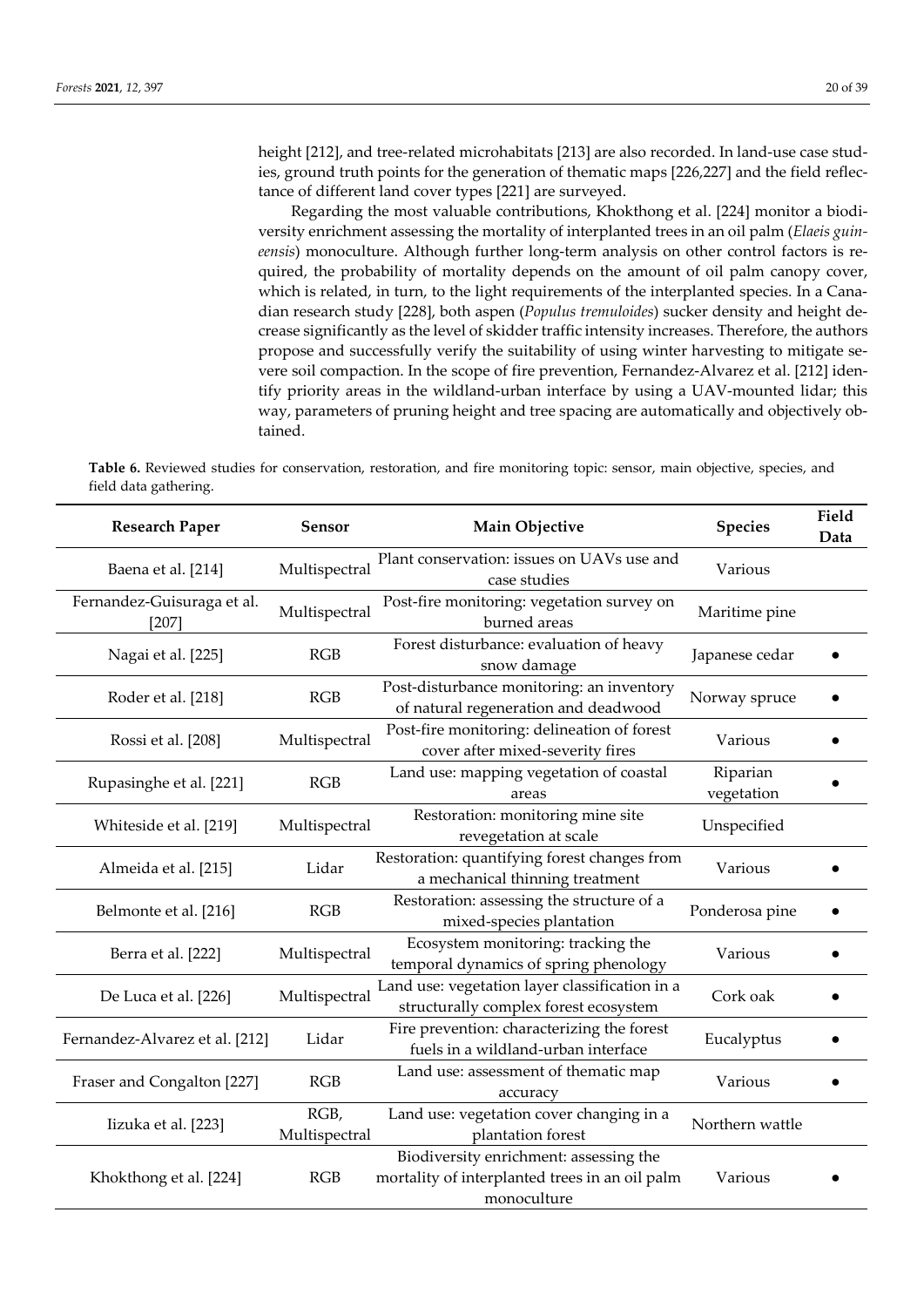height [212], and tree-related microhabitats [213] are also recorded. In land-use case studies, ground truth points for the generation of thematic maps [226,227] and the field reflectance of different land cover types [221] are surveyed.

Regarding the most valuable contributions, Khokthong et al. [224] monitor a biodiversity enrichment assessing the mortality of interplanted trees in an oil palm (*Elaeis guineensis*) monoculture. Although further long-term analysis on other control factors is required, the probability of mortality depends on the amount of oil palm canopy cover, which is related, in turn, to the light requirements of the interplanted species. In a Canadian research study [228], both aspen (*Populus tremuloides*) sucker density and height decrease significantly as the level of skidder traffic intensity increases. Therefore, the authors propose and successfully verify the suitability of using winter harvesting to mitigate severe soil compaction. In the scope of fire prevention, Fernandez-Alvarez et al. [212] identify priority areas in the wildland-urban interface by using a UAV-mounted lidar; this way, parameters of pruning height and tree spacing are automatically and objectively obtained.

**Table 6.** Reviewed studies for conservation, restoration, and fire monitoring topic: sensor, main objective, species, and field data gathering.

| Research Paper | Sensor | Main Objective | Species | Field Data |
|---|---|---|---|---|
| Baena et al. [214] | Multispectral | Plant conservation: issues on UAVs use and case studies | Various | |
| Fernandez-Guisuraga et al. [207] | Multispectral | Post-fire monitoring: vegetation survey on burned areas | Maritime pine | |
| Nagai et al. [225] | RGB | Forest disturbance: evaluation of heavy snow damage | Japanese cedar | ● |
| Roder et al. [218] | RGB | Post-disturbance monitoring: an inventory of natural regeneration and deadwood | Norway spruce | ● |
| Rossi et al. [208] | Multispectral | Post-fire monitoring: delineation of forest cover after mixed-severity fires | Various | ● |
| Rupasinghe et al. [221] | RGB | Land use: mapping vegetation of coastal areas | Riparian vegetation | ● |
| Whiteside et al. [219] | Multispectral | Restoration: monitoring mine site revegetation at scale | Unspecified | |
| Almeida et al. [215] | Lidar | Restoration: quantifying forest changes from a mechanical thinning treatment | Various | ● |
| Belmonte et al. [216] | RGB | Restoration: assessing the structure of a mixed-species plantation | Ponderosa pine | ● |
| Berra et al. [222] | Multispectral | Ecosystem monitoring: tracking the temporal dynamics of spring phenology | Various | ● |
| De Luca et al. [226] | Multispectral | Land use: vegetation layer classification in a structurally complex forest ecosystem | Cork oak | ● |
| Fernandez-Alvarez et al. [212] | Lidar | Fire prevention: characterizing the forest fuels in a wildland-urban interface | Eucalyptus | ● |
| Fraser and Congalton [227] | RGB | Land use: assessment of thematic map accuracy | Various | ● |
| Iizuka et al. [223] | RGB, Multispectral | Land use: vegetation cover changing in a plantation forest | Northern wattle | |
| Khokthong et al. [224] | RGB | Biodiversity enrichment: assessing the mortality of interplanted trees in an oil palm monoculture | Various | ● |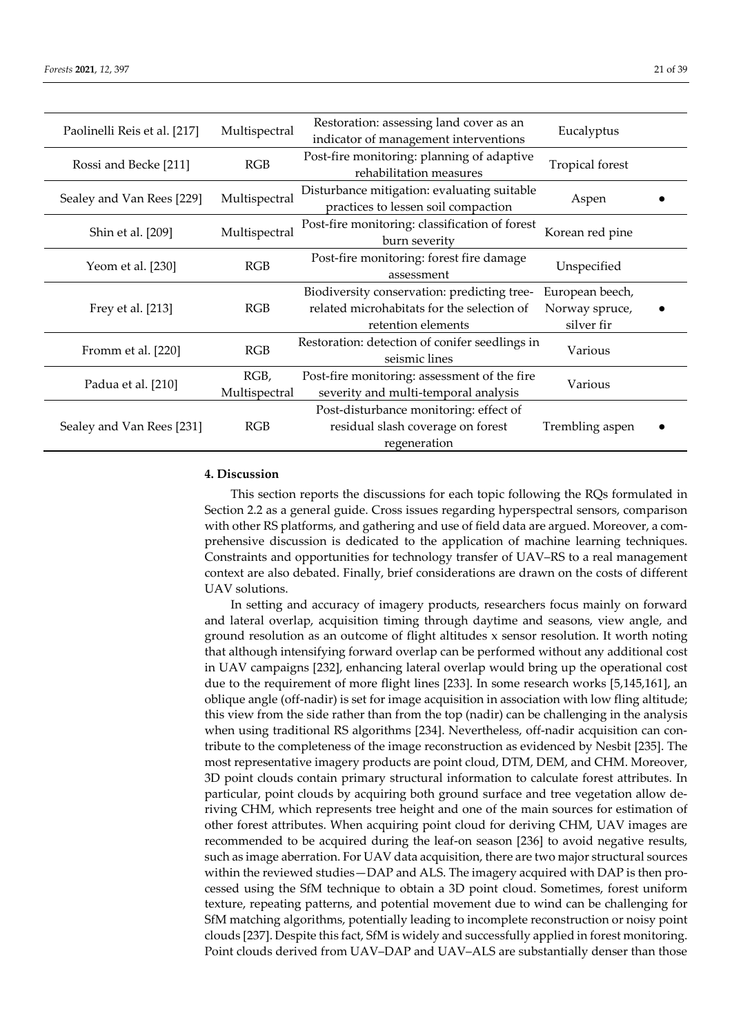| | | | | |
|---|---|---|---|---|
| Paolinelli Reis et al. [217] | Multispectral | Restoration: assessing land cover as an indicator of management interventions | Eucalyptus | |
| Rossi and Becke [211] | RGB | Post-fire monitoring: planning of adaptive rehabilitation measures | Tropical forest | |
| Sealey and Van Rees [229] | Multispectral | Disturbance mitigation: evaluating suitable practices to lessen soil compaction | Aspen | ● |
| Shin et al. [209] | Multispectral | Post-fire monitoring: classification of forest burn severity | Korean red pine | |
| Yeom et al. [230] | RGB | Post-fire monitoring: forest fire damage assessment | Unspecified | |
| Frey et al. [213] | RGB | Biodiversity conservation: predicting tree-related microhabitats for the selection of retention elements | European beech, Norway spruce, silver fir | ● |
| Fromm et al. [220] | RGB | Restoration: detection of conifer seedlings in seismic lines | Various | |
| Padua et al. [210] | RGB, Multispectral | Post-fire monitoring: assessment of the fire severity and multi-temporal analysis | Various | |
| Sealey and Van Rees [231] | RGB | Post-disturbance monitoring: effect of residual slash coverage on forest regeneration | Trembling aspen | ● |

## 4. Discussion

This section reports the discussions for each topic following the RQs formulated in Section 2.2 as a general guide. Cross issues regarding hyperspectral sensors, comparison with other RS platforms, and gathering and use of field data are argued. Moreover, a comprehensive discussion is dedicated to the application of machine learning techniques. Constraints and opportunities for technology transfer of UAV–RS to a real management context are also debated. Finally, brief considerations are drawn on the costs of different UAV solutions.

In setting and accuracy of imagery products, researchers focus mainly on forward and lateral overlap, acquisition timing through daytime and seasons, view angle, and ground resolution as an outcome of flight altitudes x sensor resolution. It worth noting that although intensifying forward overlap can be performed without any additional cost in UAV campaigns [232], enhancing lateral overlap would bring up the operational cost due to the requirement of more flight lines [233]. In some research works [5,145,161], an oblique angle (off-nadir) is set for image acquisition in association with low fling altitude; this view from the side rather than from the top (nadir) can be challenging in the analysis when using traditional RS algorithms [234]. Nevertheless, off-nadir acquisition can contribute to the completeness of the image reconstruction as evidenced by Nesbit [235]. The most representative imagery products are point cloud, DTM, DEM, and CHM. Moreover, 3D point clouds contain primary structural information to calculate forest attributes. In particular, point clouds by acquiring both ground surface and tree vegetation allow deriving CHM, which represents tree height and one of the main sources for estimation of other forest attributes. When acquiring point cloud for deriving CHM, UAV images are recommended to be acquired during the leaf-on season [236] to avoid negative results, such as image aberration. For UAV data acquisition, there are two major structural sources within the reviewed studies—DAP and ALS. The imagery acquired with DAP is then processed using the SfM technique to obtain a 3D point cloud. Sometimes, forest uniform texture, repeating patterns, and potential movement due to wind can be challenging for SfM matching algorithms, potentially leading to incomplete reconstruction or noisy point clouds [237]. Despite this fact, SfM is widely and successfully applied in forest monitoring. Point clouds derived from UAV–DAP and UAV–ALS are substantially denser than those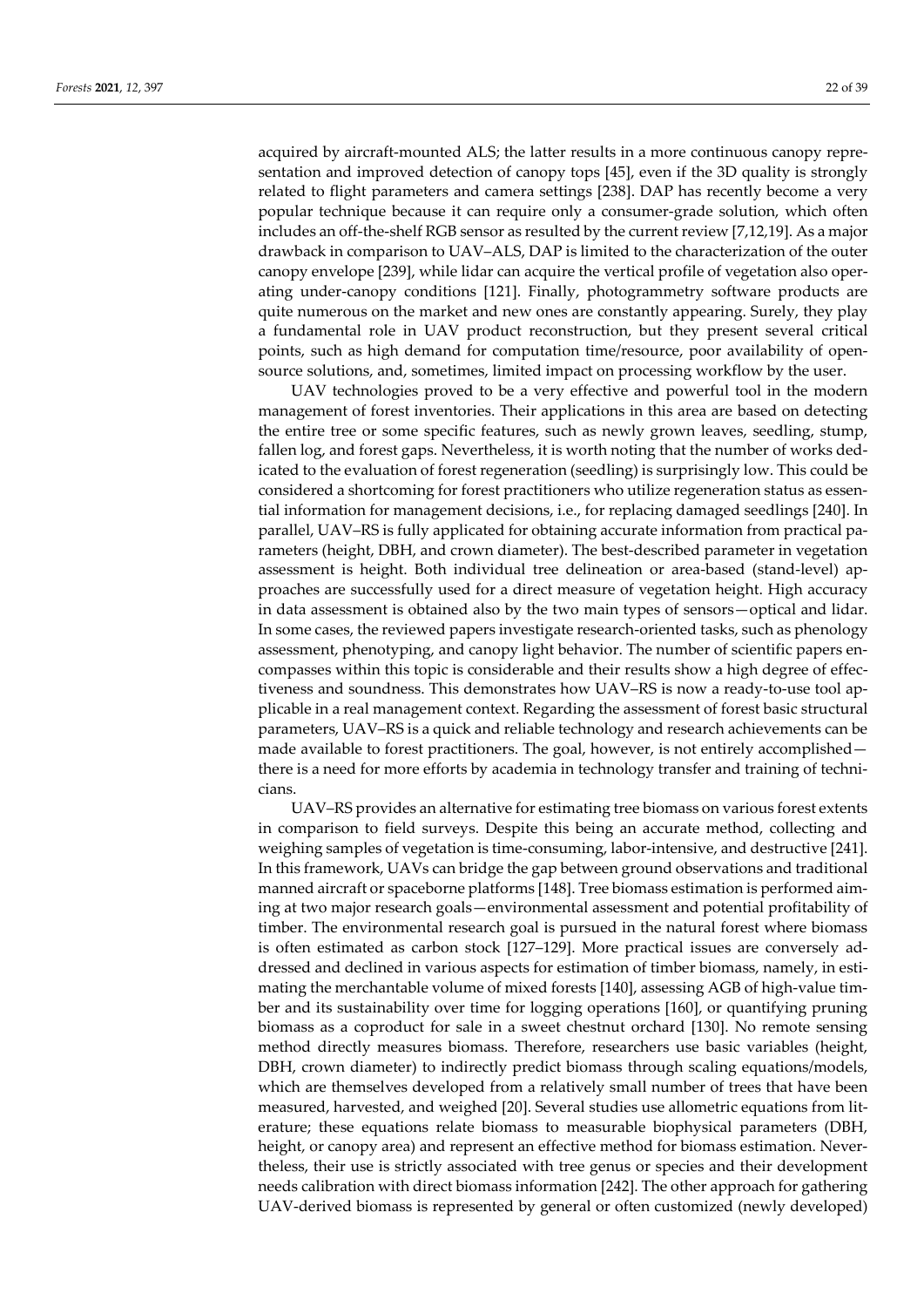acquired by aircraft-mounted ALS; the latter results in a more continuous canopy representation and improved detection of canopy tops [45], even if the 3D quality is strongly related to flight parameters and camera settings [238]. DAP has recently become a very popular technique because it can require only a consumer-grade solution, which often includes an off-the-shelf RGB sensor as resulted by the current review [7,12,19]. As a major drawback in comparison to UAV–ALS, DAP is limited to the characterization of the outer canopy envelope [239], while lidar can acquire the vertical profile of vegetation also operating under-canopy conditions [121]. Finally, photogrammetry software products are quite numerous on the market and new ones are constantly appearing. Surely, they play a fundamental role in UAV product reconstruction, but they present several critical points, such as high demand for computation time/resource, poor availability of open-source solutions, and, sometimes, limited impact on processing workflow by the user.

UAV technologies proved to be a very effective and powerful tool in the modern management of forest inventories. Their applications in this area are based on detecting the entire tree or some specific features, such as newly grown leaves, seedling, stump, fallen log, and forest gaps. Nevertheless, it is worth noting that the number of works dedicated to the evaluation of forest regeneration (seedling) is surprisingly low. This could be considered a shortcoming for forest practitioners who utilize regeneration status as essential information for management decisions, i.e., for replacing damaged seedlings [240]. In parallel, UAV–RS is fully applicated for obtaining accurate information from practical parameters (height, DBH, and crown diameter). The best-described parameter in vegetation assessment is height. Both individual tree delineation or area-based (stand-level) approaches are successfully used for a direct measure of vegetation height. High accuracy in data assessment is obtained also by the two main types of sensors—optical and lidar. In some cases, the reviewed papers investigate research-oriented tasks, such as phenology assessment, phenotyping, and canopy light behavior. The number of scientific papers encompasses within this topic is considerable and their results show a high degree of effectiveness and soundness. This demonstrates how UAV–RS is now a ready-to-use tool applicable in a real management context. Regarding the assessment of forest basic structural parameters, UAV–RS is a quick and reliable technology and research achievements can be made available to forest practitioners. The goal, however, is not entirely accomplished—there is a need for more efforts by academia in technology transfer and training of technicians.

UAV–RS provides an alternative for estimating tree biomass on various forest extents in comparison to field surveys. Despite this being an accurate method, collecting and weighing samples of vegetation is time-consuming, labor-intensive, and destructive [241]. In this framework, UAVs can bridge the gap between ground observations and traditional manned aircraft or spaceborne platforms [148]. Tree biomass estimation is performed aiming at two major research goals—environmental assessment and potential profitability of timber. The environmental research goal is pursued in the natural forest where biomass is often estimated as carbon stock [127–129]. More practical issues are conversely addressed and declined in various aspects for estimation of timber biomass, namely, in estimating the merchantable volume of mixed forests [140], assessing AGB of high-value timber and its sustainability over time for logging operations [160], or quantifying pruning biomass as a coproduct for sale in a sweet chestnut orchard [130]. No remote sensing method directly measures biomass. Therefore, researchers use basic variables (height, DBH, crown diameter) to indirectly predict biomass through scaling equations/models, which are themselves developed from a relatively small number of trees that have been measured, harvested, and weighed [20]. Several studies use allometric equations from literature; these equations relate biomass to measurable biophysical parameters (DBH, height, or canopy area) and represent an effective method for biomass estimation. Nevertheless, their use is strictly associated with tree genus or species and their development needs calibration with direct biomass information [242]. The other approach for gathering UAV-derived biomass is represented by general or often customized (newly developed)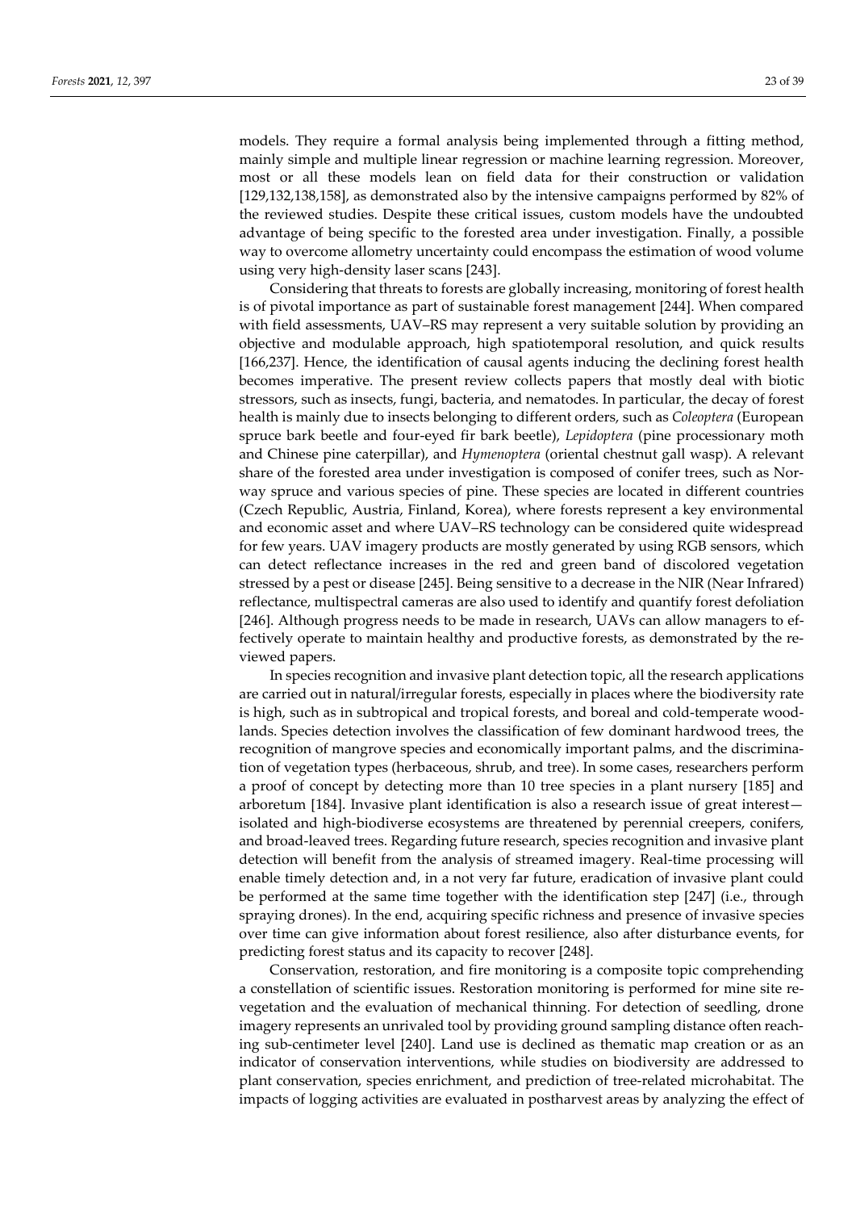models. They require a formal analysis being implemented through a fitting method, mainly simple and multiple linear regression or machine learning regression. Moreover, most or all these models lean on field data for their construction or validation [129,132,138,158], as demonstrated also by the intensive campaigns performed by 82% of the reviewed studies. Despite these critical issues, custom models have the undoubted advantage of being specific to the forested area under investigation. Finally, a possible way to overcome allometry uncertainty could encompass the estimation of wood volume using very high-density laser scans [243].

Considering that threats to forests are globally increasing, monitoring of forest health is of pivotal importance as part of sustainable forest management [244]. When compared with field assessments, UAV–RS may represent a very suitable solution by providing an objective and modulable approach, high spatiotemporal resolution, and quick results [166,237]. Hence, the identification of causal agents inducing the declining forest health becomes imperative. The present review collects papers that mostly deal with biotic stressors, such as insects, fungi, bacteria, and nematodes. In particular, the decay of forest health is mainly due to insects belonging to different orders, such as *Coleoptera* (European spruce bark beetle and four-eyed fir bark beetle), *Lepidoptera* (pine processionary moth and Chinese pine caterpillar), and *Hymenoptera* (oriental chestnut gall wasp). A relevant share of the forested area under investigation is composed of conifer trees, such as Norway spruce and various species of pine. These species are located in different countries (Czech Republic, Austria, Finland, Korea), where forests represent a key environmental and economic asset and where UAV–RS technology can be considered quite widespread for few years. UAV imagery products are mostly generated by using RGB sensors, which can detect reflectance increases in the red and green band of discolored vegetation stressed by a pest or disease [245]. Being sensitive to a decrease in the NIR (Near Infrared) reflectance, multispectral cameras are also used to identify and quantify forest defoliation [246]. Although progress needs to be made in research, UAVs can allow managers to effectively operate to maintain healthy and productive forests, as demonstrated by the reviewed papers.

In species recognition and invasive plant detection topic, all the research applications are carried out in natural/irregular forests, especially in places where the biodiversity rate is high, such as in subtropical and tropical forests, and boreal and cold-temperate woodlands. Species detection involves the classification of few dominant hardwood trees, the recognition of mangrove species and economically important palms, and the discrimination of vegetation types (herbaceous, shrub, and tree). In some cases, researchers perform a proof of concept by detecting more than 10 tree species in a plant nursery [185] and arboretum [184]. Invasive plant identification is also a research issue of great interest—isolated and high-biodiverse ecosystems are threatened by perennial creepers, conifers, and broad-leaved trees. Regarding future research, species recognition and invasive plant detection will benefit from the analysis of streamed imagery. Real-time processing will enable timely detection and, in a not very far future, eradication of invasive plant could be performed at the same time together with the identification step [247] (i.e., through spraying drones). In the end, acquiring specific richness and presence of invasive species over time can give information about forest resilience, also after disturbance events, for predicting forest status and its capacity to recover [248].

Conservation, restoration, and fire monitoring is a composite topic comprehending a constellation of scientific issues. Restoration monitoring is performed for mine site revegetation and the evaluation of mechanical thinning. For detection of seedling, drone imagery represents an unrivaled tool by providing ground sampling distance often reaching sub-centimeter level [240]. Land use is declined as thematic map creation or as an indicator of conservation interventions, while studies on biodiversity are addressed to plant conservation, species enrichment, and prediction of tree-related microhabitat. The impacts of logging activities are evaluated in postharvest areas by analyzing the effect of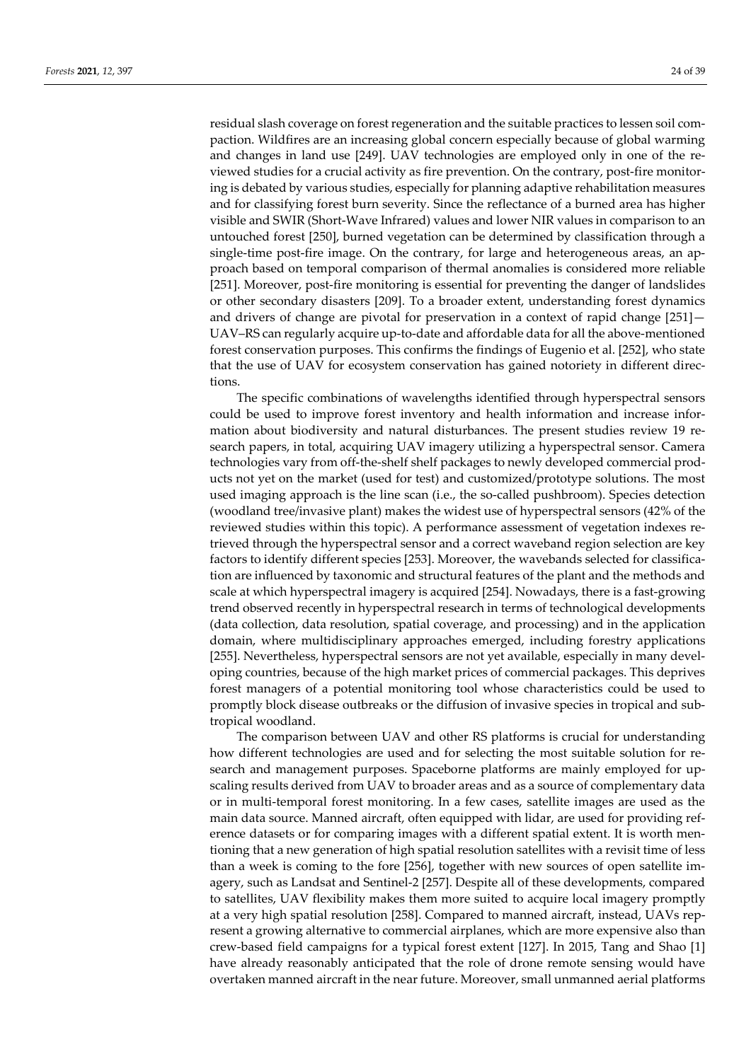residual slash coverage on forest regeneration and the suitable practices to lessen soil compaction. Wildfires are an increasing global concern especially because of global warming and changes in land use [249]. UAV technologies are employed only in one of the reviewed studies for a crucial activity as fire prevention. On the contrary, post-fire monitoring is debated by various studies, especially for planning adaptive rehabilitation measures and for classifying forest burn severity. Since the reflectance of a burned area has higher visible and SWIR (Short-Wave Infrared) values and lower NIR values in comparison to an untouched forest [250], burned vegetation can be determined by classification through a single-time post-fire image. On the contrary, for large and heterogeneous areas, an approach based on temporal comparison of thermal anomalies is considered more reliable [251]. Moreover, post-fire monitoring is essential for preventing the danger of landslides or other secondary disasters [209]. To a broader extent, understanding forest dynamics and drivers of change are pivotal for preservation in a context of rapid change [251]—UAV–RS can regularly acquire up-to-date and affordable data for all the above-mentioned forest conservation purposes. This confirms the findings of Eugenio et al. [252], who state that the use of UAV for ecosystem conservation has gained notoriety in different directions.

The specific combinations of wavelengths identified through hyperspectral sensors could be used to improve forest inventory and health information and increase information about biodiversity and natural disturbances. The present studies review 19 research papers, in total, acquiring UAV imagery utilizing a hyperspectral sensor. Camera technologies vary from off-the-shelf shelf packages to newly developed commercial products not yet on the market (used for test) and customized/prototype solutions. The most used imaging approach is the line scan (i.e., the so-called pushbroom). Species detection (woodland tree/invasive plant) makes the widest use of hyperspectral sensors (42% of the reviewed studies within this topic). A performance assessment of vegetation indexes retrieved through the hyperspectral sensor and a correct waveband region selection are key factors to identify different species [253]. Moreover, the wavebands selected for classification are influenced by taxonomic and structural features of the plant and the methods and scale at which hyperspectral imagery is acquired [254]. Nowadays, there is a fast-growing trend observed recently in hyperspectral research in terms of technological developments (data collection, data resolution, spatial coverage, and processing) and in the application domain, where multidisciplinary approaches emerged, including forestry applications [255]. Nevertheless, hyperspectral sensors are not yet available, especially in many developing countries, because of the high market prices of commercial packages. This deprives forest managers of a potential monitoring tool whose characteristics could be used to promptly block disease outbreaks or the diffusion of invasive species in tropical and subtropical woodland.

The comparison between UAV and other RS platforms is crucial for understanding how different technologies are used and for selecting the most suitable solution for research and management purposes. Spaceborne platforms are mainly employed for upscaling results derived from UAV to broader areas and as a source of complementary data or in multi-temporal forest monitoring. In a few cases, satellite images are used as the main data source. Manned aircraft, often equipped with lidar, are used for providing reference datasets or for comparing images with a different spatial extent. It is worth mentioning that a new generation of high spatial resolution satellites with a revisit time of less than a week is coming to the fore [256], together with new sources of open satellite imagery, such as Landsat and Sentinel-2 [257]. Despite all of these developments, compared to satellites, UAV flexibility makes them more suited to acquire local imagery promptly at a very high spatial resolution [258]. Compared to manned aircraft, instead, UAVs represent a growing alternative to commercial airplanes, which are more expensive also than crew-based field campaigns for a typical forest extent [127]. In 2015, Tang and Shao [1] have already reasonably anticipated that the role of drone remote sensing would have overtaken manned aircraft in the near future. Moreover, small unmanned aerial platforms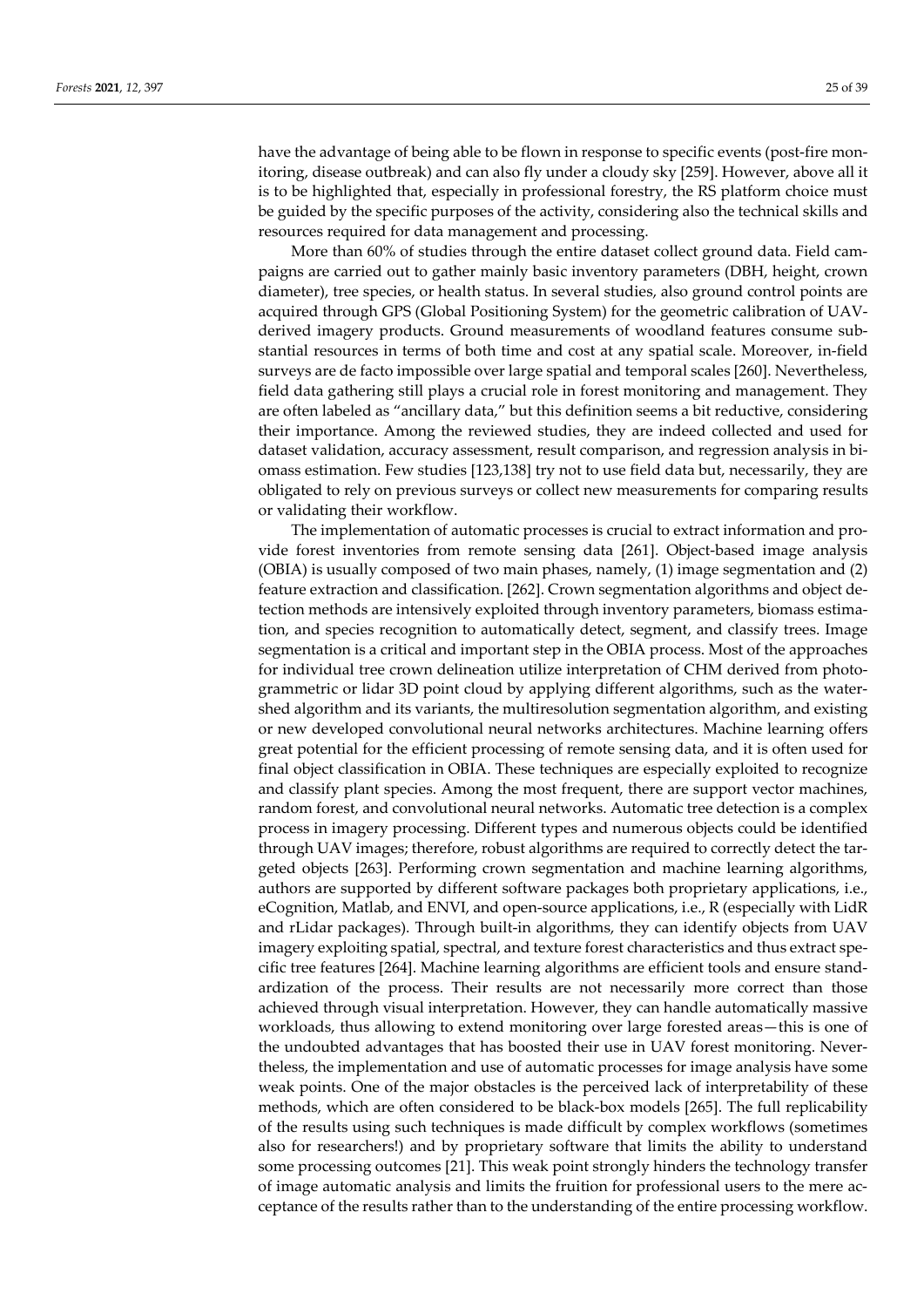have the advantage of being able to be flown in response to specific events (post-fire monitoring, disease outbreak) and can also fly under a cloudy sky [259]. However, above all it is to be highlighted that, especially in professional forestry, the RS platform choice must be guided by the specific purposes of the activity, considering also the technical skills and resources required for data management and processing.

More than 60% of studies through the entire dataset collect ground data. Field campaigns are carried out to gather mainly basic inventory parameters (DBH, height, crown diameter), tree species, or health status. In several studies, also ground control points are acquired through GPS (Global Positioning System) for the geometric calibration of UAV-derived imagery products. Ground measurements of woodland features consume substantial resources in terms of both time and cost at any spatial scale. Moreover, in-field surveys are de facto impossible over large spatial and temporal scales [260]. Nevertheless, field data gathering still plays a crucial role in forest monitoring and management. They are often labeled as "ancillary data," but this definition seems a bit reductive, considering their importance. Among the reviewed studies, they are indeed collected and used for dataset validation, accuracy assessment, result comparison, and regression analysis in biomass estimation. Few studies [123,138] try not to use field data but, necessarily, they are obligated to rely on previous surveys or collect new measurements for comparing results or validating their workflow.

The implementation of automatic processes is crucial to extract information and provide forest inventories from remote sensing data [261]. Object-based image analysis (OBIA) is usually composed of two main phases, namely, (1) image segmentation and (2) feature extraction and classification. [262]. Crown segmentation algorithms and object detection methods are intensively exploited through inventory parameters, biomass estimation, and species recognition to automatically detect, segment, and classify trees. Image segmentation is a critical and important step in the OBIA process. Most of the approaches for individual tree crown delineation utilize interpretation of CHM derived from photogrammetric or lidar 3D point cloud by applying different algorithms, such as the watershed algorithm and its variants, the multiresolution segmentation algorithm, and existing or new developed convolutional neural networks architectures. Machine learning offers great potential for the efficient processing of remote sensing data, and it is often used for final object classification in OBIA. These techniques are especially exploited to recognize and classify plant species. Among the most frequent, there are support vector machines, random forest, and convolutional neural networks. Automatic tree detection is a complex process in imagery processing. Different types and numerous objects could be identified through UAV images; therefore, robust algorithms are required to correctly detect the targeted objects [263]. Performing crown segmentation and machine learning algorithms, authors are supported by different software packages both proprietary applications, i.e., eCognition, Matlab, and ENVI, and open-source applications, i.e., R (especially with LidR and rLidar packages). Through built-in algorithms, they can identify objects from UAV imagery exploiting spatial, spectral, and texture forest characteristics and thus extract specific tree features [264]. Machine learning algorithms are efficient tools and ensure standardization of the process. Their results are not necessarily more correct than those achieved through visual interpretation. However, they can handle automatically massive workloads, thus allowing to extend monitoring over large forested areas—this is one of the undoubted advantages that has boosted their use in UAV forest monitoring. Nevertheless, the implementation and use of automatic processes for image analysis have some weak points. One of the major obstacles is the perceived lack of interpretability of these methods, which are often considered to be black-box models [265]. The full replicability of the results using such techniques is made difficult by complex workflows (sometimes also for researchers!) and by proprietary software that limits the ability to understand some processing outcomes [21]. This weak point strongly hinders the technology transfer of image automatic analysis and limits the fruition for professional users to the mere acceptance of the results rather than to the understanding of the entire processing workflow.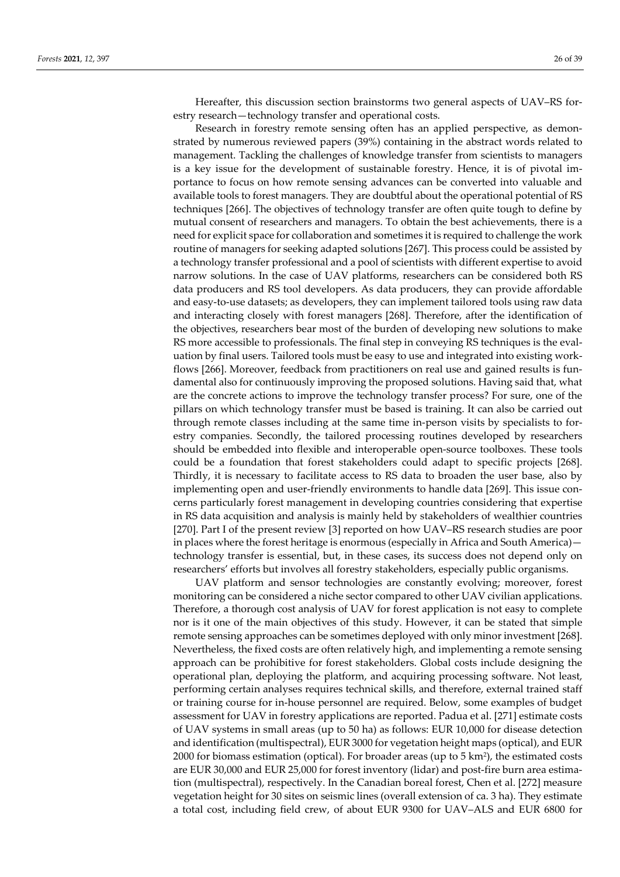Hereafter, this discussion section brainstorms two general aspects of UAV–RS forestry research—technology transfer and operational costs.

Research in forestry remote sensing often has an applied perspective, as demonstrated by numerous reviewed papers (39%) containing in the abstract words related to management. Tackling the challenges of knowledge transfer from scientists to managers is a key issue for the development of sustainable forestry. Hence, it is of pivotal importance to focus on how remote sensing advances can be converted into valuable and available tools to forest managers. They are doubtful about the operational potential of RS techniques [266]. The objectives of technology transfer are often quite tough to define by mutual consent of researchers and managers. To obtain the best achievements, there is a need for explicit space for collaboration and sometimes it is required to challenge the work routine of managers for seeking adapted solutions [267]. This process could be assisted by a technology transfer professional and a pool of scientists with different expertise to avoid narrow solutions. In the case of UAV platforms, researchers can be considered both RS data producers and RS tool developers. As data producers, they can provide affordable and easy-to-use datasets; as developers, they can implement tailored tools using raw data and interacting closely with forest managers [268]. Therefore, after the identification of the objectives, researchers bear most of the burden of developing new solutions to make RS more accessible to professionals. The final step in conveying RS techniques is the evaluation by final users. Tailored tools must be easy to use and integrated into existing workflows [266]. Moreover, feedback from practitioners on real use and gained results is fundamental also for continuously improving the proposed solutions. Having said that, what are the concrete actions to improve the technology transfer process? For sure, one of the pillars on which technology transfer must be based is training. It can also be carried out through remote classes including at the same time in-person visits by specialists to forestry companies. Secondly, the tailored processing routines developed by researchers should be embedded into flexible and interoperable open-source toolboxes. These tools could be a foundation that forest stakeholders could adapt to specific projects [268]. Thirdly, it is necessary to facilitate access to RS data to broaden the user base, also by implementing open and user-friendly environments to handle data [269]. This issue concerns particularly forest management in developing countries considering that expertise in RS data acquisition and analysis is mainly held by stakeholders of wealthier countries [270]. Part I of the present review [3] reported on how UAV–RS research studies are poor in places where the forest heritage is enormous (especially in Africa and South America)—technology transfer is essential, but, in these cases, its success does not depend only on researchers' efforts but involves all forestry stakeholders, especially public organisms.

UAV platform and sensor technologies are constantly evolving; moreover, forest monitoring can be considered a niche sector compared to other UAV civilian applications. Therefore, a thorough cost analysis of UAV for forest application is not easy to complete nor is it one of the main objectives of this study. However, it can be stated that simple remote sensing approaches can be sometimes deployed with only minor investment [268]. Nevertheless, the fixed costs are often relatively high, and implementing a remote sensing approach can be prohibitive for forest stakeholders. Global costs include designing the operational plan, deploying the platform, and acquiring processing software. Not least, performing certain analyses requires technical skills, and therefore, external trained staff or training course for in-house personnel are required. Below, some examples of budget assessment for UAV in forestry applications are reported. Padua et al. [271] estimate costs of UAV systems in small areas (up to 50 ha) as follows: EUR 10,000 for disease detection and identification (multispectral), EUR 3000 for vegetation height maps (optical), and EUR 2000 for biomass estimation (optical). For broader areas (up to 5 km$^2$), the estimated costs are EUR 30,000 and EUR 25,000 for forest inventory (lidar) and post-fire burn area estimation (multispectral), respectively. In the Canadian boreal forest, Chen et al. [272] measure vegetation height for 30 sites on seismic lines (overall extension of ca. 3 ha). They estimate a total cost, including field crew, of about EUR 9300 for UAV–ALS and EUR 6800 for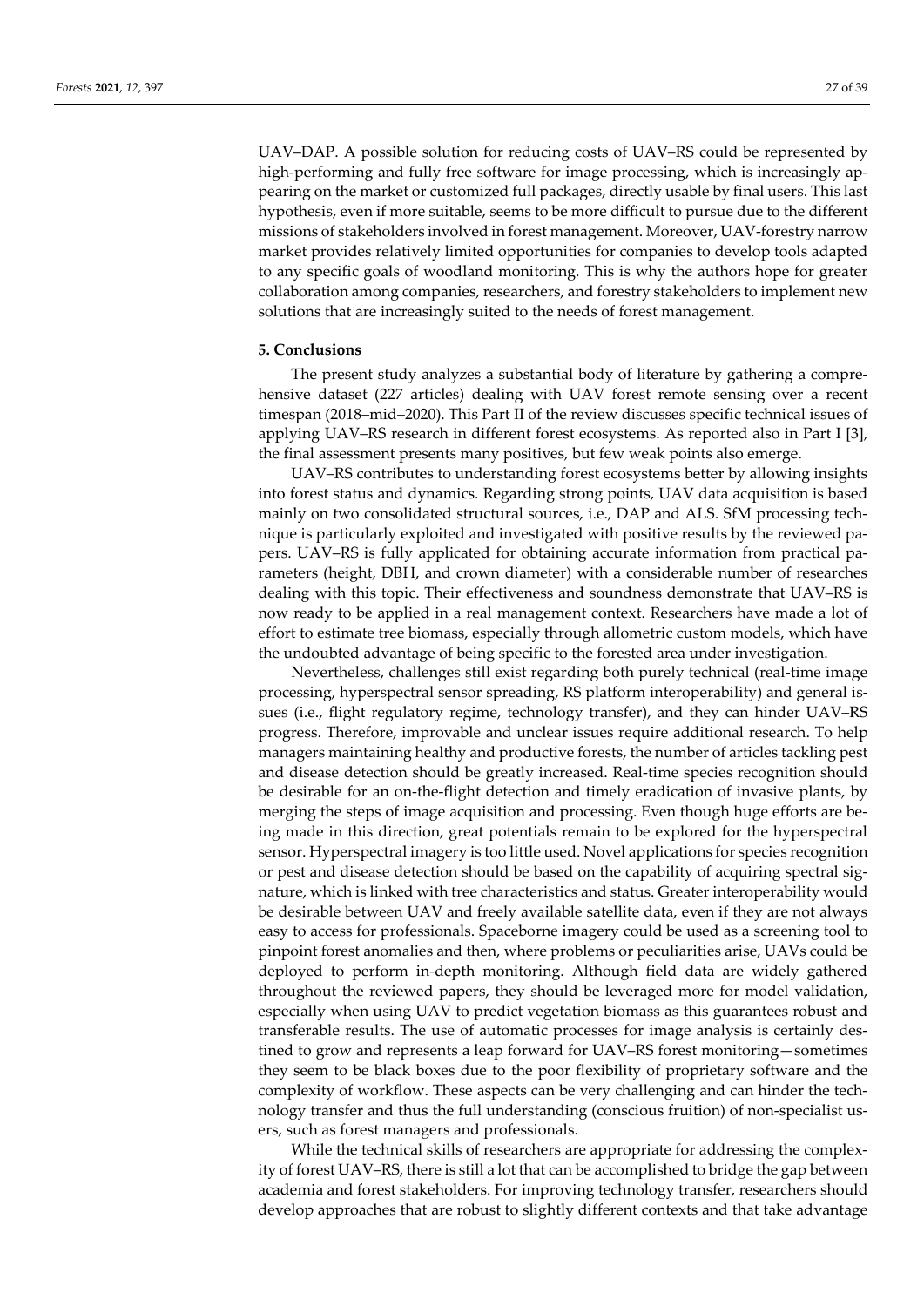UAV–DAP. A possible solution for reducing costs of UAV–RS could be represented by high-performing and fully free software for image processing, which is increasingly appearing on the market or customized full packages, directly usable by final users. This last hypothesis, even if more suitable, seems to be more difficult to pursue due to the different missions of stakeholders involved in forest management. Moreover, UAV-forestry narrow market provides relatively limited opportunities for companies to develop tools adapted to any specific goals of woodland monitoring. This is why the authors hope for greater collaboration among companies, researchers, and forestry stakeholders to implement new solutions that are increasingly suited to the needs of forest management.

## 5. Conclusions

The present study analyzes a substantial body of literature by gathering a comprehensive dataset (227 articles) dealing with UAV forest remote sensing over a recent timespan (2018–mid–2020). This Part II of the review discusses specific technical issues of applying UAV–RS research in different forest ecosystems. As reported also in Part I [3], the final assessment presents many positives, but few weak points also emerge.

UAV–RS contributes to understanding forest ecosystems better by allowing insights into forest status and dynamics. Regarding strong points, UAV data acquisition is based mainly on two consolidated structural sources, i.e., DAP and ALS. SfM processing technique is particularly exploited and investigated with positive results by the reviewed papers. UAV–RS is fully applicated for obtaining accurate information from practical parameters (height, DBH, and crown diameter) with a considerable number of researches dealing with this topic. Their effectiveness and soundness demonstrate that UAV–RS is now ready to be applied in a real management context. Researchers have made a lot of effort to estimate tree biomass, especially through allometric custom models, which have the undoubted advantage of being specific to the forested area under investigation.

Nevertheless, challenges still exist regarding both purely technical (real-time image processing, hyperspectral sensor spreading, RS platform interoperability) and general issues (i.e., flight regulatory regime, technology transfer), and they can hinder UAV–RS progress. Therefore, improvable and unclear issues require additional research. To help managers maintaining healthy and productive forests, the number of articles tackling pest and disease detection should be greatly increased. Real-time species recognition should be desirable for an on-the-flight detection and timely eradication of invasive plants, by merging the steps of image acquisition and processing. Even though huge efforts are being made in this direction, great potentials remain to be explored for the hyperspectral sensor. Hyperspectral imagery is too little used. Novel applications for species recognition or pest and disease detection should be based on the capability of acquiring spectral signature, which is linked with tree characteristics and status. Greater interoperability would be desirable between UAV and freely available satellite data, even if they are not always easy to access for professionals. Spaceborne imagery could be used as a screening tool to pinpoint forest anomalies and then, where problems or peculiarities arise, UAVs could be deployed to perform in-depth monitoring. Although field data are widely gathered throughout the reviewed papers, they should be leveraged more for model validation, especially when using UAV to predict vegetation biomass as this guarantees robust and transferable results. The use of automatic processes for image analysis is certainly destined to grow and represents a leap forward for UAV–RS forest monitoring—sometimes they seem to be black boxes due to the poor flexibility of proprietary software and the complexity of workflow. These aspects can be very challenging and can hinder the technology transfer and thus the full understanding (conscious fruition) of non-specialist users, such as forest managers and professionals.

While the technical skills of researchers are appropriate for addressing the complexity of forest UAV–RS, there is still a lot that can be accomplished to bridge the gap between academia and forest stakeholders. For improving technology transfer, researchers should develop approaches that are robust to slightly different contexts and that take advantage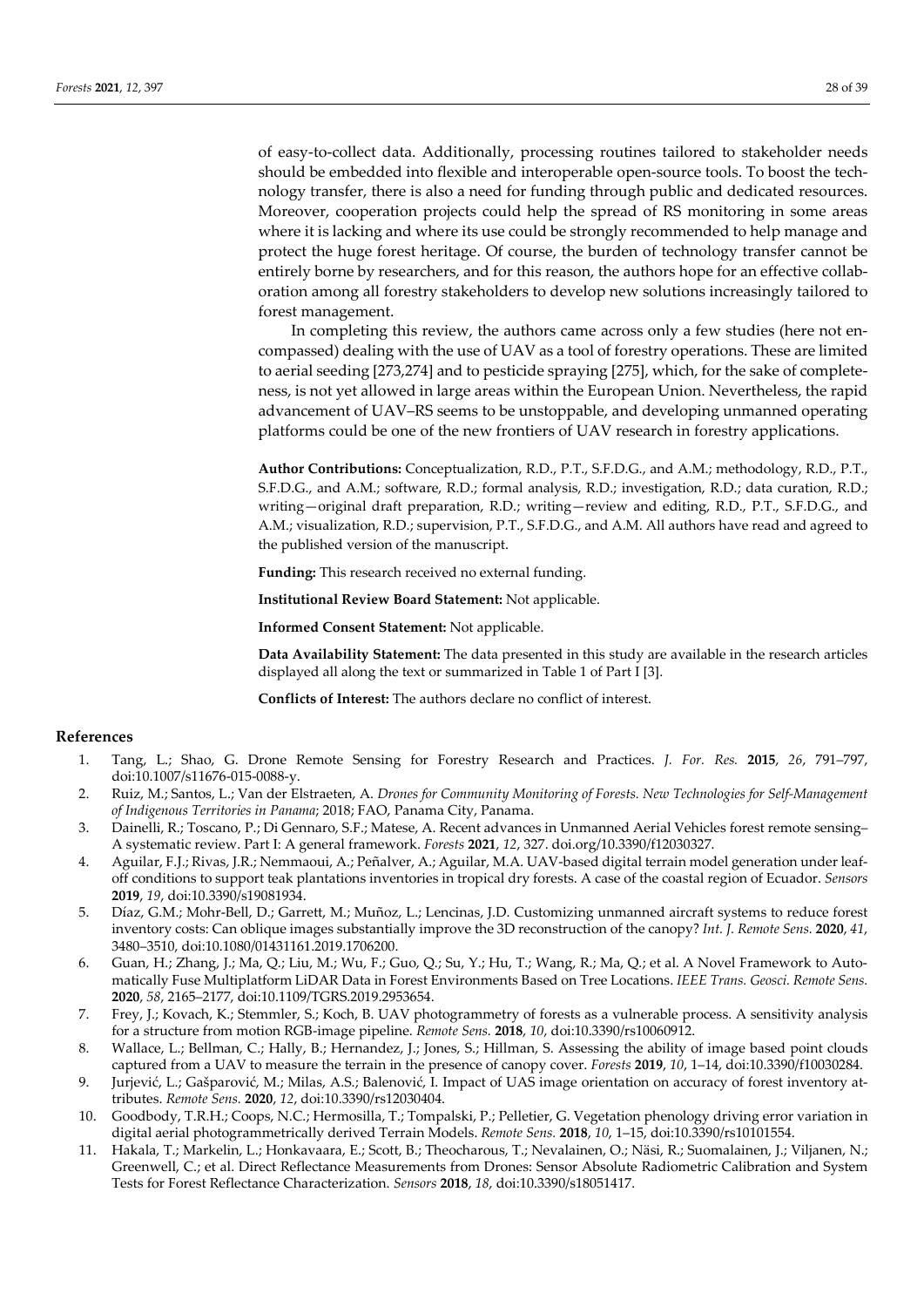of easy-to-collect data. Additionally, processing routines tailored to stakeholder needs should be embedded into flexible and interoperable open-source tools. To boost the technology transfer, there is also a need for funding through public and dedicated resources. Moreover, cooperation projects could help the spread of RS monitoring in some areas where it is lacking and where its use could be strongly recommended to help manage and protect the huge forest heritage. Of course, the burden of technology transfer cannot be entirely borne by researchers, and for this reason, the authors hope for an effective collaboration among all forestry stakeholders to develop new solutions increasingly tailored to forest management.

In completing this review, the authors came across only a few studies (here not encompassed) dealing with the use of UAV as a tool of forestry operations. These are limited to aerial seeding [273,274] and to pesticide spraying [275], which, for the sake of completeness, is not yet allowed in large areas within the European Union. Nevertheless, the rapid advancement of UAV–RS seems to be unstoppable, and developing unmanned operating platforms could be one of the new frontiers of UAV research in forestry applications.

**Author Contributions:** Conceptualization, R.D., P.T., S.F.D.G., and A.M.; methodology, R.D., P.T., S.F.D.G., and A.M.; software, R.D.; formal analysis, R.D.; investigation, R.D.; data curation, R.D.; writing—original draft preparation, R.D.; writing—review and editing, R.D., P.T., S.F.D.G., and A.M.; visualization, R.D.; supervision, P.T., S.F.D.G., and A.M. All authors have read and agreed to the published version of the manuscript.

**Funding:** This research received no external funding.

**Institutional Review Board Statement:** Not applicable.

**Informed Consent Statement:** Not applicable.

**Data Availability Statement:** The data presented in this study are available in the research articles displayed all along the text or summarized in Table 1 of Part I [3].

**Conflicts of Interest:** The authors declare no conflict of interest.

## References

1. Tang, L.; Shao, G. Drone Remote Sensing for Forestry Research and Practices. *J. For. Res.* **2015**, *26*, 791–797, doi:10.1007/s11676-015-0088-y.
2. Ruiz, M.; Santos, L.; Van der Elstraeten, A. *Drones for Community Monitoring of Forests. New Technologies for Self-Management of Indigenous Territories in Panama*; 2018; FAO, Panama City, Panama.
3. Dainelli, R.; Toscano, P.; Di Gennaro, S.F.; Matese, A. Recent advances in Unmanned Aerial Vehicles forest remote sensing–A systematic review. Part I: A general framework. *Forests* **2021**, *12*, 327. doi.org/10.3390/f12030327.
4. Aguilar, F.J.; Rivas, J.R.; Nemmaoui, A.; Peñalver, A.; Aguilar, M.A. UAV-based digital terrain model generation under leaf-off conditions to support teak plantations inventories in tropical dry forests. A case of the coastal region of Ecuador. *Sensors* **2019**, *19*, doi:10.3390/s19081934.
5. Díaz, G.M.; Mohr-Bell, D.; Garrett, M.; Muñoz, L.; Lencinas, J.D. Customizing unmanned aircraft systems to reduce forest inventory costs: Can oblique images substantially improve the 3D reconstruction of the canopy? *Int. J. Remote Sens.* **2020**, *41*, 3480–3510, doi:10.1080/01431161.2019.1706200.
6. Guan, H.; Zhang, J.; Ma, Q.; Liu, M.; Wu, F.; Guo, Q.; Su, Y.; Hu, T.; Wang, R.; Ma, Q.; et al. A Novel Framework to Automatically Fuse Multiplatform LiDAR Data in Forest Environments Based on Tree Locations. *IEEE Trans. Geosci. Remote Sens.* **2020**, *58*, 2165–2177, doi:10.1109/TGRS.2019.2953654.
7. Frey, J.; Kovach, K.; Stemmler, S.; Koch, B. UAV photogrammetry of forests as a vulnerable process. A sensitivity analysis for a structure from motion RGB-image pipeline. *Remote Sens.* **2018**, *10*, doi:10.3390/rs10060912.
8. Wallace, L.; Bellman, C.; Hally, B.; Hernandez, J.; Jones, S.; Hillman, S. Assessing the ability of image based point clouds captured from a UAV to measure the terrain in the presence of canopy cover. *Forests* **2019**, *10*, 1–14, doi:10.3390/f10030284.
9. Jurjević, L.; Gašparović, M.; Milas, A.S.; Balenović, I. Impact of UAS image orientation on accuracy of forest inventory attributes. *Remote Sens.* **2020**, *12*, doi:10.3390/rs12030404.
10. Goodbody, T.R.H.; Coops, N.C.; Hermosilla, T.; Tompalski, P.; Pelletier, G. Vegetation phenology driving error variation in digital aerial photogrammetrically derived Terrain Models. *Remote Sens.* **2018**, *10*, 1–15, doi:10.3390/rs10101554.
11. Hakala, T.; Markelin, L.; Honkavaara, E.; Scott, B.; Theocharous, T.; Nevalainen, O.; Näsi, R.; Suomalainen, J.; Viljanen, N.; Greenwell, C.; et al. Direct Reflectance Measurements from Drones: Sensor Absolute Radiometric Calibration and System Tests for Forest Reflectance Characterization. *Sensors* **2018**, *18*, doi:10.3390/s18051417.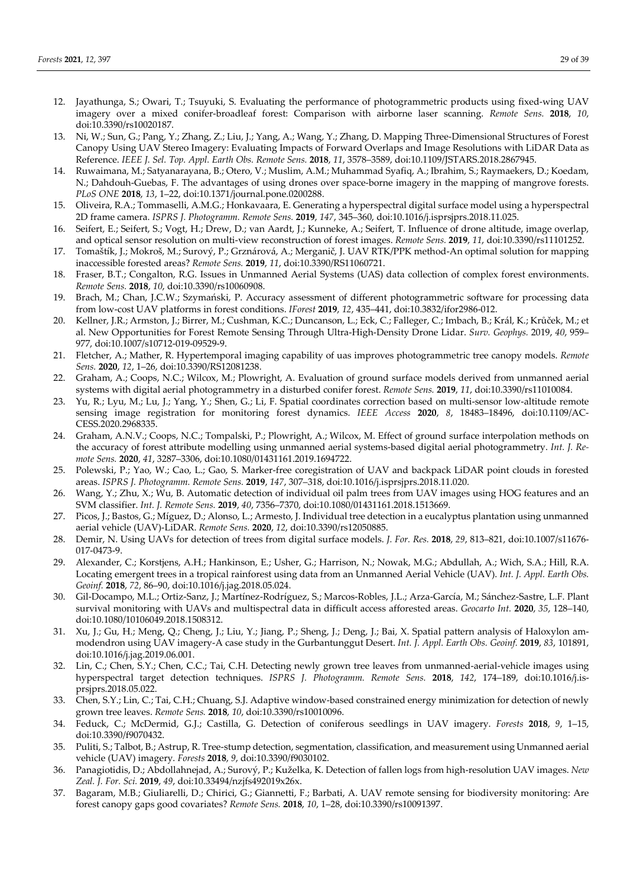12. Jayathunga, S.; Owari, T.; Tsuyuki, S. Evaluating the performance of photogrammetric products using fixed-wing UAV imagery over a mixed conifer-broadleaf forest: Comparison with airborne laser scanning. *Remote Sens.* **2018**, *10*, doi:10.3390/rs10020187.
13. Ni, W.; Sun, G.; Pang, Y.; Zhang, Z.; Liu, J.; Yang, A.; Wang, Y.; Zhang, D. Mapping Three-Dimensional Structures of Forest Canopy Using UAV Stereo Imagery: Evaluating Impacts of Forward Overlaps and Image Resolutions with LiDAR Data as Reference. *IEEE J. Sel. Top. Appl. Earth Obs. Remote Sens.* **2018**, *11*, 3578–3589, doi:10.1109/JSTARS.2018.2867945.
14. Ruwaimana, M.; Satyanarayana, B.; Otero, V.; Muslim, A.M.; Muhammad Syafiq, A.; Ibrahim, S.; Raymaekers, D.; Koedam, N.; Dahdouh-Guebas, F. The advantages of using drones over space-borne imagery in the mapping of mangrove forests. *PLoS ONE* **2018**, *13*, 1–22, doi:10.1371/journal.pone.0200288.
15. Oliveira, R.A.; Tommaselli, A.M.G.; Honkavaara, E. Generating a hyperspectral digital surface model using a hyperspectral 2D frame camera. *ISPRS J. Photogramm. Remote Sens.* **2019**, *147*, 345–360, doi:10.1016/j.isprsjprs.2018.11.025.
16. Seifert, E.; Seifert, S.; Vogt, H.; Drew, D.; van Aardt, J.; Kunneke, A.; Seifert, T. Influence of drone altitude, image overlap, and optical sensor resolution on multi-view reconstruction of forest images. *Remote Sens.* **2019**, *11*, doi:10.3390/rs11101252.
17. Tomaštík, J.; Mokroš, M.; Surový, P.; Grznárová, A.; Merganič, J. UAV RTK/PPK method-An optimal solution for mapping inaccessible forested areas? *Remote Sens.* **2019**, *11*, doi:10.3390/RS11060721.
18. Fraser, B.T.; Congalton, R.G. Issues in Unmanned Aerial Systems (UAS) data collection of complex forest environments. *Remote Sens.* **2018**, *10*, doi:10.3390/rs10060908.
19. Brach, M.; Chan, J.C.W.; Szymański, P. Accuracy assessment of different photogrammetric software for processing data from low-cost UAV platforms in forest conditions. *IForest* **2019**, *12*, 435–441, doi:10.3832/ifor2986-012.
20. Kellner, J.R.; Armston, J.; Birrer, M.; Cushman, K.C.; Duncanson, L.; Eck, C.; Falleger, C.; Imbach, B.; Král, K.; Krůček, M.; et al. New Opportunities for Forest Remote Sensing Through Ultra-High-Density Drone Lidar. *Surv. Geophys.* 2019, *40*, 959–977, doi:10.1007/s10712-019-09529-9.
21. Fletcher, A.; Mather, R. Hypertemporal imaging capability of uas improves photogrammetric tree canopy models. *Remote Sens.* **2020**, *12*, 1–26, doi:10.3390/RS12081238.
22. Graham, A.; Coops, N.C.; Wilcox, M.; Plowright, A. Evaluation of ground surface models derived from unmanned aerial systems with digital aerial photogrammetry in a disturbed conifer forest. *Remote Sens.* **2019**, *11*, doi:10.3390/rs11010084.
23. Yu, R.; Lyu, M.; Lu, J.; Yang, Y.; Shen, G.; Li, F. Spatial coordinates correction based on multi-sensor low-altitude remote sensing image registration for monitoring forest dynamics. *IEEE Access* **2020**, *8*, 18483–18496, doi:10.1109/ACCESS.2020.2968335.
24. Graham, A.N.V.; Coops, N.C.; Tompalski, P.; Plowright, A.; Wilcox, M. Effect of ground surface interpolation methods on the accuracy of forest attribute modelling using unmanned aerial systems-based digital aerial photogrammetry. *Int. J. Remote Sens.* **2020**, *41*, 3287–3306, doi:10.1080/01431161.2019.1694722.
25. Polewski, P.; Yao, W.; Cao, L.; Gao, S. Marker-free coregistration of UAV and backpack LiDAR point clouds in forested areas. *ISPRS J. Photogramm. Remote Sens.* **2019**, *147*, 307–318, doi:10.1016/j.isprsjprs.2018.11.020.
26. Wang, Y.; Zhu, X.; Wu, B. Automatic detection of individual oil palm trees from UAV images using HOG features and an SVM classifier. *Int. J. Remote Sens.* **2019**, *40*, 7356–7370, doi:10.1080/01431161.2018.1513669.
27. Picos, J.; Bastos, G.; Míguez, D.; Alonso, L.; Armesto, J. Individual tree detection in a eucalyptus plantation using unmanned aerial vehicle (UAV)-LiDAR. *Remote Sens.* **2020**, *12*, doi:10.3390/rs12050885.
28. Demir, N. Using UAVs for detection of trees from digital surface models. *J. For. Res.* **2018**, *29*, 813–821, doi:10.1007/s11676-017-0473-9.
29. Alexander, C.; Korstjens, A.H.; Hankinson, E.; Usher, G.; Harrison, N.; Nowak, M.G.; Abdullah, A.; Wich, S.A.; Hill, R.A. Locating emergent trees in a tropical rainforest using data from an Unmanned Aerial Vehicle (UAV). *Int. J. Appl. Earth Obs. Geoinf.* **2018**, *72*, 86–90, doi:10.1016/j.jag.2018.05.024.
30. Gil-Docampo, M.L.; Ortiz-Sanz, J.; Martínez-Rodríguez, S.; Marcos-Robles, J.L.; Arza-García, M.; Sánchez-Sastre, L.F. Plant survival monitoring with UAVs and multispectral data in difficult access afforested areas. *Geocarto Int.* **2020**, *35*, 128–140, doi:10.1080/10106049.2018.1508312.
31. Xu, J.; Gu, H.; Meng, Q.; Cheng, J.; Liu, Y.; Jiang, P.; Sheng, J.; Deng, J.; Bai, X. Spatial pattern analysis of Haloxylon ammodendron using UAV imagery-A case study in the Gurbantunggut Desert. *Int. J. Appl. Earth Obs. Geoinf.* **2019**, *83*, 101891, doi:10.1016/j.jag.2019.06.001.
32. Lin, C.; Chen, S.Y.; Chen, C.C.; Tai, C.H. Detecting newly grown tree leaves from unmanned-aerial-vehicle images using hyperspectral target detection techniques. *ISPRS J. Photogramm. Remote Sens.* **2018**, *142*, 174–189, doi:10.1016/j.isprsjprs.2018.05.022.
33. Chen, S.Y.; Lin, C.; Tai, C.H.; Chuang, S.J. Adaptive window-based constrained energy minimization for detection of newly grown tree leaves. *Remote Sens.* **2018**, *10*, doi:10.3390/rs10010096.
34. Feduck, C.; McDermid, G.J.; Castilla, G. Detection of coniferous seedlings in UAV imagery. *Forests* **2018**, *9*, 1–15, doi:10.3390/f9070432.
35. Puliti, S.; Talbot, B.; Astrup, R. Tree-stump detection, segmentation, classification, and measurement using Unmanned aerial vehicle (UAV) imagery. *Forests* **2018**, *9*, doi:10.3390/f9030102.
36. Panagiotidis, D.; Abdollahnejad, A.; Surový, P.; Kuželka, K. Detection of fallen logs from high-resolution UAV images. *New Zeal. J. For. Sci.* **2019**, *49*, doi:10.33494/nzjfs492019x26x.
37. Bagaram, M.B.; Giuliarelli, D.; Chirici, G.; Giannetti, F.; Barbati, A. UAV remote sensing for biodiversity monitoring: Are forest canopy gaps good covariates? *Remote Sens.* **2018**, *10*, 1–28, doi:10.3390/rs10091397.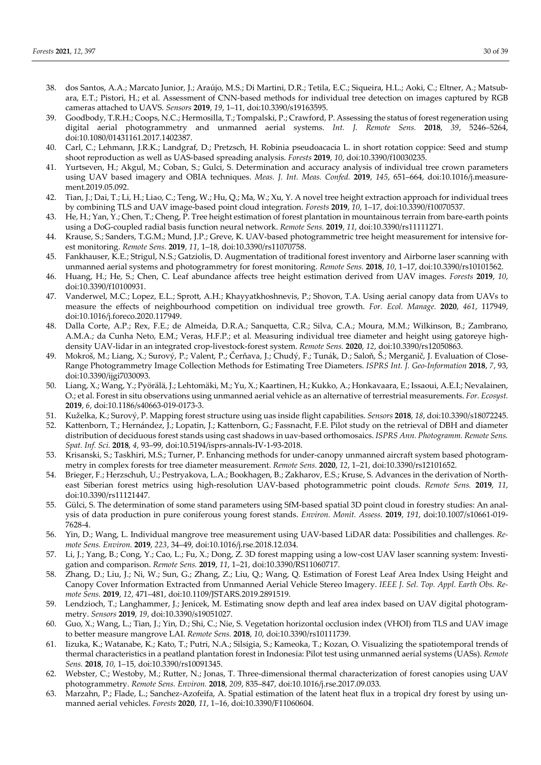38. dos Santos, A.A.; Marcato Junior, J.; Araújo, M.S.; Di Martini, D.R.; Tetila, E.C.; Siqueira, H.L.; Aoki, C.; Eltner, A.; Matsubara, E.T.; Pistori, H.; et al. Assessment of CNN-based methods for individual tree detection on images captured by RGB cameras attached to UAVS. *Sensors* **2019**, *19*, 1–11, doi:10.3390/s19163595.
39. Goodbody, T.R.H.; Coops, N.C.; Hermosilla, T.; Tompalski, P.; Crawford, P. Assessing the status of forest regeneration using digital aerial photogrammetry and unmanned aerial systems. *Int. J. Remote Sens.* **2018**, *39*, 5246–5264, doi:10.1080/01431161.2017.1402387.
40. Carl, C.; Lehmann, J.R.K.; Landgraf, D.; Pretzsch, H. Robinia pseudoacacia L. in short rotation coppice: Seed and stump shoot reproduction as well as UAS-based spreading analysis. *Forests* **2019**, *10*, doi:10.3390/f10030235.
41. Yurtseven, H.; Akgul, M.; Coban, S.; Gulci, S. Determination and accuracy analysis of individual tree crown parameters using UAV based imagery and OBIA techniques. *Meas. J. Int. Meas. Confed.* **2019**, *145*, 651–664, doi:10.1016/j.measurement.2019.05.092.
42. Tian, J.; Dai, T.; Li, H.; Liao, C.; Teng, W.; Hu, Q.; Ma, W.; Xu, Y. A novel tree height extraction approach for individual trees by combining TLS and UAV image-based point cloud integration. *Forests* **2019**, *10*, 1–17, doi:10.3390/f10070537.
43. He, H.; Yan, Y.; Chen, T.; Cheng, P. Tree height estimation of forest plantation in mountainous terrain from bare-earth points using a DoG-coupled radial basis function neural network. *Remote Sens.* **2019**, *11*, doi:10.3390/rs11111271.
44. Krause, S.; Sanders, T.G.M.; Mund, J.P.; Greve, K. UAV-based photogrammetric tree height measurement for intensive forest monitoring. *Remote Sens.* **2019**, *11*, 1–18, doi:10.3390/rs11070758.
45. Fankhauser, K.E.; Strigul, N.S.; Gatziolis, D. Augmentation of traditional forest inventory and Airborne laser scanning with unmanned aerial systems and photogrammetry for forest monitoring. *Remote Sens.* **2018**, *10*, 1–17, doi:10.3390/rs10101562.
46. Huang, H.; He, S.; Chen, C. Leaf abundance affects tree height estimation derived from UAV images. *Forests* **2019**, *10*, doi:10.3390/f10100931.
47. Vanderwel, M.C.; Lopez, E.L.; Sprott, A.H.; Khayyatkhoshnevis, P.; Shovon, T.A. Using aerial canopy data from UAVs to measure the effects of neighbourhood competition on individual tree growth. *For. Ecol. Manage.* **2020**, *461*, 117949, doi:10.1016/j.foreco.2020.117949.
48. Dalla Corte, A.P.; Rex, F.E.; de Almeida, D.R.A.; Sanquetta, C.R.; Silva, C.A.; Moura, M.M.; Wilkinson, B.; Zambrano, A.M.A.; da Cunha Neto, E.M.; Veras, H.F.P.; et al. Measuring individual tree diameter and height using gatoreye high-density UAV-lidar in an integrated crop-livestock-forest system. *Remote Sens.* **2020**, *12*, doi:10.3390/rs12050863.
49. Mokroš, M.; Liang, X.; Surový, P.; Valent, P.; Čerňava, J.; Chudý, F.; Tunák, D.; Saloň, Š.; Merganič, J. Evaluation of Close-Range Photogrammetry Image Collection Methods for Estimating Tree Diameters. *ISPRS Int. J. Geo-Information* **2018**, *7*, 93, doi:10.3390/ijgi7030093.
50. Liang, X.; Wang, Y.; Pyörälä, J.; Lehtomäki, M.; Yu, X.; Kaartinen, H.; Kukko, A.; Honkavaara, E.; Issaoui, A.E.I.; Nevalainen, O.; et al. Forest in situ observations using unmanned aerial vehicle as an alternative of terrestrial measurements. *For. Ecosyst.* **2019**, *6*, doi:10.1186/s40663-019-0173-3.
51. Kuželka, K.; Surový, P. Mapping forest structure using uas inside flight capabilities. *Sensors* **2018**, *18*, doi:10.3390/s18072245.
52. Kattenborn, T.; Hernández, J.; Lopatin, J.; Kattenborn, G.; Fassnacht, F.E. Pilot study on the retrieval of DBH and diameter distribution of deciduous forest stands using cast shadows in uav-based orthomosaics. *ISPRS Ann. Photogramm. Remote Sens. Spat. Inf. Sci.* **2018**, *4*, 93–99, doi:10.5194/isprs-annals-IV-1-93-2018.
53. Krisanski, S.; Taskhiri, M.S.; Turner, P. Enhancing methods for under-canopy unmanned aircraft system based photogrammetry in complex forests for tree diameter measurement. *Remote Sens.* **2020**, *12*, 1–21, doi:10.3390/rs12101652.
54. Brieger, F.; Herzschuh, U.; Pestryakova, L.A.; Bookhagen, B.; Zakharov, E.S.; Kruse, S. Advances in the derivation of Northeast Siberian forest metrics using high-resolution UAV-based photogrammetric point clouds. *Remote Sens.* **2019**, *11*, doi:10.3390/rs11121447.
55. Gülci, S. The determination of some stand parameters using SfM-based spatial 3D point cloud in forestry studies: An analysis of data production in pure coniferous young forest stands. *Environ. Monit. Assess.* **2019**, *191*, doi:10.1007/s10661-019-7628-4.
56. Yin, D.; Wang, L. Individual mangrove tree measurement using UAV-based LiDAR data: Possibilities and challenges. *Remote Sens. Environ.* **2019**, *223*, 34–49, doi:10.1016/j.rse.2018.12.034.
57. Li, J.; Yang, B.; Cong, Y.; Cao, L.; Fu, X.; Dong, Z. 3D forest mapping using a low-cost UAV laser scanning system: Investigation and comparison. *Remote Sens.* **2019**, *11*, 1–21, doi:10.3390/RS11060717.
58. Zhang, D.; Liu, J.; Ni, W.; Sun, G.; Zhang, Z.; Liu, Q.; Wang, Q. Estimation of Forest Leaf Area Index Using Height and Canopy Cover Information Extracted from Unmanned Aerial Vehicle Stereo Imagery. *IEEE J. Sel. Top. Appl. Earth Obs. Remote Sens.* **2019**, *12*, 471–481, doi:10.1109/JSTARS.2019.2891519.
59. Lendzioch, T.; Langhammer, J.; Jenicek, M. Estimating snow depth and leaf area index based on UAV digital photogrammetry. *Sensors* **2019**, *19*, doi:10.3390/s19051027.
60. Guo, X.; Wang, L.; Tian, J.; Yin, D.; Shi, C.; Nie, S. Vegetation horizontal occlusion index (VHOI) from TLS and UAV image to better measure mangrove LAI. *Remote Sens.* **2018**, *10*, doi:10.3390/rs10111739.
61. Iizuka, K.; Watanabe, K.; Kato, T.; Putri, N.A.; Silsigia, S.; Kameoka, T.; Kozan, O. Visualizing the spatiotemporal trends of thermal characteristics in a peatland plantation forest in Indonesia: Pilot test using unmanned aerial systems (UASs). *Remote Sens.* **2018**, *10*, 1–15, doi:10.3390/rs10091345.
62. Webster, C.; Westoby, M.; Rutter, N.; Jonas, T. Three-dimensional thermal characterization of forest canopies using UAV photogrammetry. *Remote Sens. Environ.* **2018**, *209*, 835–847, doi:10.1016/j.rse.2017.09.033.
63. Marzahn, P.; Flade, L.; Sanchez-Azofeifa, A. Spatial estimation of the latent heat flux in a tropical dry forest by using unmanned aerial vehicles. *Forests* **2020**, *11*, 1–16, doi:10.3390/F11060604.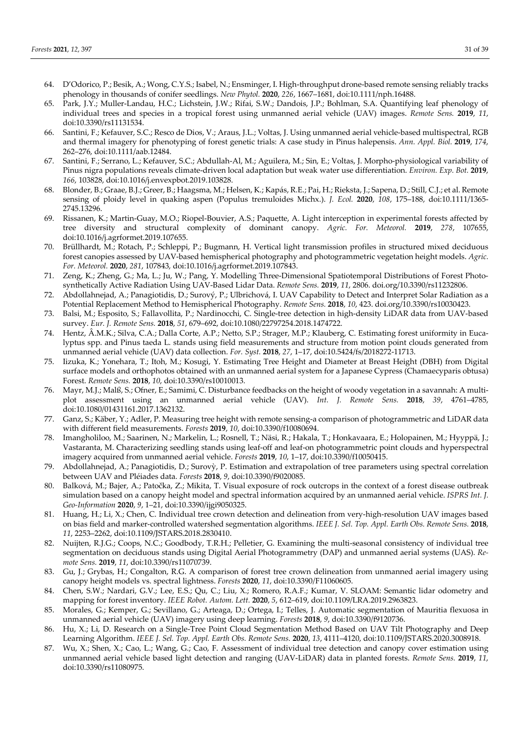64. D'Odorico, P.; Besik, A.; Wong, C.Y.S.; Isabel, N.; Ensminger, I. High-throughput drone-based remote sensing reliably tracks phenology in thousands of conifer seedlings. *New Phytol.* **2020**, *226*, 1667–1681, doi:10.1111/nph.16488.
65. Park, J.Y.; Muller-Landau, H.C.; Lichstein, J.W.; Rifai, S.W.; Dandois, J.P.; Bohlman, S.A. Quantifying leaf phenology of individual trees and species in a tropical forest using unmanned aerial vehicle (UAV) images. *Remote Sens.* **2019**, *11*, doi:10.3390/rs11131534.
66. Santini, F.; Kefauver, S.C.; Resco de Dios, V.; Araus, J.L.; Voltas, J. Using unmanned aerial vehicle-based multispectral, RGB and thermal imagery for phenotyping of forest genetic trials: A case study in Pinus halepensis. *Ann. Appl. Biol.* **2019**, *174*, 262–276, doi:10.1111/aab.12484.
67. Santini, F.; Serrano, L.; Kefauver, S.C.; Abdullah-Al, M.; Aguilera, M.; Sin, E.; Voltas, J. Morpho-physiological variability of Pinus nigra populations reveals climate-driven local adaptation but weak water use differentiation. *Environ. Exp. Bot.* **2019**, *166*, 103828, doi:10.1016/j.envexpbot.2019.103828.
68. Blonder, B.; Graae, B.J.; Greer, B.; Haagsma, M.; Helsen, K.; Kapás, R.E.; Pai, H.; Rieksta, J.; Sapena, D.; Still, C.J.; et al. Remote sensing of ploidy level in quaking aspen (Populus tremuloides Michx.). *J. Ecol.* **2020**, *108*, 175–188, doi:10.1111/1365-2745.13296.
69. Rissanen, K.; Martin-Guay, M.O.; Riopel-Bouvier, A.S.; Paquette, A. Light interception in experimental forests affected by tree diversity and structural complexity of dominant canopy. *Agric. For. Meteorol.* **2019**, *278*, 107655, doi:10.1016/j.agrformet.2019.107655.
70. Brüllhardt, M.; Rotach, P.; Schleppi, P.; Bugmann, H. Vertical light transmission profiles in structured mixed deciduous forest canopies assessed by UAV-based hemispherical photography and photogrammetric vegetation height models. *Agric. For. Meteorol.* **2020**, *281*, 107843, doi:10.1016/j.agrformet.2019.107843.
71. Zeng, K.; Zheng, G.; Ma, L.; Ju, W.; Pang, Y. Modelling Three-Dimensional Spatiotemporal Distributions of Forest Photosynthetically Active Radiation Using UAV-Based Lidar Data. *Remote Sens.* **2019**, *11*, 2806. doi.org/10.3390/rs11232806.
72. Abdollahnejad, A.; Panagiotidis, D.; Surový, P.; Ulbrichová, I. UAV Capability to Detect and Interpret Solar Radiation as a Potential Replacement Method to Hemispherical Photography. *Remote Sens.* **2018**, *10*, 423. doi.org/10.3390/rs10030423.
73. Balsi, M.; Esposito, S.; Fallavollita, P.; Nardinocchi, C. Single-tree detection in high-density LiDAR data from UAV-based survey. *Eur. J. Remote Sens.* **2018**, *51*, 679–692, doi:10.1080/22797254.2018.1474722.
74. Hentz, Â.M.K.; Silva, C.A.; Dalla Corte, A.P.; Netto, S.P.; Strager, M.P.; Klauberg, C. Estimating forest uniformity in Eucalyptus spp. and Pinus taeda L. stands using field measurements and structure from motion point clouds generated from unmanned aerial vehicle (UAV) data collection. *For. Syst.* **2018**, *27*, 1–17, doi:10.5424/fs/2018272-11713.
75. Iizuka, K.; Yonehara, T.; Itoh, M.; Kosugi, Y. Estimating Tree Height and Diameter at Breast Height (DBH) from Digital surface models and orthophotos obtained with an unmanned aerial system for a Japanese Cypress (Chamaecyparis obtusa) Forest. *Remote Sens.* **2018**, *10*, doi:10.3390/rs10010013.
76. Mayr, M.J.; Malß, S.; Ofner, E.; Samimi, C. Disturbance feedbacks on the height of woody vegetation in a savannah: A multi-plot assessment using an unmanned aerial vehicle (UAV). *Int. J. Remote Sens.* **2018**, *39*, 4761–4785, doi:10.1080/01431161.2017.1362132.
77. Ganz, S.; Käber, Y.; Adler, P. Measuring tree height with remote sensing-a comparison of photogrammetric and LiDAR data with different field measurements. *Forests* **2019**, *10*, doi:10.3390/f10080694.
78. Imangholiloo, M.; Saarinen, N.; Markelin, L.; Rosnell, T.; Näsi, R.; Hakala, T.; Honkavaara, E.; Holopainen, M.; Hyyppä, J.; Vastaranta, M. Characterizing seedling stands using leaf-off and leaf-on photogrammetric point clouds and hyperspectral imagery acquired from unmanned aerial vehicle. *Forests* **2019**, *10*, 1–17, doi:10.3390/f10050415.
79. Abdollahnejad, A.; Panagiotidis, D.; Surovỳ, P. Estimation and extrapolation of tree parameters using spectral correlation between UAV and Pléiades data. *Forests* **2018**, *9*, doi:10.3390/f9020085.
80. Balková, M.; Bajer, A.; Patočka, Z.; Mikita, T. Visual exposure of rock outcrops in the context of a forest disease outbreak simulation based on a canopy height model and spectral information acquired by an unmanned aerial vehicle. *ISPRS Int. J. Geo-Information* **2020**, *9*, 1–21, doi:10.3390/ijgi9050325.
81. Huang, H.; Li, X.; Chen, C. Individual tree crown detection and delineation from very-high-resolution UAV images based on bias field and marker-controlled watershed segmentation algorithms. *IEEE J. Sel. Top. Appl. Earth Obs. Remote Sens.* **2018**, *11*, 2253–2262, doi:10.1109/JSTARS.2018.2830410.
82. Nuijten, R.J.G.; Coops, N.C.; Goodbody, T.R.H.; Pelletier, G. Examining the multi-seasonal consistency of individual tree segmentation on deciduous stands using Digital Aerial Photogrammetry (DAP) and unmanned aerial systems (UAS). *Remote Sens.* **2019**, *11*, doi:10.3390/rs11070739.
83. Gu, J.; Grybas, H.; Congalton, R.G. A comparison of forest tree crown delineation from unmanned aerial imagery using canopy height models vs. spectral lightness. *Forests* **2020**, *11*, doi:10.3390/F11060605.
84. Chen, S.W.; Nardari, G.V.; Lee, E.S.; Qu, C.; Liu, X.; Romero, R.A.F.; Kumar, V. SLOAM: Semantic lidar odometry and mapping for forest inventory. *IEEE Robot. Autom. Lett.* **2020**, *5*, 612–619, doi:10.1109/LRA.2019.2963823.
85. Morales, G.; Kemper, G.; Sevillano, G.; Arteaga, D.; Ortega, I.; Telles, J. Automatic segmentation of Mauritia flexuosa in unmanned aerial vehicle (UAV) imagery using deep learning. *Forests* **2018**, *9*, doi:10.3390/f9120736.
86. Hu, X.; Li, D. Research on a Single-Tree Point Cloud Segmentation Method Based on UAV Tilt Photography and Deep Learning Algorithm. *IEEE J. Sel. Top. Appl. Earth Obs. Remote Sens.* **2020**, *13*, 4111–4120, doi:10.1109/JSTARS.2020.3008918.
87. Wu, X.; Shen, X.; Cao, L.; Wang, G.; Cao, F. Assessment of individual tree detection and canopy cover estimation using unmanned aerial vehicle based light detection and ranging (UAV-LiDAR) data in planted forests. *Remote Sens.* **2019**, *11*, doi:10.3390/rs11080975.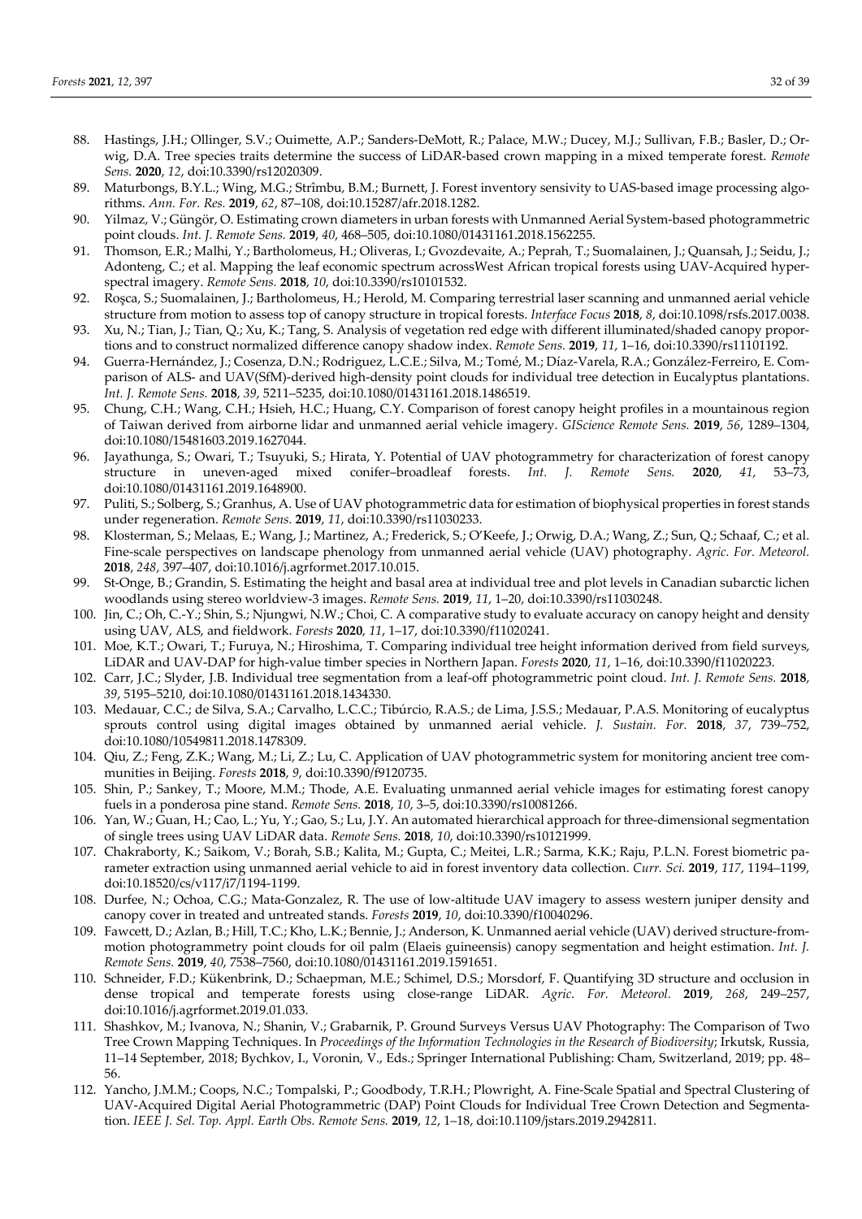88. Hastings, J.H.; Ollinger, S.V.; Ouimette, A.P.; Sanders-DeMott, R.; Palace, M.W.; Ducey, M.J.; Sullivan, F.B.; Basler, D.; Orwig, D.A. Tree species traits determine the success of LiDAR-based crown mapping in a mixed temperate forest. *Remote Sens.* **2020**, *12*, doi:10.3390/rs12020309.
89. Maturbongs, B.Y.L.; Wing, M.G.; Strîmbu, B.M.; Burnett, J. Forest inventory sensivity to UAS-based image processing algorithms. *Ann. For. Res.* **2019**, *62*, 87–108, doi:10.15287/afr.2018.1282.
90. Yilmaz, V.; Güngör, O. Estimating crown diameters in urban forests with Unmanned Aerial System-based photogrammetric point clouds. *Int. J. Remote Sens.* **2019**, *40*, 468–505, doi:10.1080/01431161.2018.1562255.
91. Thomson, E.R.; Malhi, Y.; Bartholomeus, H.; Oliveras, I.; Gvozdevaite, A.; Peprah, T.; Suomalainen, J.; Quansah, J.; Seidu, J.; Adonteng, C.; et al. Mapping the leaf economic spectrum acrossWest African tropical forests using UAV-Acquired hyperspectral imagery. *Remote Sens.* **2018**, *10*, doi:10.3390/rs10101532.
92. Roşca, S.; Suomalainen, J.; Bartholomeus, H.; Herold, M. Comparing terrestrial laser scanning and unmanned aerial vehicle structure from motion to assess top of canopy structure in tropical forests. *Interface Focus* **2018**, *8*, doi:10.1098/rsfs.2017.0038.
93. Xu, N.; Tian, J.; Tian, Q.; Xu, K.; Tang, S. Analysis of vegetation red edge with different illuminated/shaded canopy proportions and to construct normalized difference canopy shadow index. *Remote Sens.* **2019**, *11*, 1–16, doi:10.3390/rs11101192.
94. Guerra-Hernández, J.; Cosenza, D.N.; Rodriguez, L.C.E.; Silva, M.; Tomé, M.; Díaz-Varela, R.A.; González-Ferreiro, E. Comparison of ALS- and UAV(SfM)-derived high-density point clouds for individual tree detection in Eucalyptus plantations. *Int. J. Remote Sens.* **2018**, *39*, 5211–5235, doi:10.1080/01431161.2018.1486519.
95. Chung, C.H.; Wang, C.H.; Hsieh, H.C.; Huang, C.Y. Comparison of forest canopy height profiles in a mountainous region of Taiwan derived from airborne lidar and unmanned aerial vehicle imagery. *GIScience Remote Sens.* **2019**, *56*, 1289–1304, doi:10.1080/15481603.2019.1627044.
96. Jayathunga, S.; Owari, T.; Tsuyuki, S.; Hirata, Y. Potential of UAV photogrammetry for characterization of forest canopy structure in uneven-aged mixed conifer–broadleaf forests. *Int. J. Remote Sens.* **2020**, *41*, 53–73, doi:10.1080/01431161.2019.1648900.
97. Puliti, S.; Solberg, S.; Granhus, A. Use of UAV photogrammetric data for estimation of biophysical properties in forest stands under regeneration. *Remote Sens.* **2019**, *11*, doi:10.3390/rs11030233.
98. Klosterman, S.; Melaas, E.; Wang, J.; Martinez, A.; Frederick, S.; O'Keefe, J.; Orwig, D.A.; Wang, Z.; Sun, Q.; Schaaf, C.; et al. Fine-scale perspectives on landscape phenology from unmanned aerial vehicle (UAV) photography. *Agric. For. Meteorol.* **2018**, *248*, 397–407, doi:10.1016/j.agrformet.2017.10.015.
99. St-Onge, B.; Grandin, S. Estimating the height and basal area at individual tree and plot levels in Canadian subarctic lichen woodlands using stereo worldview-3 images. *Remote Sens.* **2019**, *11*, 1–20, doi:10.3390/rs11030248.
100. Jin, C.; Oh, C.-Y.; Shin, S.; Njungwi, N.W.; Choi, C. A comparative study to evaluate accuracy on canopy height and density using UAV, ALS, and fieldwork. *Forests* **2020**, *11*, 1–17, doi:10.3390/f11020241.
101. Moe, K.T.; Owari, T.; Furuya, N.; Hiroshima, T. Comparing individual tree height information derived from field surveys, LiDAR and UAV-DAP for high-value timber species in Northern Japan. *Forests* **2020**, *11*, 1–16, doi:10.3390/f11020223.
102. Carr, J.C.; Slyder, J.B. Individual tree segmentation from a leaf-off photogrammetric point cloud. *Int. J. Remote Sens.* **2018**, *39*, 5195–5210, doi:10.1080/01431161.2018.1434330.
103. Medauar, C.C.; de Silva, S.A.; Carvalho, L.C.C.; Tibúrcio, R.A.S.; de Lima, J.S.S.; Medauar, P.A.S. Monitoring of eucalyptus sprouts control using digital images obtained by unmanned aerial vehicle. *J. Sustain. For.* **2018**, *37*, 739–752, doi:10.1080/10549811.2018.1478309.
104. Qiu, Z.; Feng, Z.K.; Wang, M.; Li, Z.; Lu, C. Application of UAV photogrammetric system for monitoring ancient tree communities in Beijing. *Forests* **2018**, *9*, doi:10.3390/f9120735.
105. Shin, P.; Sankey, T.; Moore, M.M.; Thode, A.E. Evaluating unmanned aerial vehicle images for estimating forest canopy fuels in a ponderosa pine stand. *Remote Sens.* **2018**, *10*, 3–5, doi:10.3390/rs10081266.
106. Yan, W.; Guan, H.; Cao, L.; Yu, Y.; Gao, S.; Lu, J.Y. An automated hierarchical approach for three-dimensional segmentation of single trees using UAV LiDAR data. *Remote Sens.* **2018**, *10*, doi:10.3390/rs10121999.
107. Chakraborty, K.; Saikom, V.; Borah, S.B.; Kalita, M.; Gupta, C.; Meitei, L.R.; Sarma, K.K.; Raju, P.L.N. Forest biometric parameter extraction using unmanned aerial vehicle to aid in forest inventory data collection. *Curr. Sci.* **2019**, *117*, 1194–1199, doi:10.18520/cs/v117/i7/1194-1199.
108. Durfee, N.; Ochoa, C.G.; Mata-Gonzalez, R. The use of low-altitude UAV imagery to assess western juniper density and canopy cover in treated and untreated stands. *Forests* **2019**, *10*, doi:10.3390/f10040296.
109. Fawcett, D.; Azlan, B.; Hill, T.C.; Kho, L.K.; Bennie, J.; Anderson, K. Unmanned aerial vehicle (UAV) derived structure-from-motion photogrammetry point clouds for oil palm (Elaeis guineensis) canopy segmentation and height estimation. *Int. J. Remote Sens.* **2019**, *40*, 7538–7560, doi:10.1080/01431161.2019.1591651.
110. Schneider, F.D.; Kükenbrink, D.; Schaepman, M.E.; Schimel, D.S.; Morsdorf, F. Quantifying 3D structure and occlusion in dense tropical and temperate forests using close-range LiDAR. *Agric. For. Meteorol.* **2019**, *268*, 249–257, doi:10.1016/j.agrformet.2019.01.033.
111. Shashkov, M.; Ivanova, N.; Shanin, V.; Grabarnik, P. Ground Surveys Versus UAV Photography: The Comparison of Two Tree Crown Mapping Techniques. In *Proceedings of the Information Technologies in the Research of Biodiversity*; Irkutsk, Russia, 11–14 September, 2018; Bychkov, I., Voronin, V., Eds.; Springer International Publishing: Cham, Switzerland, 2019; pp. 48–56.
112. Yancho, J.M.M.; Coops, N.C.; Tompalski, P.; Goodbody, T.R.H.; Plowright, A. Fine-Scale Spatial and Spectral Clustering of UAV-Acquired Digital Aerial Photogrammetric (DAP) Point Clouds for Individual Tree Crown Detection and Segmentation. *IEEE J. Sel. Top. Appl. Earth Obs. Remote Sens.* **2019**, *12*, 1–18, doi:10.1109/jstars.2019.2942811.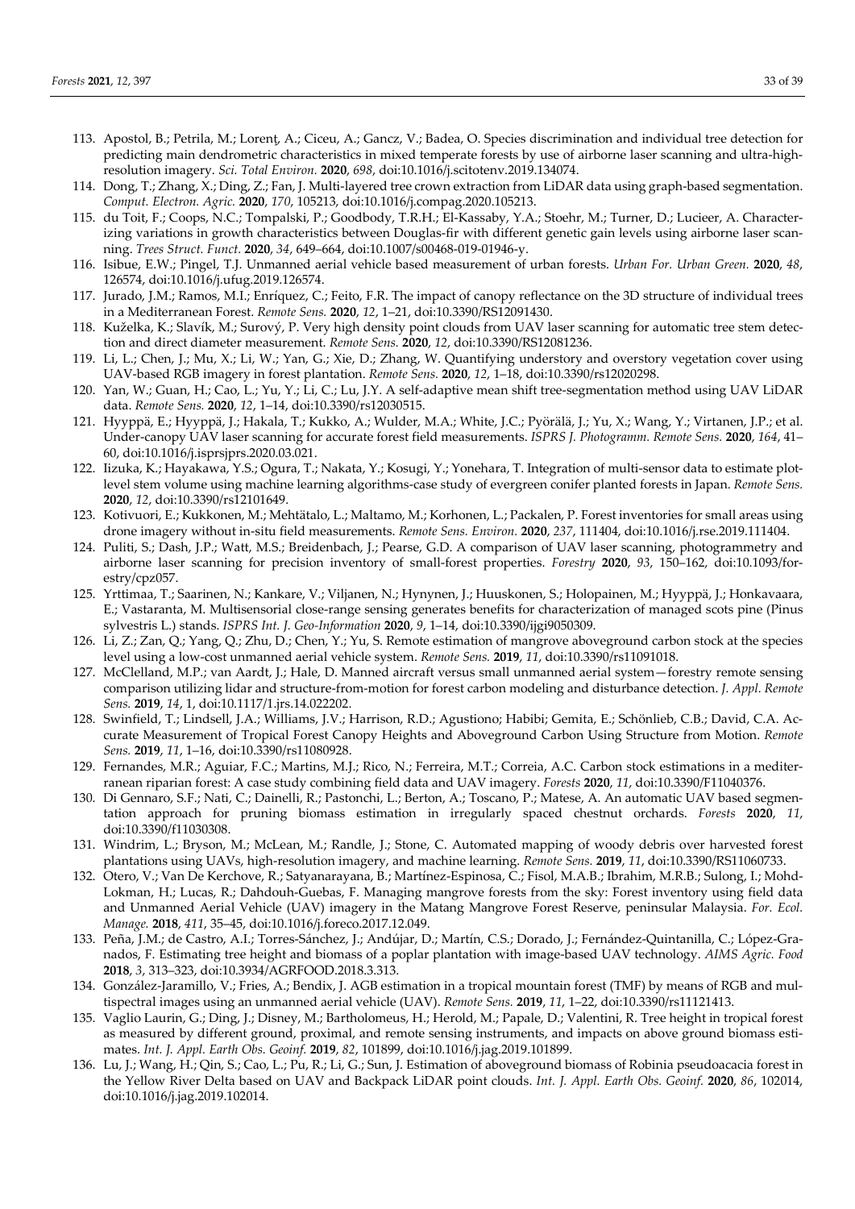113. Apostol, B.; Petrila, M.; Lorenţ, A.; Ciceu, A.; Gancz, V.; Badea, O. Species discrimination and individual tree detection for predicting main dendrometric characteristics in mixed temperate forests by use of airborne laser scanning and ultra-high-resolution imagery. *Sci. Total Environ.* **2020**, *698*, doi:10.1016/j.scitotenv.2019.134074.
114. Dong, T.; Zhang, X.; Ding, Z.; Fan, J. Multi-layered tree crown extraction from LiDAR data using graph-based segmentation. *Comput. Electron. Agric.* **2020**, *170*, 105213, doi:10.1016/j.compag.2020.105213.
115. du Toit, F.; Coops, N.C.; Tompalski, P.; Goodbody, T.R.H.; El-Kassaby, Y.A.; Stoehr, M.; Turner, D.; Lucieer, A. Characterizing variations in growth characteristics between Douglas-fir with different genetic gain levels using airborne laser scanning. *Trees Struct. Funct.* **2020**, *34*, 649–664, doi:10.1007/s00468-019-01946-y.
116. Isibue, E.W.; Pingel, T.J. Unmanned aerial vehicle based measurement of urban forests. *Urban For. Urban Green.* **2020**, *48*, 126574, doi:10.1016/j.ufug.2019.126574.
117. Jurado, J.M.; Ramos, M.I.; Enríquez, C.; Feito, F.R. The impact of canopy reflectance on the 3D structure of individual trees in a Mediterranean Forest. *Remote Sens.* **2020**, *12*, 1–21, doi:10.3390/RS12091430.
118. Kuželka, K.; Slavík, M.; Surový, P. Very high density point clouds from UAV laser scanning for automatic tree stem detection and direct diameter measurement. *Remote Sens.* **2020**, *12*, doi:10.3390/RS12081236.
119. Li, L.; Chen, J.; Mu, X.; Li, W.; Yan, G.; Xie, D.; Zhang, W. Quantifying understory and overstory vegetation cover using UAV-based RGB imagery in forest plantation. *Remote Sens.* **2020**, *12*, 1–18, doi:10.3390/rs12020298.
120. Yan, W.; Guan, H.; Cao, L.; Yu, Y.; Li, C.; Lu, J.Y. A self-adaptive mean shift tree-segmentation method using UAV LiDAR data. *Remote Sens.* **2020**, *12*, 1–14, doi:10.3390/rs12030515.
121. Hyyppä, E.; Hyyppä, J.; Hakala, T.; Kukko, A.; Wulder, M.A.; White, J.C.; Pyörälä, J.; Yu, X.; Wang, Y.; Virtanen, J.P.; et al. Under-canopy UAV laser scanning for accurate forest field measurements. *ISPRS J. Photogramm. Remote Sens.* **2020**, *164*, 41–60, doi:10.1016/j.isprsjprs.2020.03.021.
122. Iizuka, K.; Hayakawa, Y.S.; Ogura, T.; Nakata, Y.; Kosugi, Y.; Yonehara, T. Integration of multi-sensor data to estimate plot-level stem volume using machine learning algorithms-case study of evergreen conifer planted forests in Japan. *Remote Sens.* **2020**, *12*, doi:10.3390/rs12101649.
123. Kotivuori, E.; Kukkonen, M.; Mehtätalo, L.; Maltamo, M.; Korhonen, L.; Packalen, P. Forest inventories for small areas using drone imagery without in-situ field measurements. *Remote Sens. Environ.* **2020**, *237*, 111404, doi:10.1016/j.rse.2019.111404.
124. Puliti, S.; Dash, J.P.; Watt, M.S.; Breidenbach, J.; Pearse, G.D. A comparison of UAV laser scanning, photogrammetry and airborne laser scanning for precision inventory of small-forest properties. *Forestry* **2020**, *93*, 150–162, doi:10.1093/forestry/cpz057.
125. Yrttimaa, T.; Saarinen, N.; Kankare, V.; Viljanen, N.; Hynynen, J.; Huuskonen, S.; Holopainen, M.; Hyyppä, J.; Honkavaara, E.; Vastaranta, M. Multisensorial close-range sensing generates benefits for characterization of managed scots pine (Pinus sylvestris L.) stands. *ISPRS Int. J. Geo-Information* **2020**, *9*, 1–14, doi:10.3390/ijgi9050309.
126. Li, Z.; Zan, Q.; Yang, Q.; Zhu, D.; Chen, Y.; Yu, S. Remote estimation of mangrove aboveground carbon stock at the species level using a low-cost unmanned aerial vehicle system. *Remote Sens.* **2019**, *11*, doi:10.3390/rs11091018.
127. McClelland, M.P.; van Aardt, J.; Hale, D. Manned aircraft versus small unmanned aerial system—forestry remote sensing comparison utilizing lidar and structure-from-motion for forest carbon modeling and disturbance detection. *J. Appl. Remote Sens.* **2019**, *14*, 1, doi:10.1117/1.jrs.14.022202.
128. Swinfield, T.; Lindsell, J.A.; Williams, J.V.; Harrison, R.D.; Agustiono; Habibi; Gemita, E.; Schönlieb, C.B.; David, C.A. Accurate Measurement of Tropical Forest Canopy Heights and Aboveground Carbon Using Structure from Motion. *Remote Sens.* **2019**, *11*, 1–16, doi:10.3390/rs11080928.
129. Fernandes, M.R.; Aguiar, F.C.; Martins, M.J.; Rico, N.; Ferreira, M.T.; Correia, A.C. Carbon stock estimations in a mediterranean riparian forest: A case study combining field data and UAV imagery. *Forests* **2020**, *11*, doi:10.3390/F11040376.
130. Di Gennaro, S.F.; Nati, C.; Dainelli, R.; Pastonchi, L.; Berton, A.; Toscano, P.; Matese, A. An automatic UAV based segmentation approach for pruning biomass estimation in irregularly spaced chestnut orchards. *Forests* **2020**, *11*, doi:10.3390/f11030308.
131. Windrim, L.; Bryson, M.; McLean, M.; Randle, J.; Stone, C. Automated mapping of woody debris over harvested forest plantations using UAVs, high-resolution imagery, and machine learning. *Remote Sens.* **2019**, *11*, doi:10.3390/RS11060733.
132. Otero, V.; Van De Kerchove, R.; Satyanarayana, B.; Martínez-Espinosa, C.; Fisol, M.A.B.; Ibrahim, M.R.B.; Sulong, I.; Mohd-Lokman, H.; Lucas, R.; Dahdouh-Guebas, F. Managing mangrove forests from the sky: Forest inventory using field data and Unmanned Aerial Vehicle (UAV) imagery in the Matang Mangrove Forest Reserve, peninsular Malaysia. *For. Ecol. Manage.* **2018**, *411*, 35–45, doi:10.1016/j.foreco.2017.12.049.
133. Peña, J.M.; de Castro, A.I.; Torres-Sánchez, J.; Andújar, D.; Martín, C.S.; Dorado, J.; Fernández-Quintanilla, C.; López-Granados, F. Estimating tree height and biomass of a poplar plantation with image-based UAV technology. *AIMS Agric. Food* **2018**, *3*, 313–323, doi:10.3934/AGRFOOD.2018.3.313.
134. González-Jaramillo, V.; Fries, A.; Bendix, J. AGB estimation in a tropical mountain forest (TMF) by means of RGB and multispectral images using an unmanned aerial vehicle (UAV). *Remote Sens.* **2019**, *11*, 1–22, doi:10.3390/rs11121413.
135. Vaglio Laurin, G.; Ding, J.; Disney, M.; Bartholomeus, H.; Herold, M.; Papale, D.; Valentini, R. Tree height in tropical forest as measured by different ground, proximal, and remote sensing instruments, and impacts on above ground biomass estimates. *Int. J. Appl. Earth Obs. Geoinf.* **2019**, *82*, 101899, doi:10.1016/j.jag.2019.101899.
136. Lu, J.; Wang, H.; Qin, S.; Cao, L.; Pu, R.; Li, G.; Sun, J. Estimation of aboveground biomass of Robinia pseudoacacia forest in the Yellow River Delta based on UAV and Backpack LiDAR point clouds. *Int. J. Appl. Earth Obs. Geoinf.* **2020**, *86*, 102014, doi:10.1016/j.jag.2019.102014.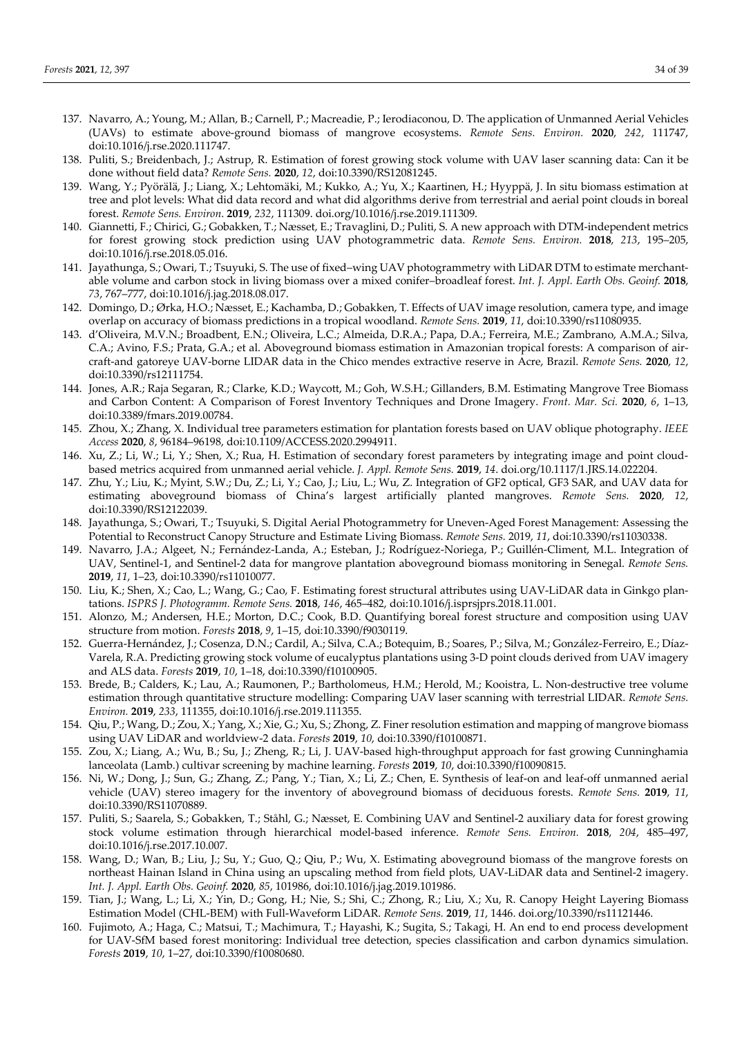137. Navarro, A.; Young, M.; Allan, B.; Carnell, P.; Macreadie, P.; Ierodiaconou, D. The application of Unmanned Aerial Vehicles (UAVs) to estimate above-ground biomass of mangrove ecosystems. *Remote Sens. Environ.* **2020**, *242*, 111747, doi:10.1016/j.rse.2020.111747.
138. Puliti, S.; Breidenbach, J.; Astrup, R. Estimation of forest growing stock volume with UAV laser scanning data: Can it be done without field data? *Remote Sens.* **2020**, *12*, doi:10.3390/RS12081245.
139. Wang, Y.; Pyörälä, J.; Liang, X.; Lehtomäki, M.; Kukko, A.; Yu, X.; Kaartinen, H.; Hyyppä, J. In situ biomass estimation at tree and plot levels: What did data record and what did algorithms derive from terrestrial and aerial point clouds in boreal forest. *Remote Sens. Environ*. **2019**, *232*, 111309. doi.org/10.1016/j.rse.2019.111309.
140. Giannetti, F.; Chirici, G.; Gobakken, T.; Næsset, E.; Travaglini, D.; Puliti, S. A new approach with DTM-independent metrics for forest growing stock prediction using UAV photogrammetric data. *Remote Sens. Environ.* **2018**, *213*, 195–205, doi:10.1016/j.rse.2018.05.016.
141. Jayathunga, S.; Owari, T.; Tsuyuki, S. The use of fixed–wing UAV photogrammetry with LiDAR DTM to estimate merchantable volume and carbon stock in living biomass over a mixed conifer–broadleaf forest. *Int. J. Appl. Earth Obs. Geoinf.* **2018**, *73*, 767–777, doi:10.1016/j.jag.2018.08.017.
142. Domingo, D.; Ørka, H.O.; Næsset, E.; Kachamba, D.; Gobakken, T. Effects of UAV image resolution, camera type, and image overlap on accuracy of biomass predictions in a tropical woodland. *Remote Sens.* **2019**, *11*, doi:10.3390/rs11080935.
143. d'Oliveira, M.V.N.; Broadbent, E.N.; Oliveira, L.C.; Almeida, D.R.A.; Papa, D.A.; Ferreira, M.E.; Zambrano, A.M.A.; Silva, C.A.; Avino, F.S.; Prata, G.A.; et al. Aboveground biomass estimation in Amazonian tropical forests: A comparison of aircraft-and gatoreye UAV-borne LIDAR data in the Chico mendes extractive reserve in Acre, Brazil. *Remote Sens.* **2020**, *12*, doi:10.3390/rs12111754.
144. Jones, A.R.; Raja Segaran, R.; Clarke, K.D.; Waycott, M.; Goh, W.S.H.; Gillanders, B.M. Estimating Mangrove Tree Biomass and Carbon Content: A Comparison of Forest Inventory Techniques and Drone Imagery. *Front. Mar. Sci.* **2020**, *6*, 1–13, doi:10.3389/fmars.2019.00784.
145. Zhou, X.; Zhang, X. Individual tree parameters estimation for plantation forests based on UAV oblique photography. *IEEE Access* **2020**, *8*, 96184–96198, doi:10.1109/ACCESS.2020.2994911.
146. Xu, Z.; Li, W.; Li, Y.; Shen, X.; Rua, H. Estimation of secondary forest parameters by integrating image and point cloud-based metrics acquired from unmanned aerial vehicle. *J. Appl. Remote Sens.* **2019**, *14*. doi.org/10.1117/1.JRS.14.022204.
147. Zhu, Y.; Liu, K.; Myint, S.W.; Du, Z.; Li, Y.; Cao, J.; Liu, L.; Wu, Z. Integration of GF2 optical, GF3 SAR, and UAV data for estimating aboveground biomass of China's largest artificially planted mangroves. *Remote Sens.* **2020**, *12*, doi:10.3390/RS12122039.
148. Jayathunga, S.; Owari, T.; Tsuyuki, S. Digital Aerial Photogrammetry for Uneven-Aged Forest Management: Assessing the Potential to Reconstruct Canopy Structure and Estimate Living Biomass. *Remote Sens.* 2019, *11*, doi:10.3390/rs11030338.
149. Navarro, J.A.; Algeet, N.; Fernández-Landa, A.; Esteban, J.; Rodríguez-Noriega, P.; Guillén-Climent, M.L. Integration of UAV, Sentinel-1, and Sentinel-2 data for mangrove plantation aboveground biomass monitoring in Senegal. *Remote Sens.* **2019**, *11*, 1–23, doi:10.3390/rs11010077.
150. Liu, K.; Shen, X.; Cao, L.; Wang, G.; Cao, F. Estimating forest structural attributes using UAV-LiDAR data in Ginkgo plantations. *ISPRS J. Photogramm. Remote Sens.* **2018**, *146*, 465–482, doi:10.1016/j.isprsjprs.2018.11.001.
151. Alonzo, M.; Andersen, H.E.; Morton, D.C.; Cook, B.D. Quantifying boreal forest structure and composition using UAV structure from motion. *Forests* **2018**, *9*, 1–15, doi:10.3390/f9030119.
152. Guerra-Hernández, J.; Cosenza, D.N.; Cardil, A.; Silva, C.A.; Botequim, B.; Soares, P.; Silva, M.; González-Ferreiro, E.; Díaz-Varela, R.A. Predicting growing stock volume of eucalyptus plantations using 3-D point clouds derived from UAV imagery and ALS data. *Forests* **2019**, *10*, 1–18, doi:10.3390/f10100905.
153. Brede, B.; Calders, K.; Lau, A.; Raumonen, P.; Bartholomeus, H.M.; Herold, M.; Kooistra, L. Non-destructive tree volume estimation through quantitative structure modelling: Comparing UAV laser scanning with terrestrial LIDAR. *Remote Sens. Environ.* **2019**, *233*, 111355, doi:10.1016/j.rse.2019.111355.
154. Qiu, P.; Wang, D.; Zou, X.; Yang, X.; Xie, G.; Xu, S.; Zhong, Z. Finer resolution estimation and mapping of mangrove biomass using UAV LiDAR and worldview-2 data. *Forests* **2019**, *10*, doi:10.3390/f10100871.
155. Zou, X.; Liang, A.; Wu, B.; Su, J.; Zheng, R.; Li, J. UAV-based high-throughput approach for fast growing Cunninghamia lanceolata (Lamb.) cultivar screening by machine learning. *Forests* **2019**, *10*, doi:10.3390/f10090815.
156. Ni, W.; Dong, J.; Sun, G.; Zhang, Z.; Pang, Y.; Tian, X.; Li, Z.; Chen, E. Synthesis of leaf-on and leaf-off unmanned aerial vehicle (UAV) stereo imagery for the inventory of aboveground biomass of deciduous forests. *Remote Sens.* **2019**, *11*, doi:10.3390/RS11070889.
157. Puliti, S.; Saarela, S.; Gobakken, T.; Ståhl, G.; Næsset, E. Combining UAV and Sentinel-2 auxiliary data for forest growing stock volume estimation through hierarchical model-based inference. *Remote Sens. Environ.* **2018**, *204*, 485–497, doi:10.1016/j.rse.2017.10.007.
158. Wang, D.; Wan, B.; Liu, J.; Su, Y.; Guo, Q.; Qiu, P.; Wu, X. Estimating aboveground biomass of the mangrove forests on northeast Hainan Island in China using an upscaling method from field plots, UAV-LiDAR data and Sentinel-2 imagery. *Int. J. Appl. Earth Obs. Geoinf.* **2020**, *85*, 101986, doi:10.1016/j.jag.2019.101986.
159. Tian, J.; Wang, L.; Li, X.; Yin, D.; Gong, H.; Nie, S.; Shi, C.; Zhong, R.; Liu, X.; Xu, R. Canopy Height Layering Biomass Estimation Model (CHL-BEM) with Full-Waveform LiDAR. *Remote Sens.* **2019**, *11*, 1446. doi.org/10.3390/rs11121446.
160. Fujimoto, A.; Haga, C.; Matsui, T.; Machimura, T.; Hayashi, K.; Sugita, S.; Takagi, H. An end to end process development for UAV-SfM based forest monitoring: Individual tree detection, species classification and carbon dynamics simulation. *Forests* **2019**, *10*, 1–27, doi:10.3390/f10080680.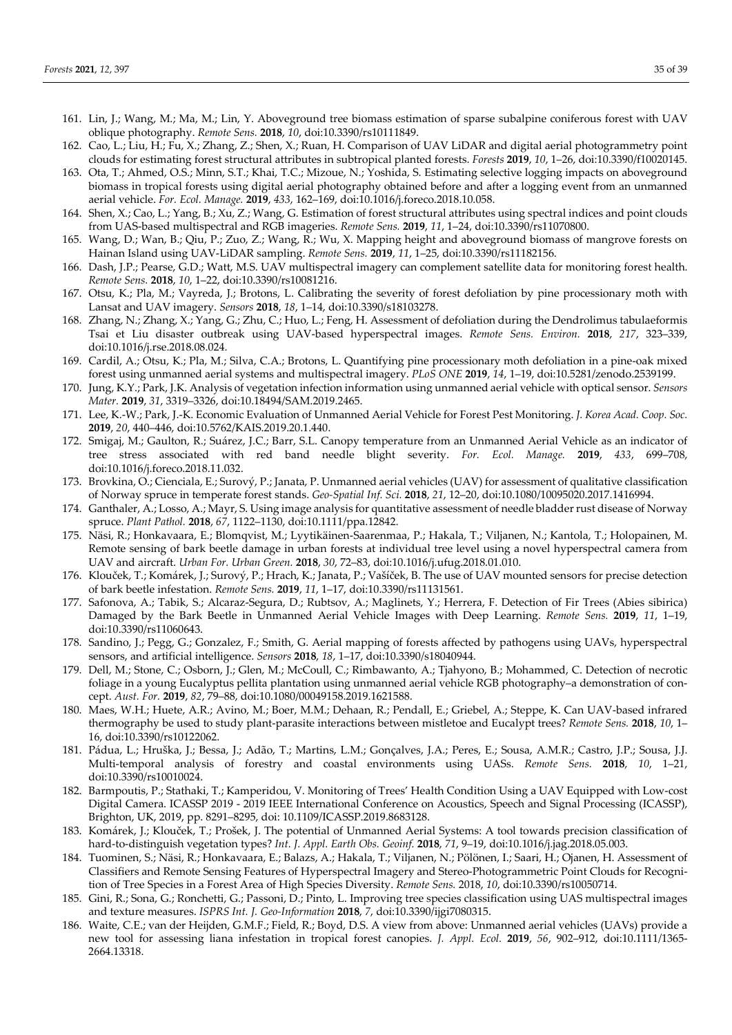161. Lin, J.; Wang, M.; Ma, M.; Lin, Y. Aboveground tree biomass estimation of sparse subalpine coniferous forest with UAV oblique photography. *Remote Sens.* **2018**, *10*, doi:10.3390/rs10111849.
162. Cao, L.; Liu, H.; Fu, X.; Zhang, Z.; Shen, X.; Ruan, H. Comparison of UAV LiDAR and digital aerial photogrammetry point clouds for estimating forest structural attributes in subtropical planted forests. *Forests* **2019**, *10*, 1–26, doi:10.3390/f10020145.
163. Ota, T.; Ahmed, O.S.; Minn, S.T.; Khai, T.C.; Mizoue, N.; Yoshida, S. Estimating selective logging impacts on aboveground biomass in tropical forests using digital aerial photography obtained before and after a logging event from an unmanned aerial vehicle. *For. Ecol. Manage.* **2019**, *433*, 162–169, doi:10.1016/j.foreco.2018.10.058.
164. Shen, X.; Cao, L.; Yang, B.; Xu, Z.; Wang, G. Estimation of forest structural attributes using spectral indices and point clouds from UAS-based multispectral and RGB imageries. *Remote Sens.* **2019**, *11*, 1–24, doi:10.3390/rs11070800.
165. Wang, D.; Wan, B.; Qiu, P.; Zuo, Z.; Wang, R.; Wu, X. Mapping height and aboveground biomass of mangrove forests on Hainan Island using UAV-LiDAR sampling. *Remote Sens.* **2019**, *11*, 1–25, doi:10.3390/rs11182156.
166. Dash, J.P.; Pearse, G.D.; Watt, M.S. UAV multispectral imagery can complement satellite data for monitoring forest health. *Remote Sens.* **2018**, *10*, 1–22, doi:10.3390/rs10081216.
167. Otsu, K.; Pla, M.; Vayreda, J.; Brotons, L. Calibrating the severity of forest defoliation by pine processionary moth with Lansat and UAV imagery. *Sensors* **2018**, *18*, 1–14, doi:10.3390/s18103278.
168. Zhang, N.; Zhang, X.; Yang, G.; Zhu, C.; Huo, L.; Feng, H. Assessment of defoliation during the Dendrolimus tabulaeformis Tsai et Liu disaster outbreak using UAV-based hyperspectral images. *Remote Sens. Environ.* **2018**, *217*, 323–339, doi:10.1016/j.rse.2018.08.024.
169. Cardil, A.; Otsu, K.; Pla, M.; Silva, C.A.; Brotons, L. Quantifying pine processionary moth defoliation in a pine-oak mixed forest using unmanned aerial systems and multispectral imagery. *PLoS ONE* **2019**, *14*, 1–19, doi:10.5281/zenodo.2539199.
170. Jung, K.Y.; Park, J.K. Analysis of vegetation infection information using unmanned aerial vehicle with optical sensor. *Sensors Mater.* **2019**, *31*, 3319–3326, doi:10.18494/SAM.2019.2465.
171. Lee, K.-W.; Park, J.-K. Economic Evaluation of Unmanned Aerial Vehicle for Forest Pest Monitoring. *J. Korea Acad. Coop. Soc.* **2019**, *20*, 440–446, doi:10.5762/KAIS.2019.20.1.440.
172. Smigaj, M.; Gaulton, R.; Suárez, J.C.; Barr, S.L. Canopy temperature from an Unmanned Aerial Vehicle as an indicator of tree stress associated with red band needle blight severity. *For. Ecol. Manage.* **2019**, *433*, 699–708, doi:10.1016/j.foreco.2018.11.032.
173. Brovkina, O.; Cienciala, E.; Surový, P.; Janata, P. Unmanned aerial vehicles (UAV) for assessment of qualitative classification of Norway spruce in temperate forest stands. *Geo-Spatial Inf. Sci.* **2018**, *21*, 12–20, doi:10.1080/10095020.2017.1416994.
174. Ganthaler, A.; Losso, A.; Mayr, S. Using image analysis for quantitative assessment of needle bladder rust disease of Norway spruce. *Plant Pathol.* **2018**, *67*, 1122–1130, doi:10.1111/ppa.12842.
175. Näsi, R.; Honkavaara, E.; Blomqvist, M.; Lyytikäinen-Saarenmaa, P.; Hakala, T.; Viljanen, N.; Kantola, T.; Holopainen, M. Remote sensing of bark beetle damage in urban forests at individual tree level using a novel hyperspectral camera from UAV and aircraft. *Urban For. Urban Green.* **2018**, *30*, 72–83, doi:10.1016/j.ufug.2018.01.010.
176. Klouček, T.; Komárek, J.; Surový, P.; Hrach, K.; Janata, P.; Vašíček, B. The use of UAV mounted sensors for precise detection of bark beetle infestation. *Remote Sens.* **2019**, *11*, 1–17, doi:10.3390/rs11131561.
177. Safonova, A.; Tabik, S.; Alcaraz-Segura, D.; Rubtsov, A.; Maglinets, Y.; Herrera, F. Detection of Fir Trees (Abies sibirica) Damaged by the Bark Beetle in Unmanned Aerial Vehicle Images with Deep Learning. *Remote Sens.* **2019**, *11*, 1–19, doi:10.3390/rs11060643.
178. Sandino, J.; Pegg, G.; Gonzalez, F.; Smith, G. Aerial mapping of forests affected by pathogens using UAVs, hyperspectral sensors, and artificial intelligence. *Sensors* **2018**, *18*, 1–17, doi:10.3390/s18040944.
179. Dell, M.; Stone, C.; Osborn, J.; Glen, M.; McCoull, C.; Rimbawanto, A.; Tjahyono, B.; Mohammed, C. Detection of necrotic foliage in a young Eucalyptus pellita plantation using unmanned aerial vehicle RGB photography–a demonstration of concept. *Aust. For.* **2019**, *82*, 79–88, doi:10.1080/00049158.2019.1621588.
180. Maes, W.H.; Huete, A.R.; Avino, M.; Boer, M.M.; Dehaan, R.; Pendall, E.; Griebel, A.; Steppe, K. Can UAV-based infrared thermography be used to study plant-parasite interactions between mistletoe and Eucalypt trees? *Remote Sens.* **2018**, *10*, 1–16, doi:10.3390/rs10122062.
181. Pádua, L.; Hruška, J.; Bessa, J.; Adão, T.; Martins, L.M.; Gonçalves, J.A.; Peres, E.; Sousa, A.M.R.; Castro, J.P.; Sousa, J.J. Multi-temporal analysis of forestry and coastal environments using UASs. *Remote Sens.* **2018**, *10*, 1–21, doi:10.3390/rs10010024.
182. Barmpoutis, P.; Stathaki, T.; Kamperidou, V. Monitoring of Trees' Health Condition Using a UAV Equipped with Low-cost Digital Camera. ICASSP 2019 - 2019 IEEE International Conference on Acoustics, Speech and Signal Processing (ICASSP), Brighton, UK, 2019, pp. 8291–8295, doi: 10.1109/ICASSP.2019.8683128.
183. Komárek, J.; Klouček, T.; Prošek, J. The potential of Unmanned Aerial Systems: A tool towards precision classification of hard-to-distinguish vegetation types? *Int. J. Appl. Earth Obs. Geoinf.* **2018**, *71*, 9–19, doi:10.1016/j.jag.2018.05.003.
184. Tuominen, S.; Näsi, R.; Honkavaara, E.; Balazs, A.; Hakala, T.; Viljanen, N.; Pölönen, I.; Saari, H.; Ojanen, H. Assessment of Classifiers and Remote Sensing Features of Hyperspectral Imagery and Stereo-Photogrammetric Point Clouds for Recognition of Tree Species in a Forest Area of High Species Diversity. *Remote Sens.* 2018, *10*, doi:10.3390/rs10050714.
185. Gini, R.; Sona, G.; Ronchetti, G.; Passoni, D.; Pinto, L. Improving tree species classification using UAS multispectral images and texture measures. *ISPRS Int. J. Geo-Information* **2018**, *7*, doi:10.3390/ijgi7080315.
186. Waite, C.E.; van der Heijden, G.M.F.; Field, R.; Boyd, D.S. A view from above: Unmanned aerial vehicles (UAVs) provide a new tool for assessing liana infestation in tropical forest canopies. *J. Appl. Ecol.* **2019**, *56*, 902–912, doi:10.1111/1365-2664.13318.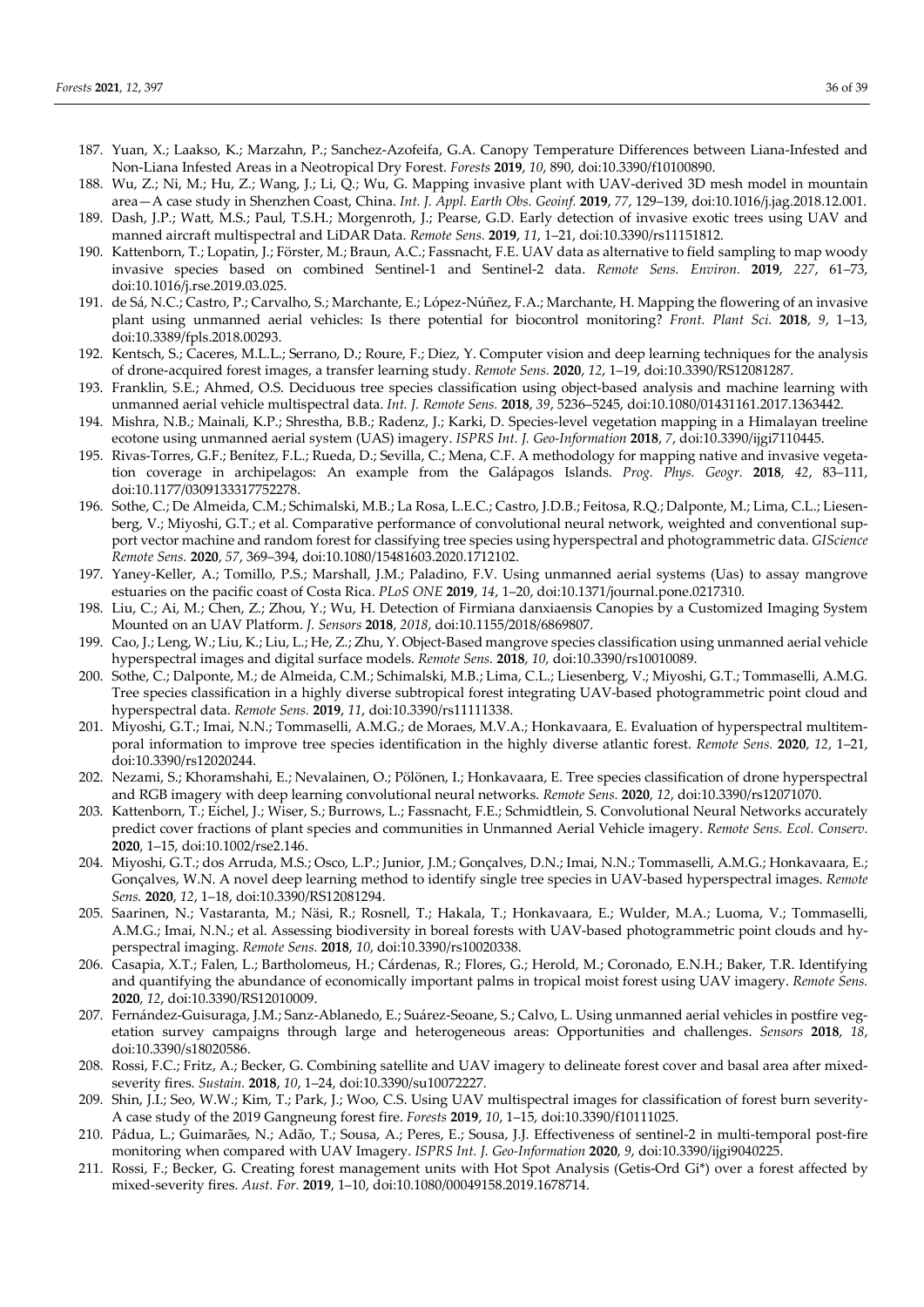187. Yuan, X.; Laakso, K.; Marzahn, P.; Sanchez-Azofeifa, G.A. Canopy Temperature Differences between Liana-Infested and Non-Liana Infested Areas in a Neotropical Dry Forest. *Forests* **2019**, *10*, 890, doi:10.3390/f10100890.
188. Wu, Z.; Ni, M.; Hu, Z.; Wang, J.; Li, Q.; Wu, G. Mapping invasive plant with UAV-derived 3D mesh model in mountain area—A case study in Shenzhen Coast, China. *Int. J. Appl. Earth Obs. Geoinf.* **2019**, *77*, 129–139, doi:10.1016/j.jag.2018.12.001.
189. Dash, J.P.; Watt, M.S.; Paul, T.S.H.; Morgenroth, J.; Pearse, G.D. Early detection of invasive exotic trees using UAV and manned aircraft multispectral and LiDAR Data. *Remote Sens.* **2019**, *11*, 1–21, doi:10.3390/rs11151812.
190. Kattenborn, T.; Lopatin, J.; Förster, M.; Braun, A.C.; Fassnacht, F.E. UAV data as alternative to field sampling to map woody invasive species based on combined Sentinel-1 and Sentinel-2 data. *Remote Sens. Environ.* **2019**, *227*, 61–73, doi:10.1016/j.rse.2019.03.025.
191. de Sá, N.C.; Castro, P.; Carvalho, S.; Marchante, E.; López-Núñez, F.A.; Marchante, H. Mapping the flowering of an invasive plant using unmanned aerial vehicles: Is there potential for biocontrol monitoring? *Front. Plant Sci.* **2018**, *9*, 1–13, doi:10.3389/fpls.2018.00293.
192. Kentsch, S.; Caceres, M.L.L.; Serrano, D.; Roure, F.; Diez, Y. Computer vision and deep learning techniques for the analysis of drone-acquired forest images, a transfer learning study. *Remote Sens.* **2020**, *12*, 1–19, doi:10.3390/RS12081287.
193. Franklin, S.E.; Ahmed, O.S. Deciduous tree species classification using object-based analysis and machine learning with unmanned aerial vehicle multispectral data. *Int. J. Remote Sens.* **2018**, *39*, 5236–5245, doi:10.1080/01431161.2017.1363442.
194. Mishra, N.B.; Mainali, K.P.; Shrestha, B.B.; Radenz, J.; Karki, D. Species-level vegetation mapping in a Himalayan treeline ecotone using unmanned aerial system (UAS) imagery. *ISPRS Int. J. Geo-Information* **2018**, *7*, doi:10.3390/ijgi7110445.
195. Rivas-Torres, G.F.; Benítez, F.L.; Rueda, D.; Sevilla, C.; Mena, C.F. A methodology for mapping native and invasive vegetation coverage in archipelagos: An example from the Galápagos Islands. *Prog. Phys. Geogr.* **2018**, *42*, 83–111, doi:10.1177/0309133317752278.
196. Sothe, C.; De Almeida, C.M.; Schimalski, M.B.; La Rosa, L.E.C.; Castro, J.D.B.; Feitosa, R.Q.; Dalponte, M.; Lima, C.L.; Liesenberg, V.; Miyoshi, G.T.; et al. Comparative performance of convolutional neural network, weighted and conventional support vector machine and random forest for classifying tree species using hyperspectral and photogrammetric data. *GIScience Remote Sens.* **2020**, *57*, 369–394, doi:10.1080/15481603.2020.1712102.
197. Yaney-Keller, A.; Tomillo, P.S.; Marshall, J.M.; Paladino, F.V. Using unmanned aerial systems (Uas) to assay mangrove estuaries on the pacific coast of Costa Rica. *PLoS ONE* **2019**, *14*, 1–20, doi:10.1371/journal.pone.0217310.
198. Liu, C.; Ai, M.; Chen, Z.; Zhou, Y.; Wu, H. Detection of Firmiana danxiaensis Canopies by a Customized Imaging System Mounted on an UAV Platform. *J. Sensors* **2018**, *2018*, doi:10.1155/2018/6869807.
199. Cao, J.; Leng, W.; Liu, K.; Liu, L.; He, Z.; Zhu, Y. Object-Based mangrove species classification using unmanned aerial vehicle hyperspectral images and digital surface models. *Remote Sens.* **2018**, *10*, doi:10.3390/rs10010089.
200. Sothe, C.; Dalponte, M.; de Almeida, C.M.; Schimalski, M.B.; Lima, C.L.; Liesenberg, V.; Miyoshi, G.T.; Tommaselli, A.M.G. Tree species classification in a highly diverse subtropical forest integrating UAV-based photogrammetric point cloud and hyperspectral data. *Remote Sens.* **2019**, *11*, doi:10.3390/rs11111338.
201. Miyoshi, G.T.; Imai, N.N.; Tommaselli, A.M.G.; de Moraes, M.V.A.; Honkavaara, E. Evaluation of hyperspectral multitemporal information to improve tree species identification in the highly diverse atlantic forest. *Remote Sens.* **2020**, *12*, 1–21, doi:10.3390/rs12020244.
202. Nezami, S.; Khoramshahi, E.; Nevalainen, O.; Pölönen, I.; Honkavaara, E. Tree species classification of drone hyperspectral and RGB imagery with deep learning convolutional neural networks. *Remote Sens.* **2020**, *12*, doi:10.3390/rs12071070.
203. Kattenborn, T.; Eichel, J.; Wiser, S.; Burrows, L.; Fassnacht, F.E.; Schmidtlein, S. Convolutional Neural Networks accurately predict cover fractions of plant species and communities in Unmanned Aerial Vehicle imagery. *Remote Sens. Ecol. Conserv.* **2020**, 1–15, doi:10.1002/rse2.146.
204. Miyoshi, G.T.; dos Arruda, M.S.; Osco, L.P.; Junior, J.M.; Gonçalves, D.N.; Imai, N.N.; Tommaselli, A.M.G.; Honkavaara, E.; Gonçalves, W.N. A novel deep learning method to identify single tree species in UAV-based hyperspectral images. *Remote Sens.* **2020**, *12*, 1–18, doi:10.3390/RS12081294.
205. Saarinen, N.; Vastaranta, M.; Näsi, R.; Rosnell, T.; Hakala, T.; Honkavaara, E.; Wulder, M.A.; Luoma, V.; Tommaselli, A.M.G.; Imai, N.N.; et al. Assessing biodiversity in boreal forests with UAV-based photogrammetric point clouds and hyperspectral imaging. *Remote Sens.* **2018**, *10*, doi:10.3390/rs10020338.
206. Casapia, X.T.; Falen, L.; Bartholomeus, H.; Cárdenas, R.; Flores, G.; Herold, M.; Coronado, E.N.H.; Baker, T.R. Identifying and quantifying the abundance of economically important palms in tropical moist forest using UAV imagery. *Remote Sens.* **2020**, *12*, doi:10.3390/RS12010009.
207. Fernández-Guisuraga, J.M.; Sanz-Ablanedo, E.; Suárez-Seoane, S.; Calvo, L. Using unmanned aerial vehicles in postfire vegetation survey campaigns through large and heterogeneous areas: Opportunities and challenges. *Sensors* **2018**, *18*, doi:10.3390/s18020586.
208. Rossi, F.C.; Fritz, A.; Becker, G. Combining satellite and UAV imagery to delineate forest cover and basal area after mixed-severity fires. *Sustain.* **2018**, *10*, 1–24, doi:10.3390/su10072227.
209. Shin, J.I.; Seo, W.W.; Kim, T.; Park, J.; Woo, C.S. Using UAV multispectral images for classification of forest burn severity-A case study of the 2019 Gangneung forest fire. *Forests* **2019**, *10*, 1–15, doi:10.3390/f10111025.
210. Pádua, L.; Guimarães, N.; Adão, T.; Sousa, A.; Peres, E.; Sousa, J.J. Effectiveness of sentinel-2 in multi-temporal post-fire monitoring when compared with UAV Imagery. *ISPRS Int. J. Geo-Information* **2020**, *9*, doi:10.3390/ijgi9040225.
211. Rossi, F.; Becker, G. Creating forest management units with Hot Spot Analysis (Getis-Ord Gi*) over a forest affected by mixed-severity fires. *Aust. For.* **2019**, 1–10, doi:10.1080/00049158.2019.1678714.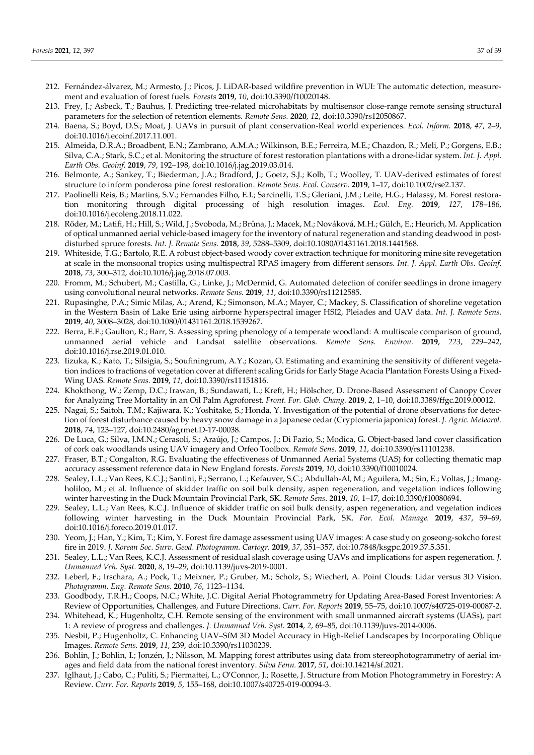212. Fernández-álvarez, M.; Armesto, J.; Picos, J. LiDAR-based wildfire prevention in WUI: The automatic detection, measurement and evaluation of forest fuels. *Forests* **2019**, *10*, doi:10.3390/f10020148.
213. Frey, J.; Asbeck, T.; Bauhus, J. Predicting tree-related microhabitats by multisensor close-range remote sensing structural parameters for the selection of retention elements. *Remote Sens.* **2020**, *12*, doi:10.3390/rs12050867.
214. Baena, S.; Boyd, D.S.; Moat, J. UAVs in pursuit of plant conservation-Real world experiences. *Ecol. Inform.* **2018**, *47*, 2–9, doi:10.1016/j.ecoinf.2017.11.001.
215. Almeida, D.R.A.; Broadbent, E.N.; Zambrano, A.M.A.; Wilkinson, B.E.; Ferreira, M.E.; Chazdon, R.; Meli, P.; Gorgens, E.B.; Silva, C.A.; Stark, S.C.; et al. Monitoring the structure of forest restoration plantations with a drone-lidar system. *Int. J. Appl. Earth Obs. Geoinf.* **2019**, *79*, 192–198, doi:10.1016/j.jag.2019.03.014.
216. Belmonte, A.; Sankey, T.; Biederman, J.A.; Bradford, J.; Goetz, S.J.; Kolb, T.; Woolley, T. UAV-derived estimates of forest structure to inform ponderosa pine forest restoration. *Remote Sens. Ecol. Conserv.* **2019**, 1–17, doi:10.1002/rse2.137.
217. Paolinelli Reis, B.; Martins, S.V.; Fernandes Filho, E.I.; Sarcinelli, T.S.; Gleriani, J.M.; Leite, H.G.; Halassy, M. Forest restoration monitoring through digital processing of high resolution images. *Ecol. Eng.* **2019**, *127*, 178–186, doi:10.1016/j.ecoleng.2018.11.022.
218. Röder, M.; Latifi, H.; Hill, S.; Wild, J.; Svoboda, M.; Brůna, J.; Macek, M.; Nováková, M.H.; Gülch, E.; Heurich, M. Application of optical unmanned aerial vehicle-based imagery for the inventory of natural regeneration and standing deadwood in post-disturbed spruce forests. *Int. J. Remote Sens.* **2018**, *39*, 5288–5309, doi:10.1080/01431161.2018.1441568.
219. Whiteside, T.G.; Bartolo, R.E. A robust object-based woody cover extraction technique for monitoring mine site revegetation at scale in the monsoonal tropics using multispectral RPAS imagery from different sensors. *Int. J. Appl. Earth Obs. Geoinf.* **2018**, *73*, 300–312, doi:10.1016/j.jag.2018.07.003.
220. Fromm, M.; Schubert, M.; Castilla, G.; Linke, J.; McDermid, G. Automated detection of conifer seedlings in drone imagery using convolutional neural networks. *Remote Sens.* **2019**, *11*, doi:10.3390/rs11212585.
221. Rupasinghe, P.A.; Simic Milas, A.; Arend, K.; Simonson, M.A.; Mayer, C.; Mackey, S. Classification of shoreline vegetation in the Western Basin of Lake Erie using airborne hyperspectral imager HSI2, Pleiades and UAV data. *Int. J. Remote Sens.* **2019**, *40*, 3008–3028, doi:10.1080/01431161.2018.1539267.
222. Berra, E.F.; Gaulton, R.; Barr, S. Assessing spring phenology of a temperate woodland: A multiscale comparison of ground, unmanned aerial vehicle and Landsat satellite observations. *Remote Sens. Environ.* **2019**, *223*, 229–242, doi:10.1016/j.rse.2019.01.010.
223. Iizuka, K.; Kato, T.; Silsigia, S.; Soufiningrum, A.Y.; Kozan, O. Estimating and examining the sensitivity of different vegetation indices to fractions of vegetation cover at different scaling Grids for Early Stage Acacia Plantation Forests Using a Fixed-Wing UAS. *Remote Sens.* **2019**, *11*, doi:10.3390/rs11151816.
224. Khokthong, W.; Zemp, D.C.; Irawan, B.; Sundawati, L.; Kreft, H.; Hölscher, D. Drone-Based Assessment of Canopy Cover for Analyzing Tree Mortality in an Oil Palm Agroforest. *Front. For. Glob. Chang.* **2019**, *2*, 1–10, doi:10.3389/ffgc.2019.00012.
225. Nagai, S.; Saitoh, T.M.; Kajiwara, K.; Yoshitake, S.; Honda, Y. Investigation of the potential of drone observations for detection of forest disturbance caused by heavy snow damage in a Japanese cedar (Cryptomeria japonica) forest. *J. Agric. Meteorol.* **2018**, *74*, 123–127, doi:10.2480/agrmet.D-17-00038.
226. De Luca, G.; Silva, J.M.N.; Cerasoli, S.; Araújo, J.; Campos, J.; Di Fazio, S.; Modica, G. Object-based land cover classification of cork oak woodlands using UAV imagery and Orfeo Toolbox. *Remote Sens.* **2019**, *11*, doi:10.3390/rs11101238.
227. Fraser, B.T.; Congalton, R.G. Evaluating the effectiveness of Unmanned Aerial Systems (UAS) for collecting thematic map accuracy assessment reference data in New England forests. *Forests* **2019**, *10*, doi:10.3390/f10010024.
228. Sealey, L.L.; Van Rees, K.C.J.; Santini, F.; Serrano, L.; Kefauver, S.C.; Abdullah-Al, M.; Aguilera, M.; Sin, E.; Voltas, J.; Imangholiloo, M.; et al. Influence of skidder traffic on soil bulk density, aspen regeneration, and vegetation indices following winter harvesting in the Duck Mountain Provincial Park, SK. *Remote Sens.* **2019**, *10*, 1–17, doi:10.3390/f10080694.
229. Sealey, L.L.; Van Rees, K.C.J. Influence of skidder traffic on soil bulk density, aspen regeneration, and vegetation indices following winter harvesting in the Duck Mountain Provincial Park, SK. *For. Ecol. Manage.* **2019**, *437*, 59–69, doi:10.1016/j.foreco.2019.01.017.
230. Yeom, J.; Han, Y.; Kim, T.; Kim, Y. Forest fire damage assessment using UAV images: A case study on goseong-sokcho forest fire in 2019. *J. Korean Soc. Surv. Geod. Photogramm. Cartogr.* **2019**, *37*, 351–357, doi:10.7848/ksgpc.2019.37.5.351.
231. Sealey, L.L.; Van Rees, K.C.J. Assessment of residual slash coverage using UAVs and implications for aspen regeneration. *J. Unmanned Veh. Syst.* **2020**, *8*, 19–29, doi:10.1139/juvs-2019-0001.
232. Leberl, F.; Irschara, A.; Pock, T.; Meixner, P.; Gruber, M.; Scholz, S.; Wiechert, A. Point Clouds: Lidar versus 3D Vision. *Photogramm. Eng. Remote Sens.* **2010**, *76*, 1123–1134.
233. Goodbody, T.R.H.; Coops, N.C.; White, J.C. Digital Aerial Photogrammetry for Updating Area-Based Forest Inventories: A Review of Opportunities, Challenges, and Future Directions. *Curr. For. Reports* **2019**, 55–75, doi:10.1007/s40725-019-00087-2.
234. Whitehead, K.; Hugenholtz, C.H. Remote sensing of the environment with small unmanned aircraft systems (UASs), part 1: A review of progress and challenges. *J. Unmanned Veh. Syst.* **2014**, *2*, 69–85, doi:10.1139/juvs-2014-0006.
235. Nesbit, P.; Hugenholtz, C. Enhancing UAV–SfM 3D Model Accuracy in High-Relief Landscapes by Incorporating Oblique Images. *Remote Sens.* **2019**, *11*, 239, doi:10.3390/rs11030239.
236. Bohlin, J.; Bohlin, I.; Jonzén, J.; Nilsson, M. Mapping forest attributes using data from stereophotogrammetry of aerial images and field data from the national forest inventory. *Silva Fenn.* **2017**, *51*, doi:10.14214/sf.2021.
237. Iglhaut, J.; Cabo, C.; Puliti, S.; Piermattei, L.; O'Connor, J.; Rosette, J. Structure from Motion Photogrammetry in Forestry: A Review. *Curr. For. Reports* **2019**, *5*, 155–168, doi:10.1007/s40725-019-00094-3.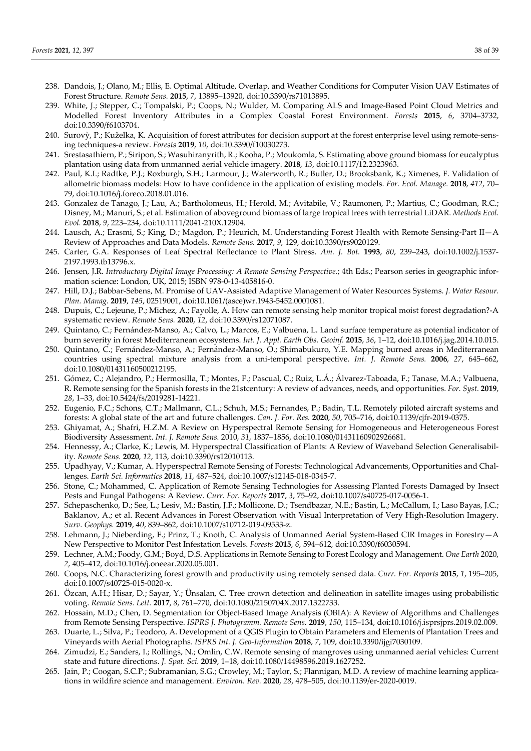238. Dandois, J.; Olano, M.; Ellis, E. Optimal Altitude, Overlap, and Weather Conditions for Computer Vision UAV Estimates of Forest Structure. *Remote Sens.* **2015**, *7*, 13895–13920, doi:10.3390/rs71013895.
239. White, J.; Stepper, C.; Tompalski, P.; Coops, N.; Wulder, M. Comparing ALS and Image-Based Point Cloud Metrics and Modelled Forest Inventory Attributes in a Complex Coastal Forest Environment. *Forests* **2015**, *6*, 3704–3732, doi:10.3390/f6103704.
240. Surovỳ, P.; Kuželka, K. Acquisition of forest attributes for decision support at the forest enterprise level using remote-sensing techniques-a review. *Forests* **2019**, *10*, doi:10.3390/f10030273.
241. Srestasathiern, P.; Siripon, S.; Wasuhiranyrith, R.; Kooha, P.; Moukomla, S. Estimating above ground biomass for eucalyptus plantation using data from unmanned aerial vehicle imagery. **2018**, *13*, doi:10.1117/12.2323963.
242. Paul, K.I.; Radtke, P.J.; Roxburgh, S.H.; Larmour, J.; Waterworth, R.; Butler, D.; Brooksbank, K.; Ximenes, F. Validation of allometric biomass models: How to have confidence in the application of existing models. *For. Ecol. Manage.* **2018**, *412*, 70–79, doi:10.1016/j.foreco.2018.01.016.
243. Gonzalez de Tanago, J.; Lau, A.; Bartholomeus, H.; Herold, M.; Avitabile, V.; Raumonen, P.; Martius, C.; Goodman, R.C.; Disney, M.; Manuri, S.; et al. Estimation of aboveground biomass of large tropical trees with terrestrial LiDAR. *Methods Ecol. Evol.* **2018**, *9*, 223–234, doi:10.1111/2041-210X.12904.
244. Lausch, A.; Erasmi, S.; King, D.; Magdon, P.; Heurich, M. Understanding Forest Health with Remote Sensing-Part II—A Review of Approaches and Data Models. *Remote Sens.* **2017**, *9*, 129, doi:10.3390/rs9020129.
245. Carter, G.A. Responses of Leaf Spectral Reflectance to Plant Stress. *Am. J. Bot.* **1993**, *80*, 239–243, doi:10.1002/j.1537-2197.1993.tb13796.x.
246. Jensen, J.R. *Introductory Digital Image Processing: A Remote Sensing Perspective.*; 4th Eds.; Pearson series in geographic information science: London, UK, 2015; ISBN 978-0-13-405816-0.
247. Hill, D.J.; Babbar-Sebens, M. Promise of UAV-Assisted Adaptive Management of Water Resources Systems. *J. Water Resour. Plan. Manag.* **2019**, *145*, 02519001, doi:10.1061/(asce)wr.1943-5452.0001081.
248. Dupuis, C.; Lejeune, P.; Michez, A.; Fayolle, A. How can remote sensing help monitor tropical moist forest degradation?-A systematic review. *Remote Sens.* **2020**, *12*, doi:10.3390/rs12071087.
249. Quintano, C.; Fernández-Manso, A.; Calvo, L.; Marcos, E.; Valbuena, L. Land surface temperature as potential indicator of burn severity in forest Mediterranean ecosystems. *Int. J. Appl. Earth Obs. Geoinf.* **2015**, *36*, 1–12, doi:10.1016/j.jag.2014.10.015.
250. Quintano, C.; Fernández-Manso, A.; Fernández-Manso, O.; Shimabukuro, Y.E. Mapping burned areas in Mediterranean countries using spectral mixture analysis from a uni-temporal perspective. *Int. J. Remote Sens.* **2006**, *27*, 645–662, doi:10.1080/01431160500212195.
251. Gómez, C.; Alejandro, P.; Hermosilla, T.; Montes, F.; Pascual, C.; Ruiz, L.Á.; Álvarez-Taboada, F.; Tanase, M.A.; Valbuena, R. Remote sensing for the Spanish forests in the 21stcentury: A review of advances, needs, and opportunities. *For. Syst.* **2019**, *28*, 1–33, doi:10.5424/fs/2019281-14221.
252. Eugenio, F.C.; Schons, C.T.; Mallmann, C.L.; Schuh, M.S.; Fernandes, P.; Badin, T.L. Remotely piloted aircraft systems and forests: A global state of the art and future challenges. *Can. J. For. Res.* **2020**, *50*, 705–716, doi:10.1139/cjfr-2019-0375.
253. Ghiyamat, A.; Shafri, H.Z.M. A Review on Hyperspectral Remote Sensing for Homogeneous and Heterogeneous Forest Biodiversity Assessment. *Int. J. Remote Sens.* 2010, *31*, 1837–1856, doi:10.1080/01431160902926681.
254. Hennessy, A.; Clarke, K.; Lewis, M. Hyperspectral Classification of Plants: A Review of Waveband Selection Generalisability. *Remote Sens.* **2020**, *12*, 113, doi:10.3390/rs12010113.
255. Upadhyay, V.; Kumar, A. Hyperspectral Remote Sensing of Forests: Technological Advancements, Opportunities and Challenges. *Earth Sci. Informatics* **2018**, *11*, 487–524, doi:10.1007/s12145-018-0345-7.
256. Stone, C.; Mohammed, C. Application of Remote Sensing Technologies for Assessing Planted Forests Damaged by Insect Pests and Fungal Pathogens: A Review. *Curr. For. Reports* **2017**, *3*, 75–92, doi:10.1007/s40725-017-0056-1.
257. Schepaschenko, D.; See, L.; Lesiv, M.; Bastin, J.F.; Mollicone, D.; Tsendbazar, N.E.; Bastin, L.; McCallum, I.; Laso Bayas, J.C.; Baklanov, A.; et al. Recent Advances in Forest Observation with Visual Interpretation of Very High-Resolution Imagery. *Surv. Geophys.* **2019**, *40*, 839–862, doi:10.1007/s10712-019-09533-z.
258. Lehmann, J.; Nieberding, F.; Prinz, T.; Knoth, C. Analysis of Unmanned Aerial System-Based CIR Images in Forestry—A New Perspective to Monitor Pest Infestation Levels. *Forests* **2015**, *6*, 594–612, doi:10.3390/f6030594.
259. Lechner, A.M.; Foody, G.M.; Boyd, D.S. Applications in Remote Sensing to Forest Ecology and Management. *One Earth* 2020, *2*, 405–412, doi:10.1016/j.oneear.2020.05.001.
260. Coops, N.C. Characterizing forest growth and productivity using remotely sensed data. *Curr. For. Reports* **2015**, *1*, 195–205, doi:10.1007/s40725-015-0020-x.
261. Özcan, A.H.; Hisar, D.; Sayar, Y.; Ünsalan, C. Tree crown detection and delineation in satellite images using probabilistic voting. *Remote Sens. Lett.* **2017**, *8*, 761–770, doi:10.1080/2150704X.2017.1322733.
262. Hossain, M.D.; Chen, D. Segmentation for Object-Based Image Analysis (OBIA): A Review of Algorithms and Challenges from Remote Sensing Perspective. *ISPRS J. Photogramm. Remote Sens.* **2019**, *150*, 115–134, doi:10.1016/j.isprsjprs.2019.02.009.
263. Duarte, L.; Silva, P.; Teodoro, A. Development of a QGIS Plugin to Obtain Parameters and Elements of Plantation Trees and Vineyards with Aerial Photographs. *ISPRS Int. J. Geo-Information* **2018**, *7*, 109, doi:10.3390/ijgi7030109.
264. Zimudzi, E.; Sanders, I.; Rollings, N.; Omlin, C.W. Remote sensing of mangroves using unmanned aerial vehicles: Current state and future directions. *J. Spat. Sci.* **2019**, 1–18, doi:10.1080/14498596.2019.1627252.
265. Jain, P.; Coogan, S.C.P.; Subramanian, S.G.; Crowley, M.; Taylor, S.; Flannigan, M.D. A review of machine learning applications in wildfire science and management. *Environ. Rev.* **2020**, *28*, 478–505, doi:10.1139/er-2020-0019.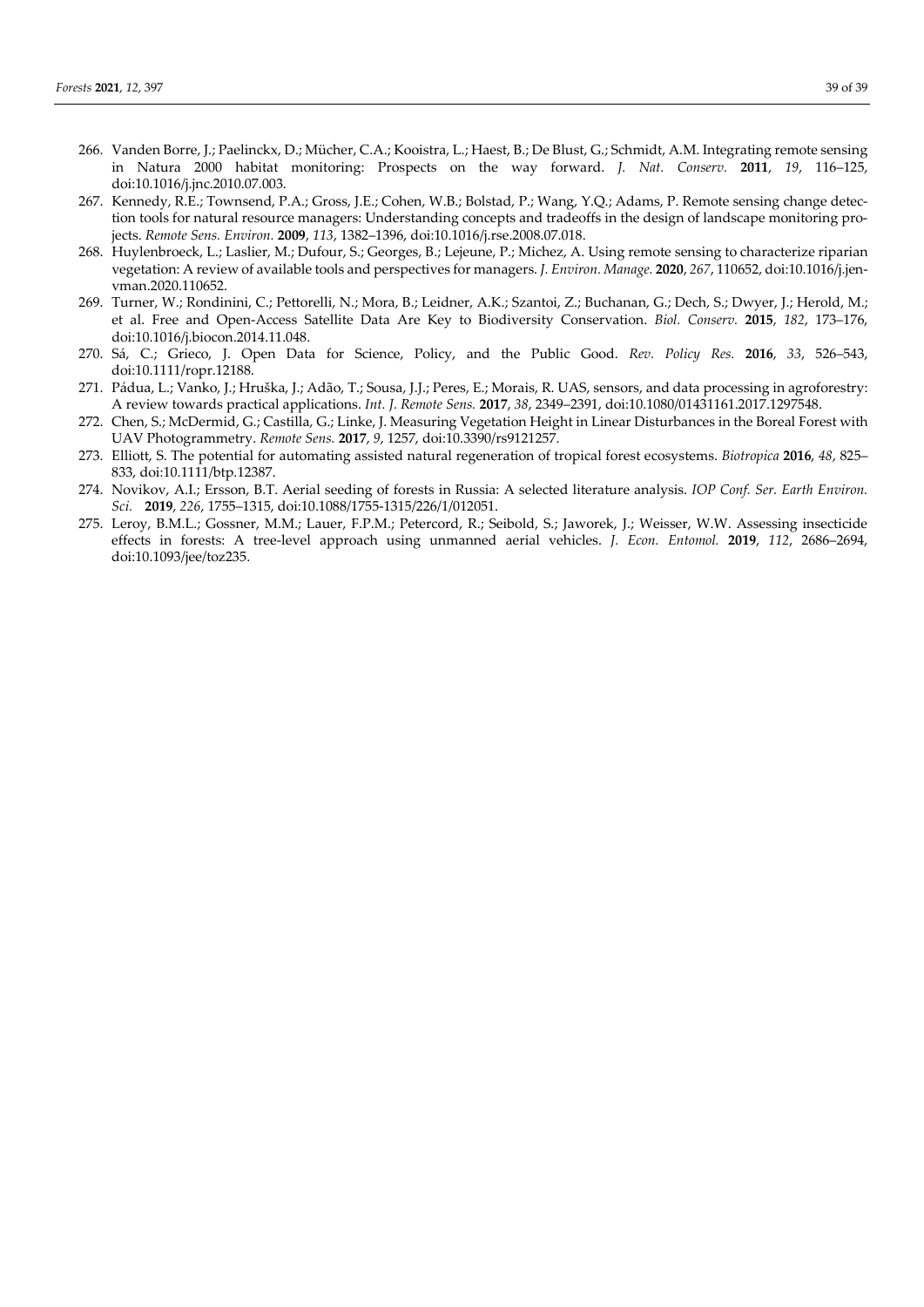266. Vanden Borre, J.; Paelinckx, D.; Mücher, C.A.; Kooistra, L.; Haest, B.; De Blust, G.; Schmidt, A.M. Integrating remote sensing in Natura 2000 habitat monitoring: Prospects on the way forward. *J. Nat. Conserv.* **2011**, *19*, 116–125, doi:10.1016/j.jnc.2010.07.003.
267. Kennedy, R.E.; Townsend, P.A.; Gross, J.E.; Cohen, W.B.; Bolstad, P.; Wang, Y.Q.; Adams, P. Remote sensing change detection tools for natural resource managers: Understanding concepts and tradeoffs in the design of landscape monitoring projects. *Remote Sens. Environ.* **2009**, *113*, 1382–1396, doi:10.1016/j.rse.2008.07.018.
268. Huylenbroeck, L.; Laslier, M.; Dufour, S.; Georges, B.; Lejeune, P.; Michez, A. Using remote sensing to characterize riparian vegetation: A review of available tools and perspectives for managers. *J. Environ. Manage.* **2020**, *267*, 110652, doi:10.1016/j.jenvman.2020.110652.
269. Turner, W.; Rondinini, C.; Pettorelli, N.; Mora, B.; Leidner, A.K.; Szantoi, Z.; Buchanan, G.; Dech, S.; Dwyer, J.; Herold, M.; et al. Free and Open-Access Satellite Data Are Key to Biodiversity Conservation. *Biol. Conserv.* **2015**, *182*, 173–176, doi:10.1016/j.biocon.2014.11.048.
270. Sá, C.; Grieco, J. Open Data for Science, Policy, and the Public Good. *Rev. Policy Res.* **2016**, *33*, 526–543, doi:10.1111/ropr.12188.
271. Pádua, L.; Vanko, J.; Hruška, J.; Adão, T.; Sousa, J.J.; Peres, E.; Morais, R. UAS, sensors, and data processing in agroforestry: A review towards practical applications. *Int. J. Remote Sens.* **2017**, *38*, 2349–2391, doi:10.1080/01431161.2017.1297548.
272. Chen, S.; McDermid, G.; Castilla, G.; Linke, J. Measuring Vegetation Height in Linear Disturbances in the Boreal Forest with UAV Photogrammetry. *Remote Sens.* **2017**, *9*, 1257, doi:10.3390/rs9121257.
273. Elliott, S. The potential for automating assisted natural regeneration of tropical forest ecosystems. *Biotropica* **2016**, *48*, 825–833, doi:10.1111/btp.12387.
274. Novikov, A.I.; Ersson, B.T. Aerial seeding of forests in Russia: A selected literature analysis. *IOP Conf. Ser. Earth Environ. Sci.* **2019**, *226*, 1755–1315, doi:10.1088/1755-1315/226/1/012051.
275. Leroy, B.M.L.; Gossner, M.M.; Lauer, F.P.M.; Petercord, R.; Seibold, S.; Jaworek, J.; Weisser, W.W. Assessing insecticide effects in forests: A tree-level approach using unmanned aerial vehicles. *J. Econ. Entomol.* **2019**, *112*, 2686–2694, doi:10.1093/jee/toz235.